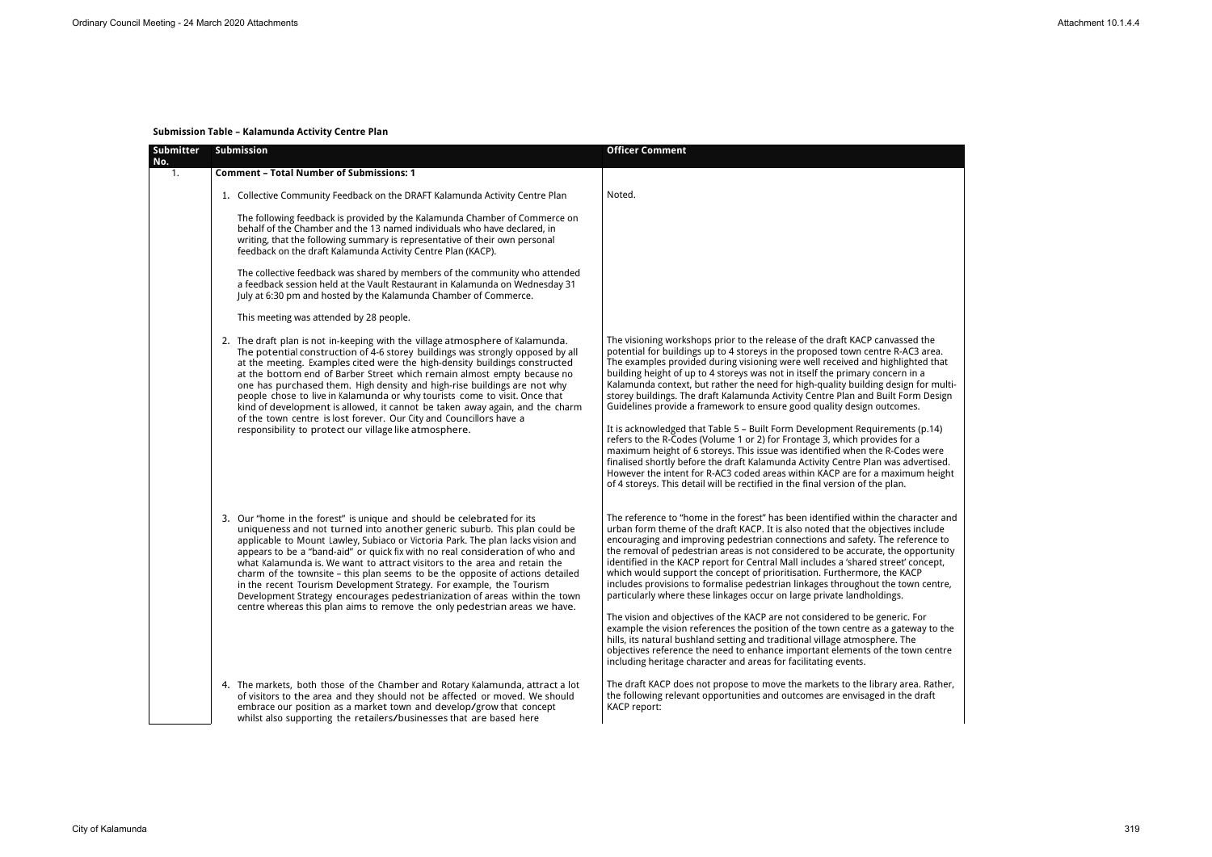**Submission Table – Kalamunda Activity Centre Plan**

| Submitter No. | Submission | Officer Comment |
|---|---|---|
| 1. | **Comment – Total Number of Submissions: 1** | |
| | 1. Collective Community Feedback on the DRAFT Kalamunda Activity Centre Plan<br><br>The following feedback is provided by the Kalamunda Chamber of Commerce on behalf of the Chamber and the 13 named individuals who have declared, in writing, that the following summary is representative of their own personal feedback on the draft Kalamunda Activity Centre Plan (KACP).<br><br>The collective feedback was shared by members of the community who attended a feedback session held at the Vault Restaurant in Kalamunda on Wednesday 31 July at 6:30 pm and hosted by the Kalamunda Chamber of Commerce.<br><br>This meeting was attended by 28 people. | Noted. |
| | 2. The draft plan is not in-keeping with the village atmosphere of Kalamunda. The potential construction of 4-6 storey buildings was strongly opposed by all at the meeting. Examples cited were the high-density buildings constructed at the bottom end of Barber Street which remain almost empty because no one has purchased them. High density and high-rise buildings are not why people chose to live in Kalamunda or why tourists come to visit. Once that kind of development is allowed, it cannot be taken away again, and the charm of the town centre is lost forever. Our City and Councillors have a responsibility to protect our village like atmosphere. | The visioning workshops prior to the release of the draft KACP canvassed the potential for buildings up to 4 storeys in the proposed town centre R-AC3 area. The examples provided during visioning were well received and highlighted that building height of up to 4 storeys was not in itself the primary concern in a Kalamunda context, but rather the need for high-quality building design for multi-storey buildings. The draft Kalamunda Activity Centre Plan and Built Form Design Guidelines provide a framework to ensure good quality design outcomes.<br><br>It is acknowledged that Table 5 – Built Form Development Requirements (p.14) refers to the R-Codes (Volume 1 or 2) for Frontage 3, which provides for a maximum height of 6 storeys. This issue was identified when the R-Codes were finalised shortly before the draft Kalamunda Activity Centre Plan was advertised. However the intent for R-AC3 coded areas within KACP are for a maximum height of 4 storeys. This detail will be rectified in the final version of the plan. |
| | 3. Our "home in the forest" is unique and should be celebrated for its uniqueness and not turned into another generic suburb. This plan could be applicable to Mount Lawley, Subiaco or Victoria Park. The plan lacks vision and appears to be a "band-aid" or quick fix with no real consideration of who and what Kalamunda is. We want to attract visitors to the area and retain the charm of the townsite – this plan seems to be the opposite of actions detailed in the recent Tourism Development Strategy. For example, the Tourism Development Strategy encourages pedestrianization of areas within the town centre whereas this plan aims to remove the only pedestrian areas we have. | The reference to "home in the forest" has been identified within the character and urban form theme of the draft KACP. It is also noted that the objectives include encouraging and improving pedestrian connections and safety. The reference to the removal of pedestrian areas is not considered to be accurate, the opportunity identified in the KACP report for Central Mall includes a 'shared street' concept, which would support the concept of prioritisation. Furthermore, the KACP includes provisions to formalise pedestrian linkages throughout the town centre, particularly where these linkages occur on large private landholdings.<br><br>The vision and objectives of the KACP are not considered to be generic. For example the vision references the position of the town centre as a gateway to the hills, its natural bushland setting and traditional village atmosphere. The objectives reference the need to enhance important elements of the town centre including heritage character and areas for facilitating events. |
| | 4. The markets, both those of the Chamber and Rotary Kalamunda, attract a lot of visitors to the area and they should not be affected or moved. We should embrace our position as a market town and develop/grow that concept whilst also supporting the retailers/businesses that are based here | The draft KACP does not propose to move the markets to the library area. Rather, the following relevant opportunities and outcomes are envisaged in the draft KACP report: |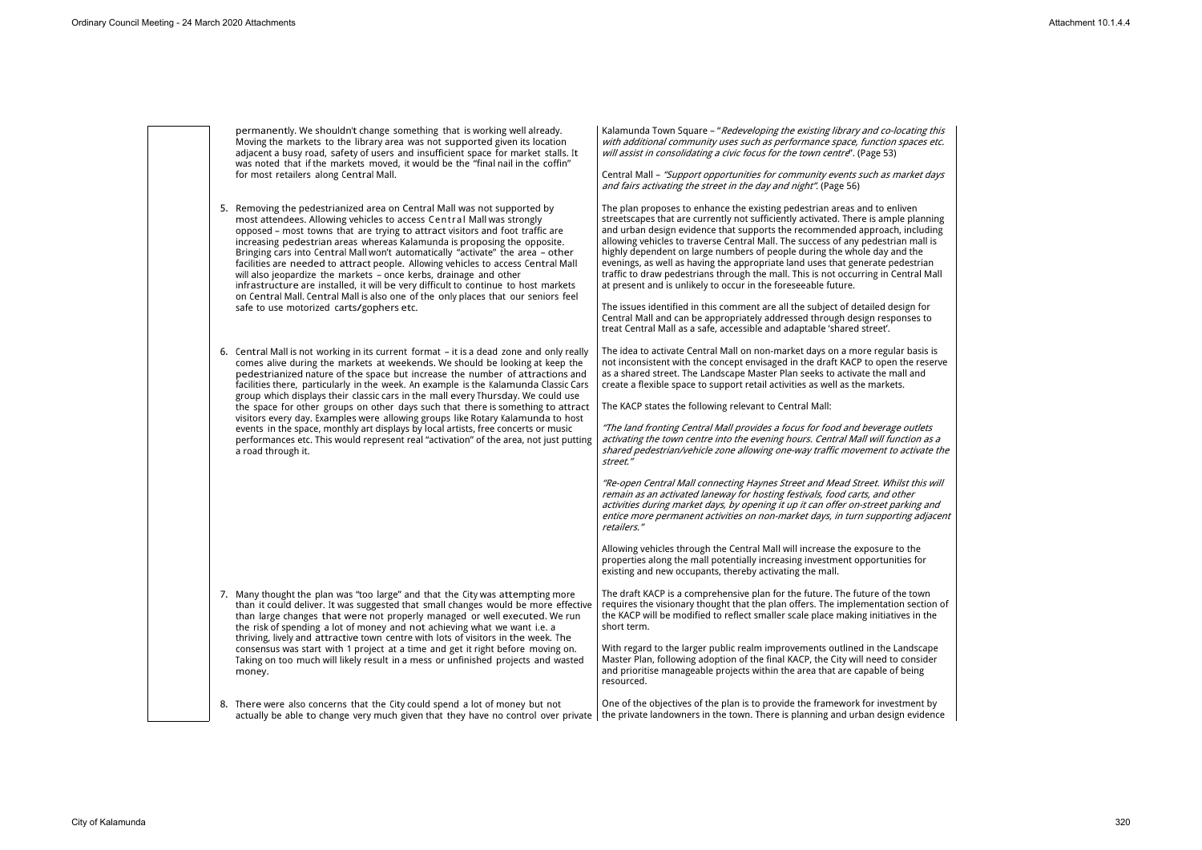| | Comment | Response |
|---|---|---|
| | permanently. We shouldn't change something that is working well already. Moving the markets to the library area was not supported given its location adjacent a busy road, safety of users and insufficient space for market stalls. It was noted that if the markets moved, it would be the "final nail in the coffin" for most retailers along Central Mall. | Kalamunda Town Square – "*Redeveloping the existing library and co-locating this with additional community uses such as performance space, function spaces etc. will assist in consolidating a civic focus for the town centre*". (Page 53)<br><br>Central Mall – *"Support opportunities for community events such as market days and fairs activating the street in the day and night"*. (Page 56) |
| | 5. Removing the pedestrianized area on Central Mall was not supported by most attendees. Allowing vehicles to access Central Mall was strongly opposed – most towns that are trying to attract visitors and foot traffic are increasing pedestrian areas whereas Kalamunda is proposing the opposite. Bringing cars into Central Mall won't automatically "activate" the area – other facilities are needed to attract people. Allowing vehicles to access Central Mall will also jeopardize the markets – once kerbs, drainage and other infrastructure are installed, it will be very difficult to continue to host markets on Central Mall. Central Mall is also one of the only places that our seniors feel safe to use motorized carts/gophers etc. | The plan proposes to enhance the existing pedestrian areas and to enliven streetscapes that are currently not sufficiently activated. There is ample planning and urban design evidence that supports the recommended approach, including allowing vehicles to traverse Central Mall. The success of any pedestrian mall is highly dependent on large numbers of people during the whole day and the evenings, as well as having the appropriate land uses that generate pedestrian traffic to draw pedestrians through the mall. This is not occurring in Central Mall at present and is unlikely to occur in the foreseeable future.<br><br>The issues identified in this comment are all the subject of detailed design for Central Mall and can be appropriately addressed through design responses to treat Central Mall as a safe, accessible and adaptable 'shared street'. |
| | 6. Central Mall is not working in its current format – it is a dead zone and only really comes alive during the markets at weekends. We should be looking at keep the pedestrianized nature of the space but increase the number of attractions and facilities there, particularly in the week. An example is the Kalamunda Classic Cars group which displays their classic cars in the mall every Thursday. We could use the space for other groups on other days such that there is something to attract visitors every day. Examples were allowing groups like Rotary Kalamunda to host events in the space, monthly art displays by local artists, free concerts or music performances etc. This would represent real "activation" of the area, not just putting a road through it. | The idea to activate Central Mall on non-market days on a more regular basis is not inconsistent with the concept envisaged in the draft KACP to open the reserve as a shared street. The Landscape Master Plan seeks to activate the mall and create a flexible space to support retail activities as well as the markets.<br><br>The KACP states the following relevant to Central Mall:<br><br>*"The land fronting Central Mall provides a focus for food and beverage outlets activating the town centre into the evening hours. Central Mall will function as a shared pedestrian/vehicle zone allowing one-way traffic movement to activate the street."*<br><br>*"Re-open Central Mall connecting Haynes Street and Mead Street. Whilst this will remain as an activated laneway for hosting festivals, food carts, and other activities during market days, by opening it up it can offer on-street parking and entice more permanent activities on non-market days, in turn supporting adjacent retailers."*<br><br>Allowing vehicles through the Central Mall will increase the exposure to the properties along the mall potentially increasing investment opportunities for existing and new occupants, thereby activating the mall. |
| | 7. Many thought the plan was "too large" and that the City was attempting more than it could deliver. It was suggested that small changes would be more effective than large changes that were not properly managed or well executed. We run the risk of spending a lot of money and not achieving what we want i.e. a thriving, lively and attractive town centre with lots of visitors in the week. The consensus was start with 1 project at a time and get it right before moving on. Taking on too much will likely result in a mess or unfinished projects and wasted money. | The draft KACP is a comprehensive plan for the future. The future of the town requires the visionary thought that the plan offers. The implementation section of the KACP will be modified to reflect smaller scale place making initiatives in the short term.<br><br>With regard to the larger public realm improvements outlined in the Landscape Master Plan, following adoption of the final KACP, the City will need to consider and prioritise manageable projects within the area that are capable of being resourced. |
| | 8. There were also concerns that the City could spend a lot of money but not actually be able to change very much given that they have no control over private | One of the objectives of the plan is to provide the framework for investment by the private landowners in the town. There is planning and urban design evidence |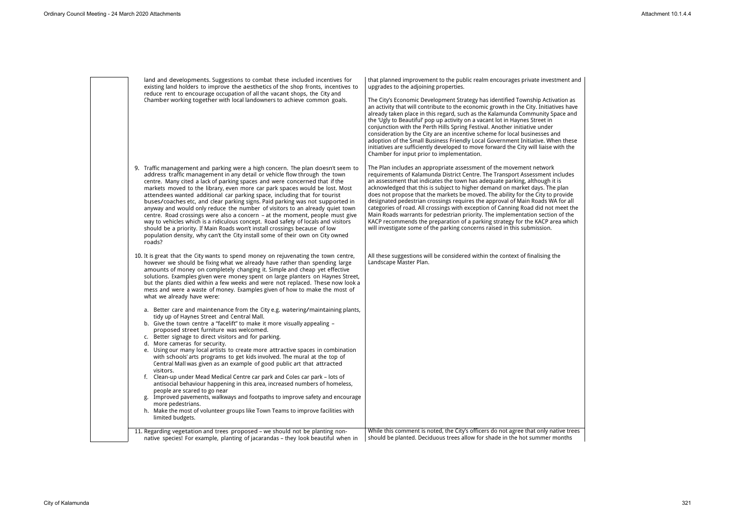| | | |
|---|---|---|
| | land and developments. Suggestions to combat these included incentives for existing land holders to improve the aesthetics of the shop fronts, incentives to reduce rent to encourage occupation of all the vacant shops, the City and Chamber working together with local landowners to achieve common goals. | that planned improvement to the public realm encourages private investment and upgrades to the adjoining properties.<br><br>The City's Economic Development Strategy has identified Township Activation as an activity that will contribute to the economic growth in the City. Initiatives have already taken place in this regard, such as the Kalamunda Community Space and the 'Ugly to Beautiful' pop up activity on a vacant lot in Haynes Street in conjunction with the Perth Hills Spring Festival. Another initiative under consideration by the City are an incentive scheme for local businesses and adoption of the Small Business Friendly Local Government Initiative. When these initiatives are sufficiently developed to move forward the City will liaise with the Chamber for input prior to implementation. |
| | 9. Traffic management and parking were a high concern. The plan doesn't seem to address traffic management in any detail or vehicle flow through the town centre. Many cited a lack of parking spaces and were concerned that if the markets moved to the library, even more car park spaces would be lost. Most attendees wanted additional car parking space, including that for tourist buses/coaches etc, and clear parking signs. Paid parking was not supported in anyway and would only reduce the number of visitors to an already quiet town centre. Road crossings were also a concern – at the moment, people must give way to vehicles which is a ridiculous concept. Road safety of locals and visitors should be a priority. If Main Roads won't install crossings because of low population density, why can't the City install some of their own on City owned roads? | The Plan includes an appropriate assessment of the movement network requirements of Kalamunda District Centre. The Transport Assessment includes an assessment that indicates the town has adequate parking, although it is acknowledged that this is subject to higher demand on market days. The plan does not propose that the markets be moved. The ability for the City to provide designated pedestrian crossings requires the approval of Main Roads WA for all categories of road. All crossings with exception of Canning Road did not meet the Main Roads warrants for pedestrian priority. The implementation section of the KACP recommends the preparation of a parking strategy for the KACP area which will investigate some of the parking concerns raised in this submission. |
| | 10. It is great that the City wants to spend money on rejuvenating the town centre, however we should be fixing what we already have rather than spending large amounts of money on completely changing it. Simple and cheap yet effective solutions. Examples given were money spent on large planters on Haynes Street, but the plants died within a few weeks and were not replaced. These now look a mess and were a waste of money. Examples given of how to make the most of what we already have were:<br><br>a. Better care and maintenance from the City e.g. watering/maintaining plants, tidy up of Haynes Street and Central Mall.<br>b. Give the town centre a "facelift" to make it more visually appealing – proposed street furniture was welcomed.<br>c. Better signage to direct visitors and for parking.<br>d. More cameras for security.<br>e. Using our many local artists to create more attractive spaces in combination with schools' arts programs to get kids involved. The mural at the top of Central Mall was given as an example of good public art that attracted visitors.<br>f. Clean-up under Mead Medical Centre car park and Coles car park – lots of antisocial behaviour happening in this area, increased numbers of homeless, people are scared to go near<br>g. Improved pavements, walkways and footpaths to improve safety and encourage more pedestrians.<br>h. Make the most of volunteer groups like Town Teams to improve facilities with limited budgets. | All these suggestions will be considered within the context of finalising the Landscape Master Plan. |
| | 11. Regarding vegetation and trees proposed – we should not be planting non-native species! For example, planting of jacarandas – they look beautiful when in | While this comment is noted, the City's officers do not agree that only native trees should be planted. Deciduous trees allow for shade in the hot summer months |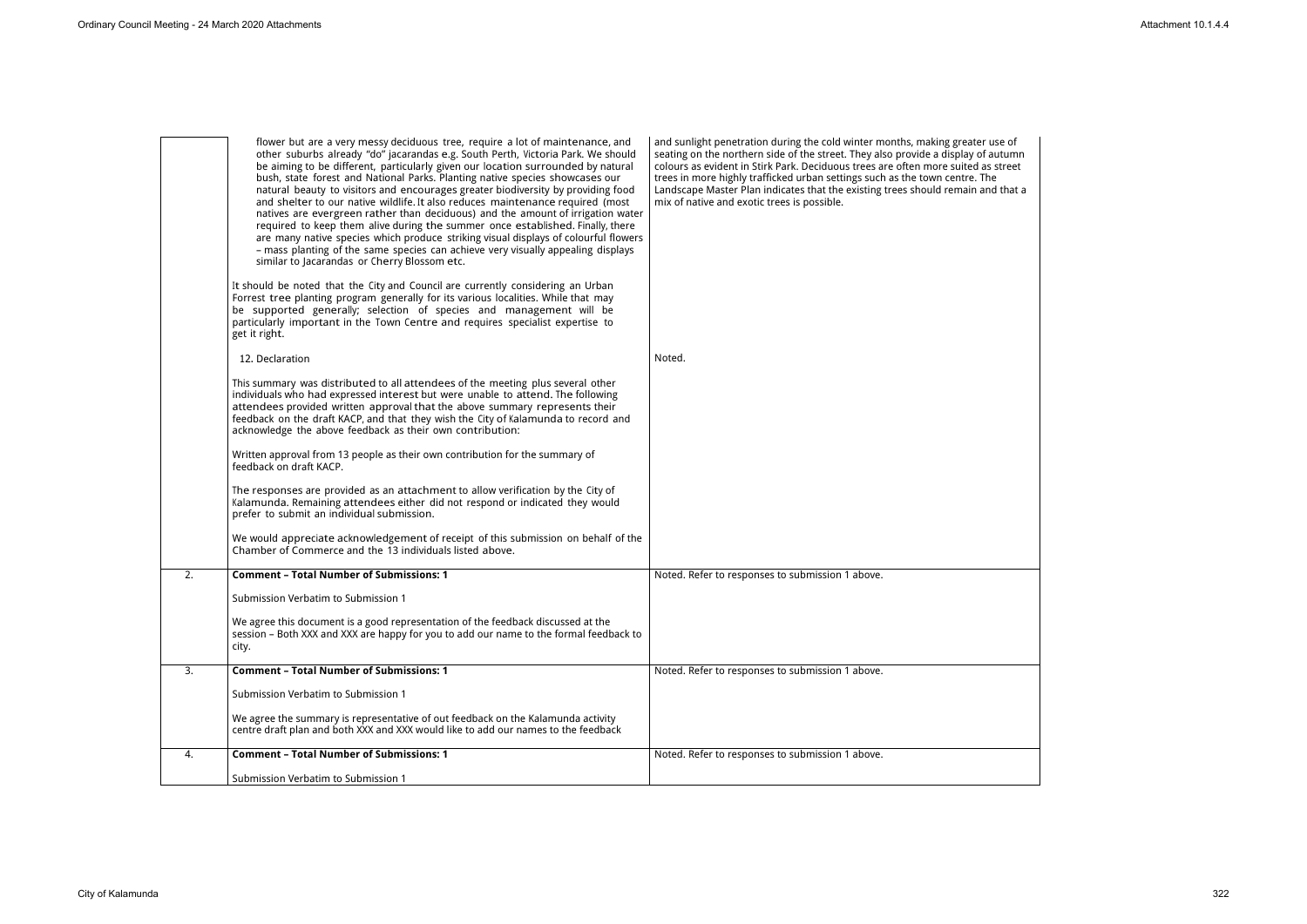| | | |
|---|---|---|
| | flower but are a very messy deciduous tree, require a lot of maintenance, and other suburbs already "do" jacarandas e.g. South Perth, Victoria Park. We should be aiming to be different, particularly given our location surrounded by natural bush, state forest and National Parks. Planting native species showcases our natural beauty to visitors and encourages greater biodiversity by providing food and shelter to our native wildlife. It also reduces maintenance required (most natives are evergreen rather than deciduous) and the amount of irrigation water required to keep them alive during the summer once established. Finally, there are many native species which produce striking visual displays of colourful flowers – mass planting of the same species can achieve very visually appealing displays similar to Jacarandas or Cherry Blossom etc.<br><br>It should be noted that the City and Council are currently considering an Urban Forrest tree planting program generally for its various localities. While that may be supported generally; selection of species and management will be particularly important in the Town Centre and requires specialist expertise to get it right.<br><br>12. Declaration<br><br>This summary was distributed to all attendees of the meeting plus several other individuals who had expressed interest but were unable to attend. The following attendees provided written approval that the above summary represents their feedback on the draft KACP, and that they wish the City of Kalamunda to record and acknowledge the above feedback as their own contribution:<br><br>Written approval from 13 people as their own contribution for the summary of feedback on draft KACP.<br><br>The responses are provided as an attachment to allow verification by the City of Kalamunda. Remaining attendees either did not respond or indicated they would prefer to submit an individual submission.<br><br>We would appreciate acknowledgement of receipt of this submission on behalf of the Chamber of Commerce and the 13 individuals listed above. | and sunlight penetration during the cold winter months, making greater use of seating on the northern side of the street. They also provide a display of autumn colours as evident in Stirk Park. Deciduous trees are often more suited as street trees in more highly trafficked urban settings such as the town centre. The Landscape Master Plan indicates that the existing trees should remain and that a mix of native and exotic trees is possible.<br><br>Noted. |
| 2. | **Comment – Total Number of Submissions: 1**<br><br>Submission Verbatim to Submission 1<br><br>We agree this document is a good representation of the feedback discussed at the session – Both XXX and XXX are happy for you to add our name to the formal feedback to city. | Noted. Refer to responses to submission 1 above. |
| 3. | **Comment – Total Number of Submissions: 1**<br><br>Submission Verbatim to Submission 1<br><br>We agree the summary is representative of out feedback on the Kalamunda activity centre draft plan and both XXX and XXX would like to add our names to the feedback | Noted. Refer to responses to submission 1 above. |
| 4. | **Comment – Total Number of Submissions: 1**<br><br>Submission Verbatim to Submission 1 | Noted. Refer to responses to submission 1 above. |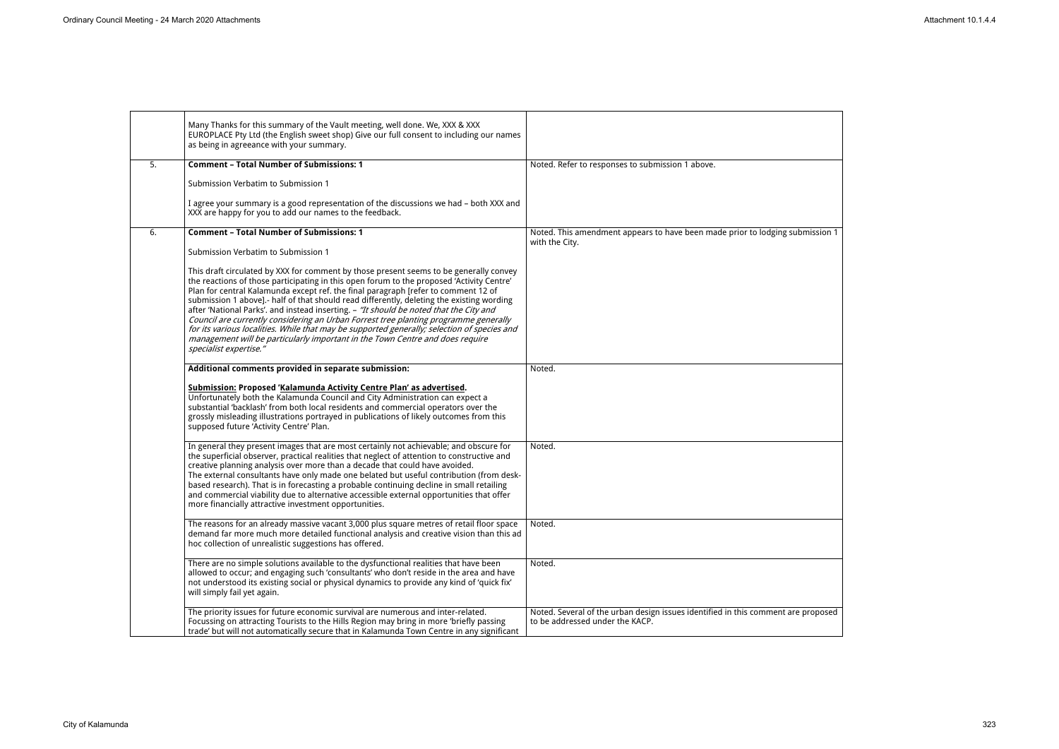| | | |
|---|---|---|
| | Many Thanks for this summary of the Vault meeting, well done. We, XXX & XXX EUROPLACE Pty Ltd (the English sweet shop) Give our full consent to including our names as being in agreeance with your summary. | |
| 5. | **Comment – Total Number of Submissions: 1**<br><br>Submission Verbatim to Submission 1<br><br>I agree your summary is a good representation of the discussions we had – both XXX and XXX are happy for you to add our names to the feedback. | Noted. Refer to responses to submission 1 above. |
| 6. | **Comment – Total Number of Submissions: 1**<br><br>Submission Verbatim to Submission 1<br><br>This draft circulated by XXX for comment by those present seems to be generally convey the reactions of those participating in this open forum to the proposed 'Activity Centre' Plan for central Kalamunda except ref. the final paragraph [refer to comment 12 of submission 1 above].- half of that should read differently, deleting the existing wording after 'National Parks'. and instead inserting. – *"It should be noted that the City and Council are currently considering an Urban Forrest tree planting programme generally for its various localities. While that may be supported generally; selection of species and management will be particularly important in the Town Centre and does require specialist expertise."* | Noted. This amendment appears to have been made prior to lodging submission 1 with the City. |
| | **Additional comments provided in separate submission:**<br><br>**<u>Submission:</u> Proposed '<u>Kalamunda Activity Centre Plan' as advertised</u>.**<br>Unfortunately both the Kalamunda Council and City Administration can expect a substantial 'backlash' from both local residents and commercial operators over the grossly misleading illustrations portrayed in publications of likely outcomes from this supposed future 'Activity Centre' Plan. | Noted. |
| | In general they present images that are most certainly not achievable; and obscure for the superficial observer, practical realities that neglect of attention to constructive and creative planning analysis over more than a decade that could have avoided.<br>The external consultants have only made one belated but useful contribution (from desk-based research). That is in forecasting a probable continuing decline in small retailing and commercial viability due to alternative accessible external opportunities that offer more financially attractive investment opportunities. | Noted. |
| | The reasons for an already massive vacant 3,000 plus square metres of retail floor space demand far more much more detailed functional analysis and creative vision than this ad hoc collection of unrealistic suggestions has offered. | Noted. |
| | There are no simple solutions available to the dysfunctional realities that have been allowed to occur; and engaging such 'consultants' who don't reside in the area and have not understood its existing social or physical dynamics to provide any kind of 'quick fix' will simply fail yet again. | Noted. |
| | The priority issues for future economic survival are numerous and inter-related. Focussing on attracting Tourists to the Hills Region may bring in more 'briefly passing trade' but will not automatically secure that in Kalamunda Town Centre in any significant | Noted. Several of the urban design issues identified in this comment are proposed to be addressed under the KACP. |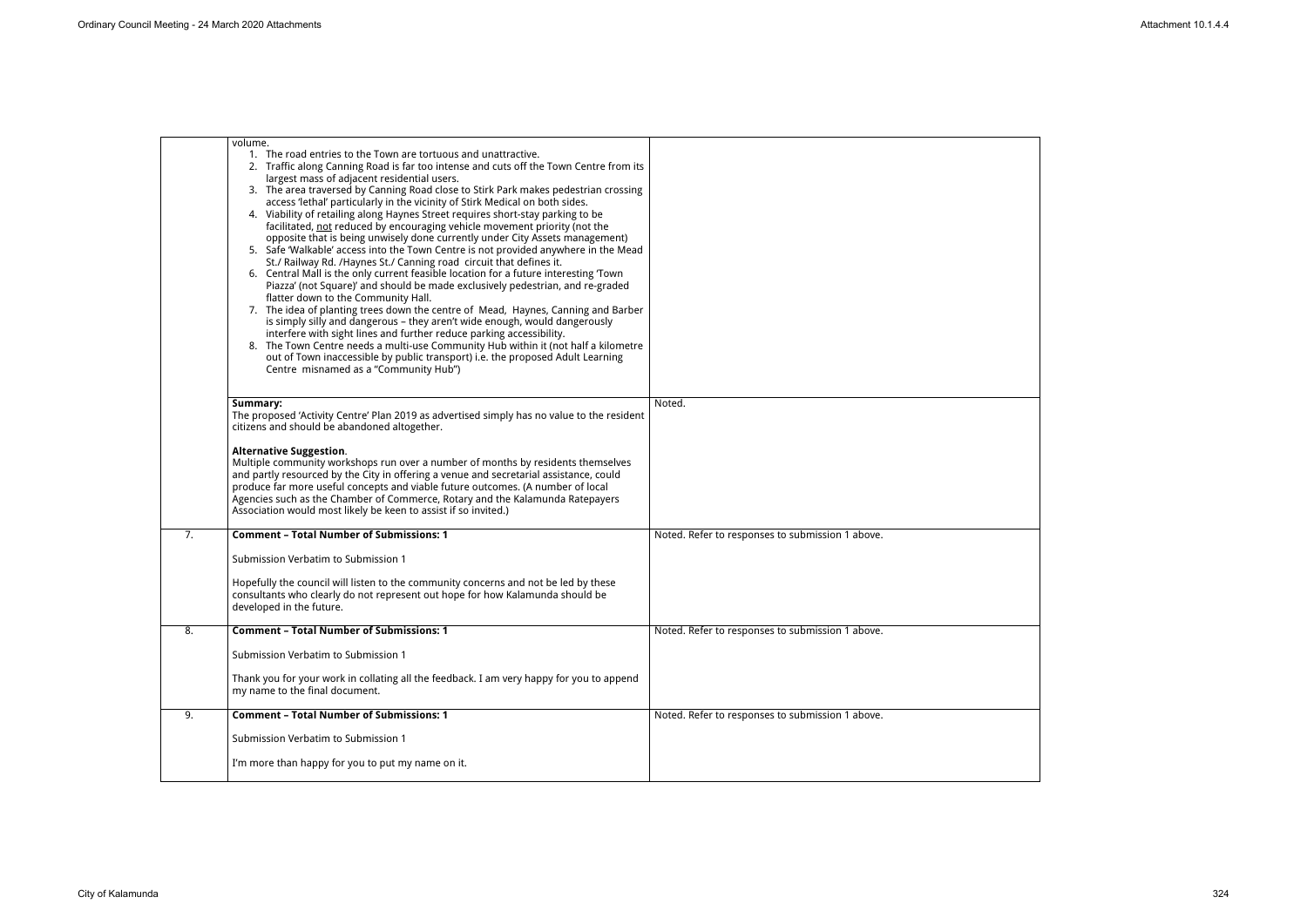| | | |
|---|---|---|
| | volume.<br>1. The road entries to the Town are tortuous and unattractive.<br>2. Traffic along Canning Road is far too intense and cuts off the Town Centre from its largest mass of adjacent residential users.<br>3. The area traversed by Canning Road close to Stirk Park makes pedestrian crossing access 'lethal' particularly in the vicinity of Stirk Medical on both sides.<br>4. Viability of retailing along Haynes Street requires short-stay parking to be facilitated, <u>not</u> reduced by encouraging vehicle movement priority (not the opposite that is being unwisely done currently under City Assets management)<br>5. Safe 'Walkable' access into the Town Centre is not provided anywhere in the Mead St./ Railway Rd. /Haynes St./ Canning road circuit that defines it.<br>6. Central Mall is the only current feasible location for a future interesting 'Town Piazza' (not Square)' and should be made exclusively pedestrian, and re-graded flatter down to the Community Hall.<br>7. The idea of planting trees down the centre of Mead, Haynes, Canning and Barber is simply silly and dangerous – they aren't wide enough, would dangerously interfere with sight lines and further reduce parking accessibility.<br>8. The Town Centre needs a multi-use Community Hub within it (not half a kilometre out of Town inaccessible by public transport) i.e. the proposed Adult Learning Centre misnamed as a "Community Hub") | |
| | **Summary:**<br>The proposed 'Activity Centre' Plan 2019 as advertised simply has no value to the resident citizens and should be abandoned altogether.<br><br>**Alternative Suggestion**.<br>Multiple community workshops run over a number of months by residents themselves and partly resourced by the City in offering a venue and secretarial assistance, could produce far more useful concepts and viable future outcomes. (A number of local Agencies such as the Chamber of Commerce, Rotary and the Kalamunda Ratepayers Association would most likely be keen to assist if so invited.) | Noted. |
| 7. | **Comment – Total Number of Submissions: 1**<br><br>Submission Verbatim to Submission 1<br><br>Hopefully the council will listen to the community concerns and not be led by these consultants who clearly do not represent out hope for how Kalamunda should be developed in the future. | Noted. Refer to responses to submission 1 above. |
| 8. | **Comment – Total Number of Submissions: 1**<br><br>Submission Verbatim to Submission 1<br><br>Thank you for your work in collating all the feedback. I am very happy for you to append my name to the final document. | Noted. Refer to responses to submission 1 above. |
| 9. | **Comment – Total Number of Submissions: 1**<br><br>Submission Verbatim to Submission 1<br><br>I'm more than happy for you to put my name on it. | Noted. Refer to responses to submission 1 above. |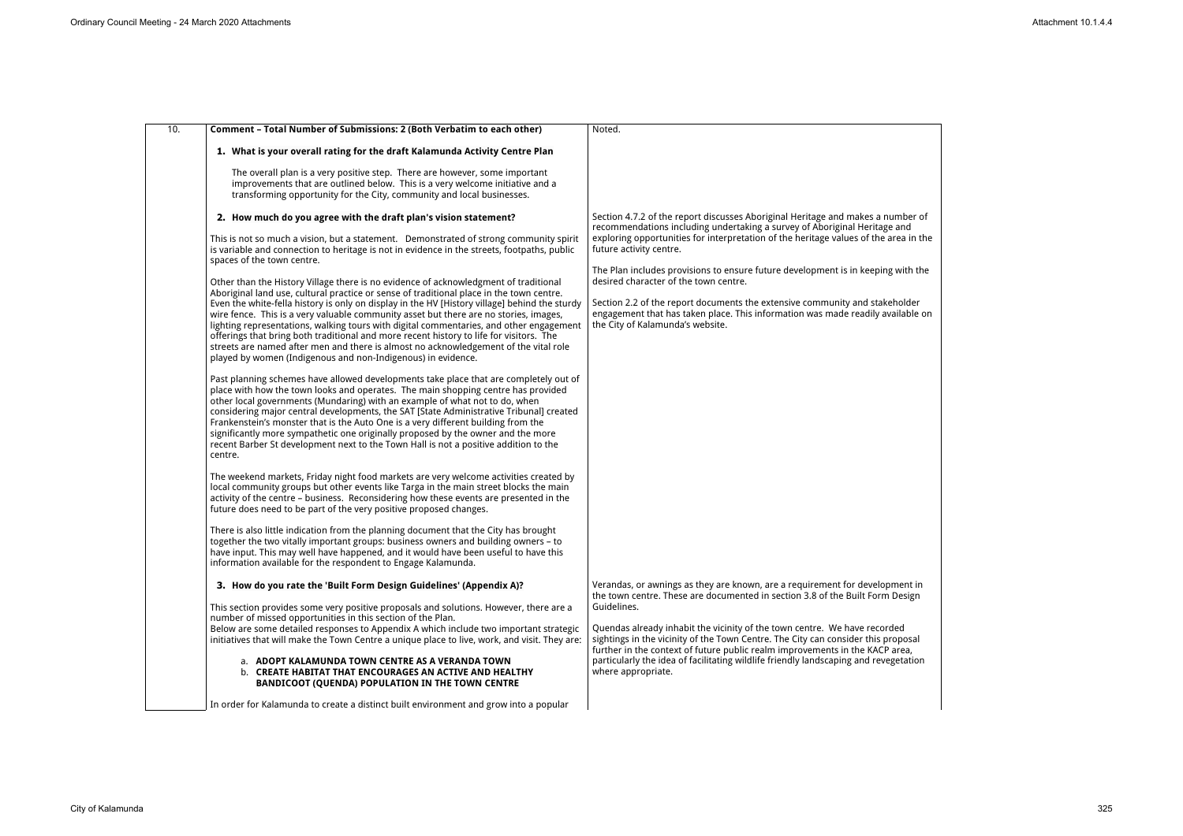| 10. | **Comment – Total Number of Submissions: 2 (Both Verbatim to each other)**<br><br>**1. What is your overall rating for the draft Kalamunda Activity Centre Plan**<br><br>The overall plan is a very positive step. There are however, some important improvements that are outlined below. This is a very welcome initiative and a transforming opportunity for the City, community and local businesses.<br><br>**2. How much do you agree with the draft plan's vision statement?**<br><br>This is not so much a vision, but a statement. Demonstrated of strong community spirit is variable and connection to heritage is not in evidence in the streets, footpaths, public spaces of the town centre.<br><br>Other than the History Village there is no evidence of acknowledgment of traditional Aboriginal land use, cultural practice or sense of traditional place in the town centre. Even the white-fella history is only on display in the HV [History village] behind the sturdy wire fence. This is a very valuable community asset but there are no stories, images, lighting representations, walking tours with digital commentaries, and other engagement offerings that bring both traditional and more recent history to life for visitors. The streets are named after men and there is almost no acknowledgement of the vital role played by women (Indigenous and non-Indigenous) in evidence.<br><br>Past planning schemes have allowed developments take place that are completely out of place with how the town looks and operates. The main shopping centre has provided other local governments (Mundaring) with an example of what not to do, when considering major central developments, the SAT [State Administrative Tribunal] created Frankenstein's monster that is the Auto One is a very different building from the significantly more sympathetic one originally proposed by the owner and the more recent Barber St development next to the Town Hall is not a positive addition to the centre.<br><br>The weekend markets, Friday night food markets are very welcome activities created by local community groups but other events like Targa in the main street blocks the main activity of the centre – business. Reconsidering how these events are presented in the future does need to be part of the very positive proposed changes.<br><br>There is also little indication from the planning document that the City has brought together the two vitally important groups: business owners and building owners – to have input. This may well have happened, and it would have been useful to have this information available for the respondent to Engage Kalamunda.<br><br>**3. How do you rate the 'Built Form Design Guidelines' (Appendix A)?**<br><br>This section provides some very positive proposals and solutions. However, there are a number of missed opportunities in this section of the Plan.<br>Below are some detailed responses to Appendix A which include two important strategic initiatives that will make the Town Centre a unique place to live, work, and visit. They are:<br><br>a. **ADOPT KALAMUNDA TOWN CENTRE AS A VERANDA TOWN**<br>b. **CREATE HABITAT THAT ENCOURAGES AN ACTIVE AND HEALTHY BANDICOOT (QUENDA) POPULATION IN THE TOWN CENTRE**<br><br>In order for Kalamunda to create a distinct built environment and grow into a popular | Noted.<br><br>Section 4.7.2 of the report discusses Aboriginal Heritage and makes a number of recommendations including undertaking a survey of Aboriginal Heritage and exploring opportunities for interpretation of the heritage values of the area in the future activity centre.<br><br>The Plan includes provisions to ensure future development is in keeping with the desired character of the town centre.<br><br>Section 2.2 of the report documents the extensive community and stakeholder engagement that has taken place. This information was made readily available on the City of Kalamunda's website.<br><br>Verandas, or awnings as they are known, are a requirement for development in the town centre. These are documented in section 3.8 of the Built Form Design Guidelines.<br><br>Quendas already inhabit the vicinity of the town centre. We have recorded sightings in the vicinity of the Town Centre. The City can consider this proposal further in the context of future public realm improvements in the KACP area, particularly the idea of facilitating wildlife friendly landscaping and revegetation where appropriate. |
|---|---|---|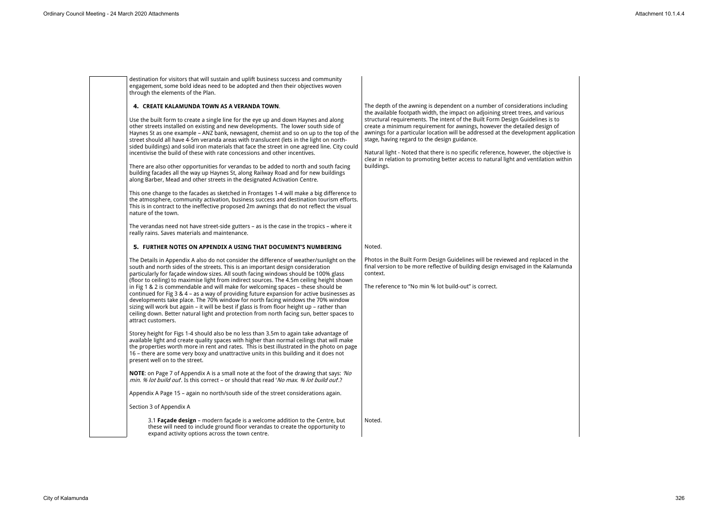| | | |
|---|---|---|
| | destination for visitors that will sustain and uplift business success and community engagement, some bold ideas need to be adopted and then their objectives woven through the elements of the Plan.<br><br>**4. CREATE KALAMUNDA TOWN AS A VERANDA TOWN**.<br><br>Use the built form to create a single line for the eye up and down Haynes and along other streets installed on existing and new developments. The lower south side of Haynes St as one example – ANZ bank, newsagent, chemist and so on up to the top of the street should all have 4-5m veranda areas with translucent (lets in the light on north-sided buildings) and solid iron materials that face the street in one agreed line. City could incentivise the build of these with rate concessions and other incentives.<br><br>There are also other opportunities for verandas to be added to north and south facing building facades all the way up Haynes St, along Railway Road and for new buildings along Barber, Mead and other streets in the designated Activation Centre.<br><br>This one change to the facades as sketched in Frontages 1-4 will make a big difference to the atmosphere, community activation, business success and destination tourism efforts. This is in contract to the ineffective proposed 2m awnings that do not reflect the visual nature of the town.<br><br>The verandas need not have street-side gutters – as is the case in the tropics – where it really rains. Saves materials and maintenance. | The depth of the awning is dependent on a number of considerations including the available footpath width, the impact on adjoining street trees, and various structural requirements. The intent of the Built Form Design Guidelines is to create a minimum requirement for awnings, however the detailed design of awnings for a particular location will be addressed at the development application stage, having regard to the design guidance.<br><br>Natural light - Noted that there is no specific reference, however, the objective is clear in relation to promoting better access to natural light and ventilation within buildings. |
| | **5. FURTHER NOTES ON APPENDIX A USING THAT DOCUMENT'S NUMBERING**<br><br>The Details in Appendix A also do not consider the difference of weather/sunlight on the south and north sides of the streets. This is an important design consideration particularly for façade window sizes. All south facing windows should be 100% glass (floor to ceiling) to maximise light from indirect sources. The 4.5m ceiling height shown in Fig 1 & 2 is commendable and will make for welcoming spaces – these should be continued for Fig 3 & 4 – as a way of providing future expansion for active businesses as developments take place. The 70% window for north facing windows the 70% window sizing will work but again – it will be best if glass is from floor height up – rather than ceiling down. Better natural light and protection from north facing sun, better spaces to attract customers.<br><br>Storey height for Figs 1-4 should also be no less than 3.5m to again take advantage of available light and create quality spaces with higher than normal ceilings that will make the properties worth more in rent and rates. This is best illustrated in the photo on page 16 – there are some very boxy and unattractive units in this building and it does not present well on to the street.<br><br>**NOTE**: on Page 7 of Appendix A is a small note at the foot of the drawing that says: *'No min. % lot build out*'. Is this correct – or should that read '*No max. % lot build out*'.?<br><br>Appendix A Page 15 – again no north/south side of the street considerations again.<br><br>Section 3 of Appendix A | Noted.<br><br>Photos in the Built Form Design Guidelines will be reviewed and replaced in the final version to be more reflective of building design envisaged in the Kalamunda context.<br><br>The reference to "No min % lot build-out" is correct. |
| | 3.1 **Façade design** – modern façade is a welcome addition to the Centre, but these will need to include ground floor verandas to create the opportunity to expand activity options across the town centre. | Noted. |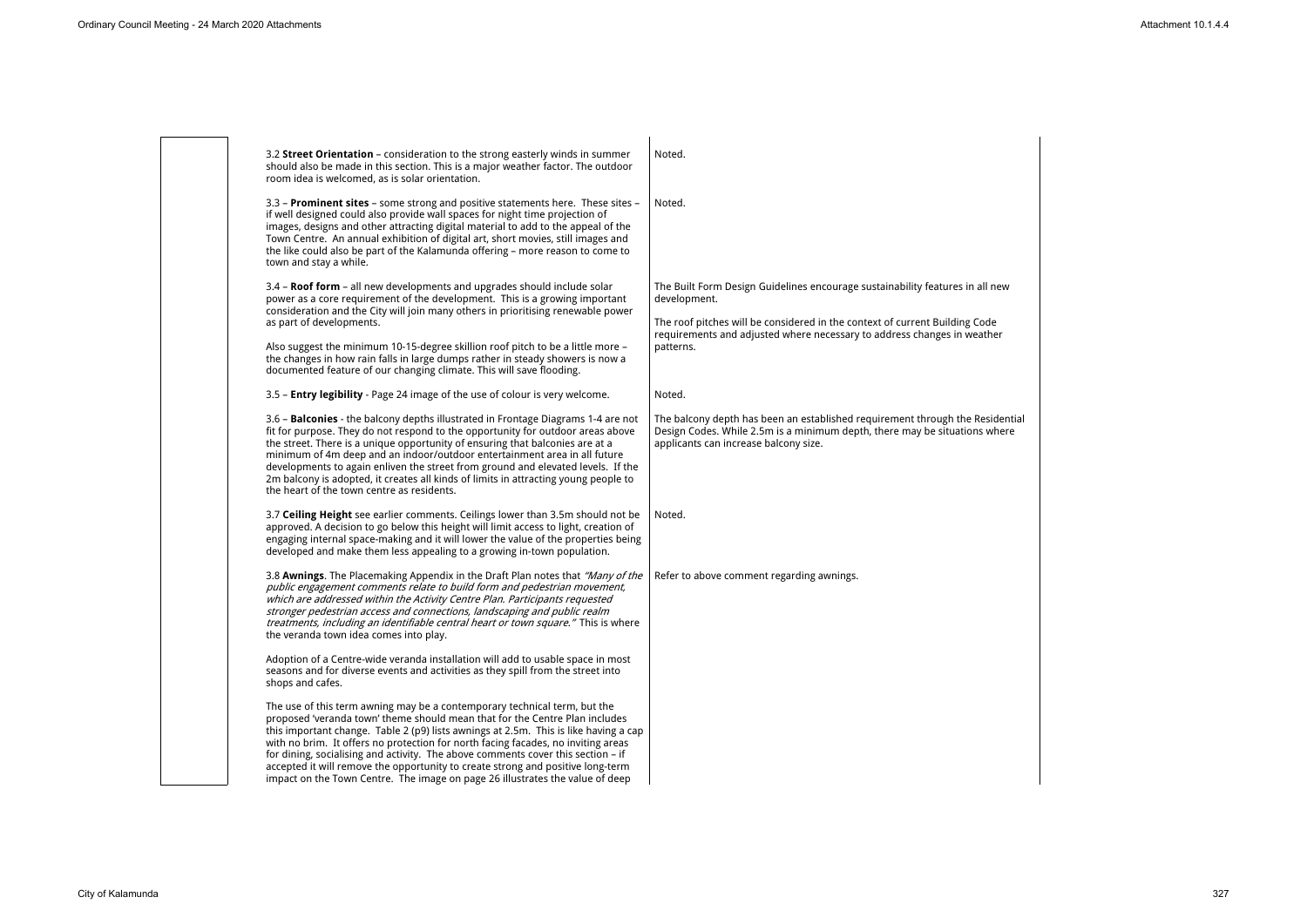| | | |
|---|---|---|
| | 3.2 **Street Orientation** – consideration to the strong easterly winds in summer should also be made in this section. This is a major weather factor. The outdoor room idea is welcomed, as is solar orientation.<br><br>3.3 – **Prominent sites** – some strong and positive statements here. These sites – if well designed could also provide wall spaces for night time projection of images, designs and other attracting digital material to add to the appeal of the Town Centre. An annual exhibition of digital art, short movies, still images and the like could also be part of the Kalamunda offering – more reason to come to town and stay a while.<br><br>3.4 – **Roof form** – all new developments and upgrades should include solar power as a core requirement of the development. This is a growing important consideration and the City will join many others in prioritising renewable power as part of developments.<br><br>Also suggest the minimum 10-15-degree skillion roof pitch to be a little more – the changes in how rain falls in large dumps rather in steady showers is now a documented feature of our changing climate. This will save flooding.<br><br>3.5 – **Entry legibility** - Page 24 image of the use of colour is very welcome.<br><br>3.6 – **Balconies** - the balcony depths illustrated in Frontage Diagrams 1-4 are not fit for purpose. They do not respond to the opportunity for outdoor areas above the street. There is a unique opportunity of ensuring that balconies are at a minimum of 4m deep and an indoor/outdoor entertainment area in all future developments to again enliven the street from ground and elevated levels. If the 2m balcony is adopted, it creates all kinds of limits in attracting young people to the heart of the town centre as residents.<br><br>3.7 **Ceiling Height** see earlier comments. Ceilings lower than 3.5m should not be approved. A decision to go below this height will limit access to light, creation of engaging internal space-making and it will lower the value of the properties being developed and make them less appealing to a growing in-town population.<br><br>3.8 **Awnings**. The Placemaking Appendix in the Draft Plan notes that *"Many of the public engagement comments relate to build form and pedestrian movement, which are addressed within the Activity Centre Plan. Participants requested stronger pedestrian access and connections, landscaping and public realm treatments, including an identifiable central heart or town square."* This is where the veranda town idea comes into play.<br><br>Adoption of a Centre-wide veranda installation will add to usable space in most seasons and for diverse events and activities as they spill from the street into shops and cafes.<br><br>The use of this term awning may be a contemporary technical term, but the proposed 'veranda town' theme should mean that for the Centre Plan includes this important change. Table 2 (p9) lists awnings at 2.5m. This is like having a cap with no brim. It offers no protection for north facing facades, no inviting areas for dining, socialising and activity. The above comments cover this section – if accepted it will remove the opportunity to create strong and positive long-term impact on the Town Centre. The image on page 26 illustrates the value of deep | Noted.<br><br>Noted.<br><br>The Built Form Design Guidelines encourage sustainability features in all new development.<br><br>The roof pitches will be considered in the context of current Building Code requirements and adjusted where necessary to address changes in weather patterns.<br><br>Noted.<br><br>The balcony depth has been an established requirement through the Residential Design Codes. While 2.5m is a minimum depth, there may be situations where applicants can increase balcony size.<br><br>Noted.<br><br>Refer to above comment regarding awnings. |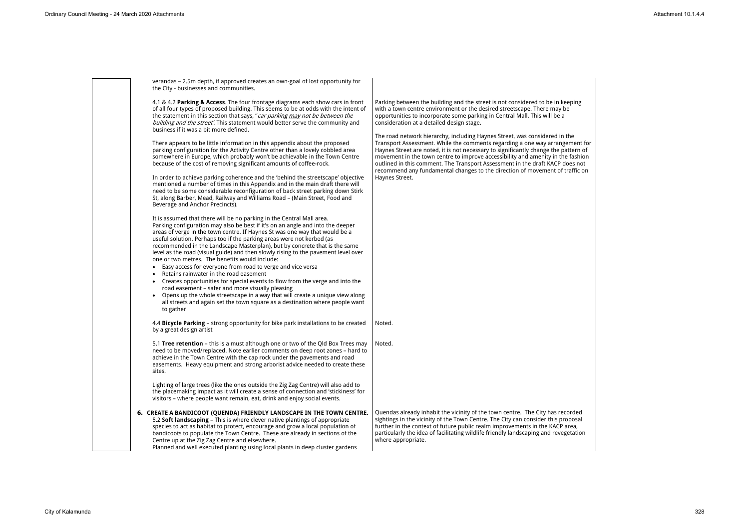| | Submission | Response |
|---|---|---|
| | verandas – 2.5m depth, if approved creates an own-goal of lost opportunity for the City - businesses and communities.<br><br>4.1 & 4.2 **Parking & Access**. The four frontage diagrams each show cars in front of all four types of proposed building. This seems to be at odds with the intent of the statement in this section that says, "*car parking may not be between the building and the street'.* This statement would better serve the community and business if it was a bit more defined.<br><br>There appears to be little information in this appendix about the proposed parking configuration for the Activity Centre other than a lovely cobbled area somewhere in Europe, which probably won't be achievable in the Town Centre because of the cost of removing significant amounts of coffee-rock.<br><br>In order to achieve parking coherence and the 'behind the streetscape' objective mentioned a number of times in this Appendix and in the main draft there will need to be some considerable reconfiguration of back street parking down Stirk St, along Barber, Mead, Railway and Williams Road – (Main Street, Food and Beverage and Anchor Precincts).<br><br>It is assumed that there will be no parking in the Central Mall area. Parking configuration may also be best if it's on an angle and into the deeper areas of verge in the town centre. If Haynes St was one way that would be a useful solution. Perhaps too if the parking areas were not kerbed (as recommended in the Landscape Masterplan), but by concrete that is the same level as the road (visual guide) and then slowly rising to the pavement level over one or two metres. The benefits would include:<br>• Easy access for everyone from road to verge and vice versa<br>• Retains rainwater in the road easement<br>• Creates opportunities for special events to flow from the verge and into the road easement – safer and more visually pleasing<br>• Opens up the whole streetscape in a way that will create a unique view along all streets and again set the town square as a destination where people want to gather | Parking between the building and the street is not considered to be in keeping with a town centre environment or the desired streetscape. There may be opportunities to incorporate some parking in Central Mall. This will be a consideration at a detailed design stage.<br><br>The road network hierarchy, including Haynes Street, was considered in the Transport Assessment. While the comments regarding a one way arrangement for Haynes Street are noted, it is not necessary to significantly change the pattern of movement in the town centre to improve accessibility and amenity in the fashion outlined in this comment. The Transport Assessment in the draft KACP does not recommend any fundamental changes to the direction of movement of traffic on Haynes Street. |
| | 4.4 **Bicycle Parking** – strong opportunity for bike park installations to be created by a great design artist | Noted. |
| | 5.1 **Tree retention** – this is a must although one or two of the Qld Box Trees may need to be moved/replaced. Note earlier comments on deep root zones – hard to achieve in the Town Centre with the cap rock under the pavements and road easements. Heavy equipment and strong arborist advice needed to create these sites.<br><br>Lighting of large trees (like the ones outside the Zig Zag Centre) will also add to the placemaking impact as it will create a sense of connection and 'stickiness' for visitors – where people want remain, eat, drink and enjoy social events. | Noted. |
| | **6. CREATE A BANDICOOT (QUENDA) FRIENDLY LANDSCAPE IN THE TOWN CENTRE.**<br>5.2 **Soft landscaping** – This is where clever native plantings of appropriate species to act as habitat to protect, encourage and grow a local population of bandicoots to populate the Town Centre. These are already in sections of the Centre up at the Zig Zag Centre and elsewhere.<br>Planned and well executed planting using local plants in deep cluster gardens | Quendas already inhabit the vicinity of the town centre. The City has recorded sightings in the vicinity of the Town Centre. The City can consider this proposal further in the context of future public realm improvements in the KACP area, particularly the idea of facilitating wildlife friendly landscaping and revegetation where appropriate. |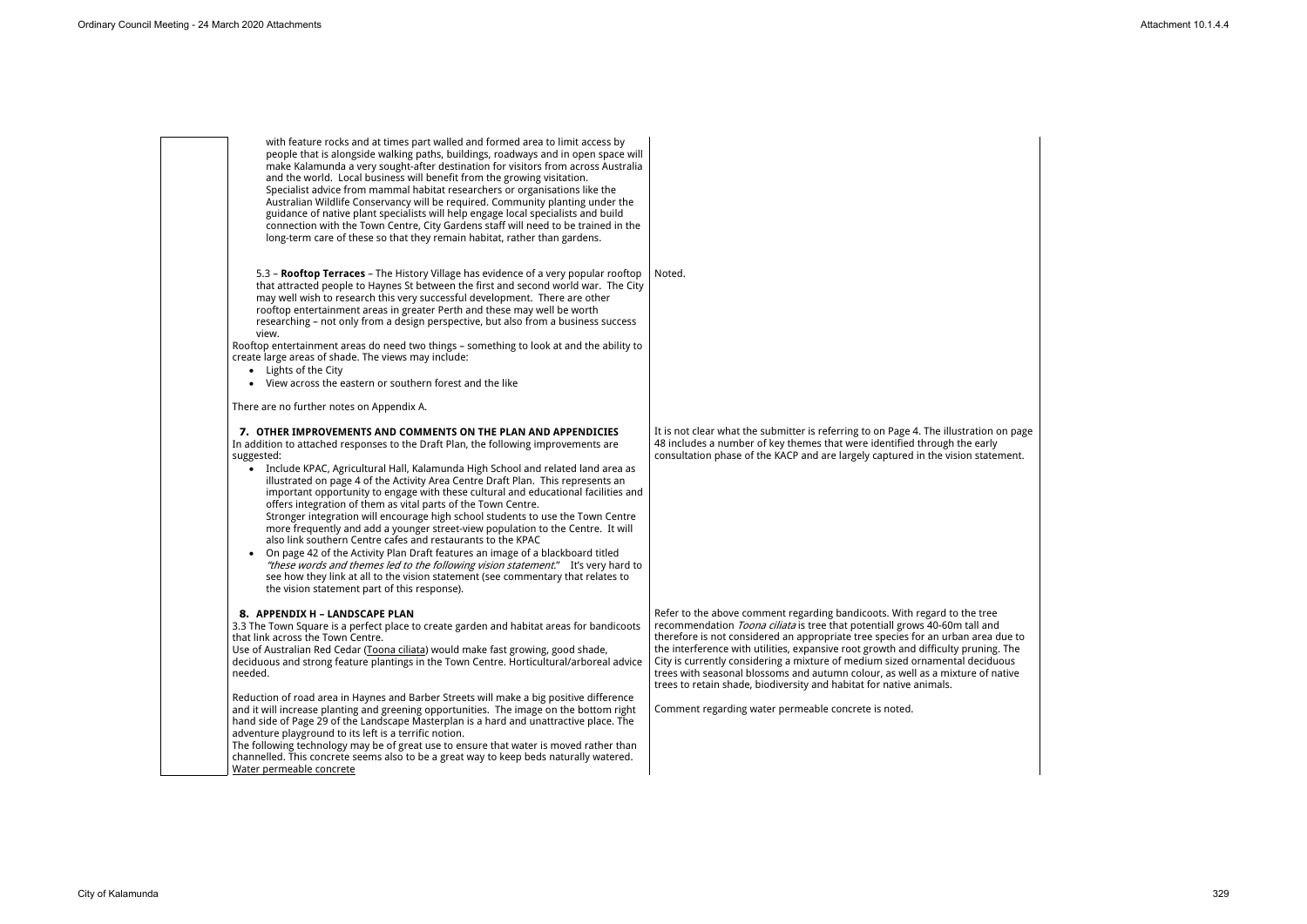| | | |
|---|---|---|
| | with feature rocks and at times part walled and formed area to limit access by people that is alongside walking paths, buildings, roadways and in open space will make Kalamunda a very sought-after destination for visitors from across Australia and the world. Local business will benefit from the growing visitation. Specialist advice from mammal habitat researchers or organisations like the Australian Wildlife Conservancy will be required. Community planting under the guidance of native plant specialists will help engage local specialists and build connection with the Town Centre, City Gardens staff will need to be trained in the long-term care of these so that they remain habitat, rather than gardens.<br><br>5.3 – **Rooftop Terraces** – The History Village has evidence of a very popular rooftop that attracted people to Haynes St between the first and second world war. The City may well wish to research this very successful development. There are other rooftop entertainment areas in greater Perth and these may well be worth researching – not only from a design perspective, but also from a business success view.<br>Rooftop entertainment areas do need two things – something to look at and the ability to create large areas of shade. The views may include:<br>• Lights of the City<br>• View across the eastern or southern forest and the like<br><br>There are no further notes on Appendix A. | Noted. |
| | **7. OTHER IMPROVEMENTS AND COMMENTS ON THE PLAN AND APPENDICIES**<br>In addition to attached responses to the Draft Plan, the following improvements are suggested:<br>• Include KPAC, Agricultural Hall, Kalamunda High School and related land area as illustrated on page 4 of the Activity Area Centre Draft Plan. This represents an important opportunity to engage with these cultural and educational facilities and offers integration of them as vital parts of the Town Centre.<br>Stronger integration will encourage high school students to use the Town Centre more frequently and add a younger street-view population to the Centre. It will also link southern Centre cafes and restaurants to the KPAC<br>• On page 42 of the Activity Plan Draft features an image of a blackboard titled *"these words and themes led to the following vision statement."* It's very hard to see how they link at all to the vision statement (see commentary that relates to the vision statement part of this response). | It is not clear what the submitter is referring to on Page 4. The illustration on page 48 includes a number of key themes that were identified through the early consultation phase of the KACP and are largely captured in the vision statement. |
| | **8. APPENDIX H – LANDSCAPE PLAN**<br>3.3 The Town Square is a perfect place to create garden and habitat areas for bandicoots that link across the Town Centre.<br>Use of Australian Red Cedar (Toona ciliata) would make fast growing, good shade, deciduous and strong feature plantings in the Town Centre. Horticultural/arboreal advice needed.<br><br>Reduction of road area in Haynes and Barber Streets will make a big positive difference and it will increase planting and greening opportunities. The image on the bottom right hand side of Page 29 of the Landscape Masterplan is a hard and unattractive place. The adventure playground to its left is a terrific notion.<br>The following technology may be of great use to ensure that water is moved rather than channelled. This concrete seems also to be a great way to keep beds naturally watered.<br>Water permeable concrete | Refer to the above comment regarding bandicoots. With regard to the tree recommendation *Toona ciliata* is tree that potentiall grows 40-60m tall and therefore is not considered an appropriate tree species for an urban area due to the interference with utilities, expansive root growth and difficulty pruning. The City is currently considering a mixture of medium sized ornamental deciduous trees with seasonal blossoms and autumn colour, as well as a mixture of native trees to retain shade, biodiversity and habitat for native animals.<br><br>Comment regarding water permeable concrete is noted. |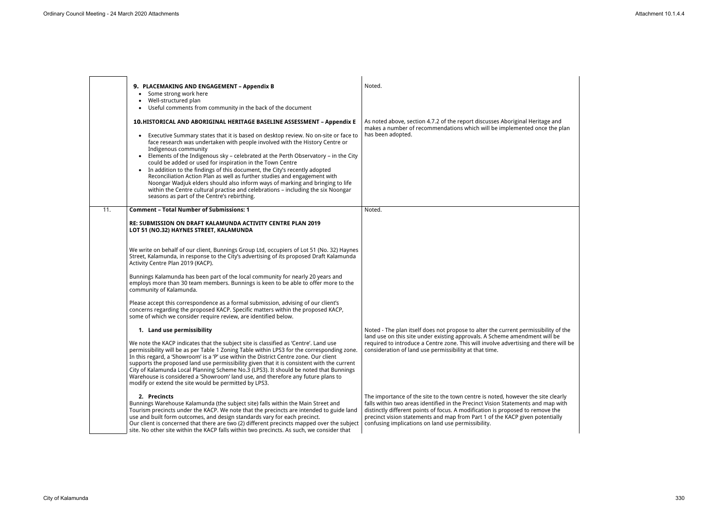| | | |
|---|---|---|
| | **9. PLACEMAKING AND ENGAGEMENT – Appendix B**<br>• Some strong work here<br>• Well-structured plan<br>• Useful comments from community in the back of the document<br><br>**10. HISTORICAL AND ABORIGINAL HERITAGE BASELINE ASSESSMENT – Appendix E**<br>• Executive Summary states that it is based on desktop review. No on-site or face to face research was undertaken with people involved with the History Centre or Indigenous community<br>• Elements of the Indigenous sky – celebrated at the Perth Observatory – in the City could be added or used for inspiration in the Town Centre<br>• In addition to the findings of this document, the City's recently adopted Reconciliation Action Plan as well as further studies and engagement with Noongar Wadjuk elders should also inform ways of marking and bringing to life within the Centre cultural practise and celebrations – including the six Noongar seasons as part of the Centre's rebirthing. | Noted.<br><br>As noted above, section 4.7.2 of the report discusses Aboriginal Heritage and makes a number of recommendations which will be implemented once the plan has been adopted. |
| 11. | **Comment – Total Number of Submissions: 1**<br><br>**RE: SUBMISSION ON DRAFT KALAMUNDA ACTIVITY CENTRE PLAN 2019 LOT 51 (NO.32) HAYNES STREET, KALAMUNDA**<br><br>We write on behalf of our client, Bunnings Group Ltd, occupiers of Lot 51 (No. 32) Haynes Street, Kalamunda, in response to the City's advertising of its proposed Draft Kalamunda Activity Centre Plan 2019 (KACP).<br><br>Bunnings Kalamunda has been part of the local community for nearly 20 years and employs more than 30 team members. Bunnings is keen to be able to offer more to the community of Kalamunda.<br><br>Please accept this correspondence as a formal submission, advising of our client's concerns regarding the proposed KACP. Specific matters within the proposed KACP, some of which we consider require review, are identified below.<br><br>**1. Land use permissibility**<br><br>We note the KACP indicates that the subject site is classified as 'Centre'. Land use permissibility will be as per Table 1 Zoning Table within LPS3 for the corresponding zone. In this regard, a 'Showroom' is a 'P' use within the District Centre zone. Our client supports the proposed land use permissibility given that it is consistent with the current City of Kalamunda Local Planning Scheme No.3 (LPS3). It should be noted that Bunnings Warehouse is considered a 'Showroom' land use, and therefore any future plans to modify or extend the site would be permitted by LPS3.<br><br>**2. Precincts**<br>Bunnings Warehouse Kalamunda (the subject site) falls within the Main Street and Tourism precincts under the KACP. We note that the precincts are intended to guide land use and built form outcomes, and design standards vary for each precinct.<br>Our client is concerned that there are two (2) different precincts mapped over the subject site. No other site within the KACP falls within two precincts. As such, we consider that | Noted.<br><br>Noted - The plan itself does not propose to alter the current permissibility of the land use on this site under existing approvals. A Scheme amendment will be required to introduce a Centre zone. This will involve advertising and there will be consideration of land use permissibility at that time.<br><br>The importance of the site to the town centre is noted, however the site clearly falls within two areas identified in the Precinct Vision Statements and map with distinctly different points of focus. A modification is proposed to remove the precinct vision statements and map from Part 1 of the KACP given potentially confusing implications on land use permissibility. |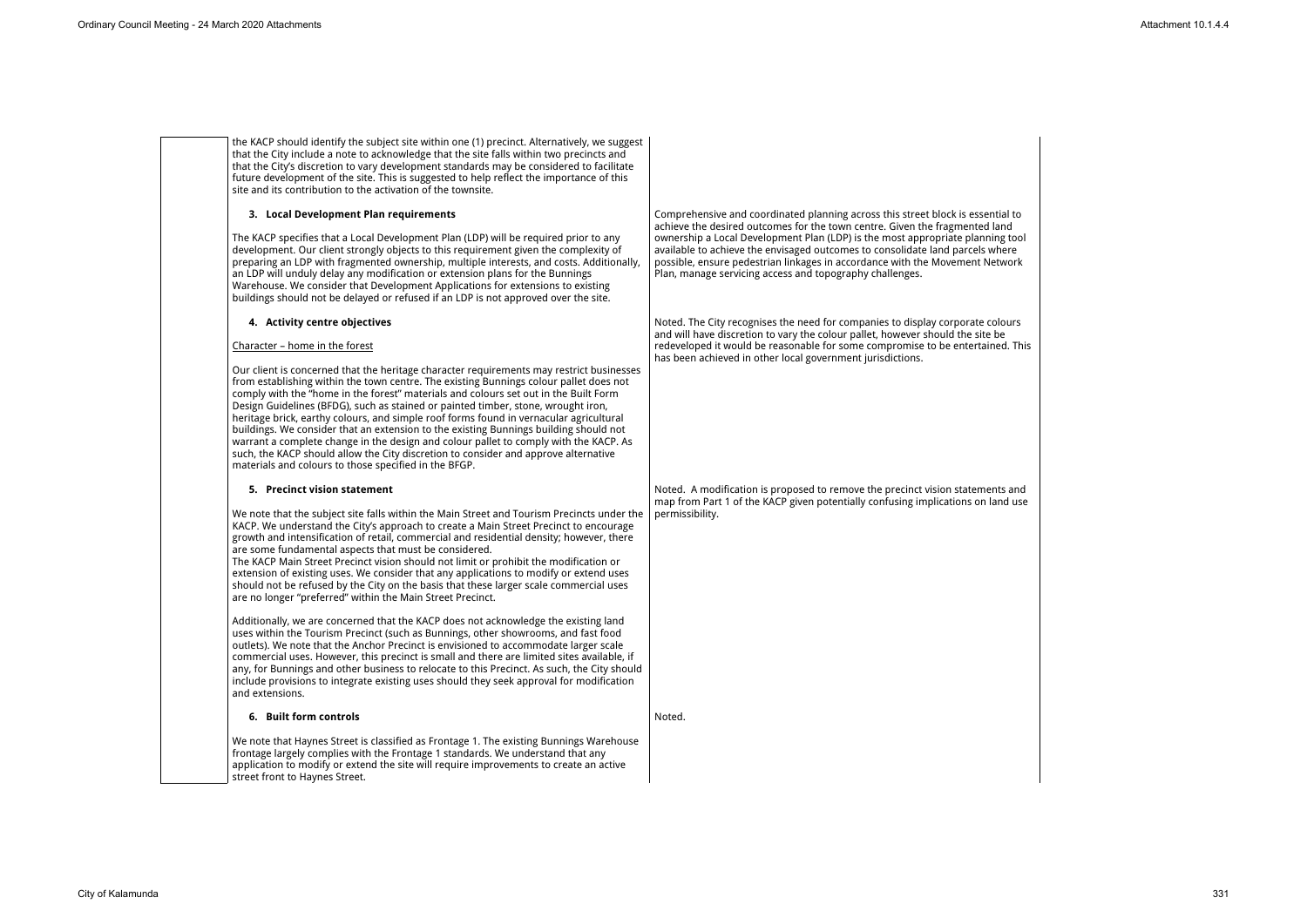| | | |
|---|---|---|
| | the KACP should identify the subject site within one (1) precinct. Alternatively, we suggest that the City include a note to acknowledge that the site falls within two precincts and that the City's discretion to vary development standards may be considered to facilitate future development of the site. This is suggested to help reflect the importance of this site and its contribution to the activation of the townsite. | |
| | **3. Local Development Plan requirements**<br><br>The KACP specifies that a Local Development Plan (LDP) will be required prior to any development. Our client strongly objects to this requirement given the complexity of preparing an LDP with fragmented ownership, multiple interests, and costs. Additionally, an LDP will unduly delay any modification or extension plans for the Bunnings Warehouse. We consider that Development Applications for extensions to existing buildings should not be delayed or refused if an LDP is not approved over the site. | Comprehensive and coordinated planning across this street block is essential to achieve the desired outcomes for the town centre. Given the fragmented land ownership a Local Development Plan (LDP) is the most appropriate planning tool available to achieve the envisaged outcomes to consolidate land parcels where possible, ensure pedestrian linkages in accordance with the Movement Network Plan, manage servicing access and topography challenges. |
| | **4. Activity centre objectives**<br><br>Character – home in the forest<br><br>Our client is concerned that the heritage character requirements may restrict businesses from establishing within the town centre. The existing Bunnings colour pallet does not comply with the "home in the forest" materials and colours set out in the Built Form Design Guidelines (BFDG), such as stained or painted timber, stone, wrought iron, heritage brick, earthy colours, and simple roof forms found in vernacular agricultural buildings. We consider that an extension to the existing Bunnings building should not warrant a complete change in the design and colour pallet to comply with the KACP. As such, the KACP should allow the City discretion to consider and approve alternative materials and colours to those specified in the BFGP. | Noted. The City recognises the need for companies to display corporate colours and will have discretion to vary the colour pallet, however should the site be redeveloped it would be reasonable for some compromise to be entertained. This has been achieved in other local government jurisdictions. |
| | **5. Precinct vision statement**<br><br>We note that the subject site falls within the Main Street and Tourism Precincts under the KACP. We understand the City's approach to create a Main Street Precinct to encourage growth and intensification of retail, commercial and residential density; however, there are some fundamental aspects that must be considered.<br>The KACP Main Street Precinct vision should not limit or prohibit the modification or extension of existing uses. We consider that any applications to modify or extend uses should not be refused by the City on the basis that these larger scale commercial uses are no longer "preferred" within the Main Street Precinct.<br><br>Additionally, we are concerned that the KACP does not acknowledge the existing land uses within the Tourism Precinct (such as Bunnings, other showrooms, and fast food outlets). We note that the Anchor Precinct is envisioned to accommodate larger scale commercial uses. However, this precinct is small and there are limited sites available, if any, for Bunnings and other business to relocate to this Precinct. As such, the City should include provisions to integrate existing uses should they seek approval for modification and extensions. | Noted. A modification is proposed to remove the precinct vision statements and map from Part 1 of the KACP given potentially confusing implications on land use permissibility. |
| | **6. Built form controls**<br><br>We note that Haynes Street is classified as Frontage 1. The existing Bunnings Warehouse frontage largely complies with the Frontage 1 standards. We understand that any application to modify or extend the site will require improvements to create an active street front to Haynes Street. | Noted. |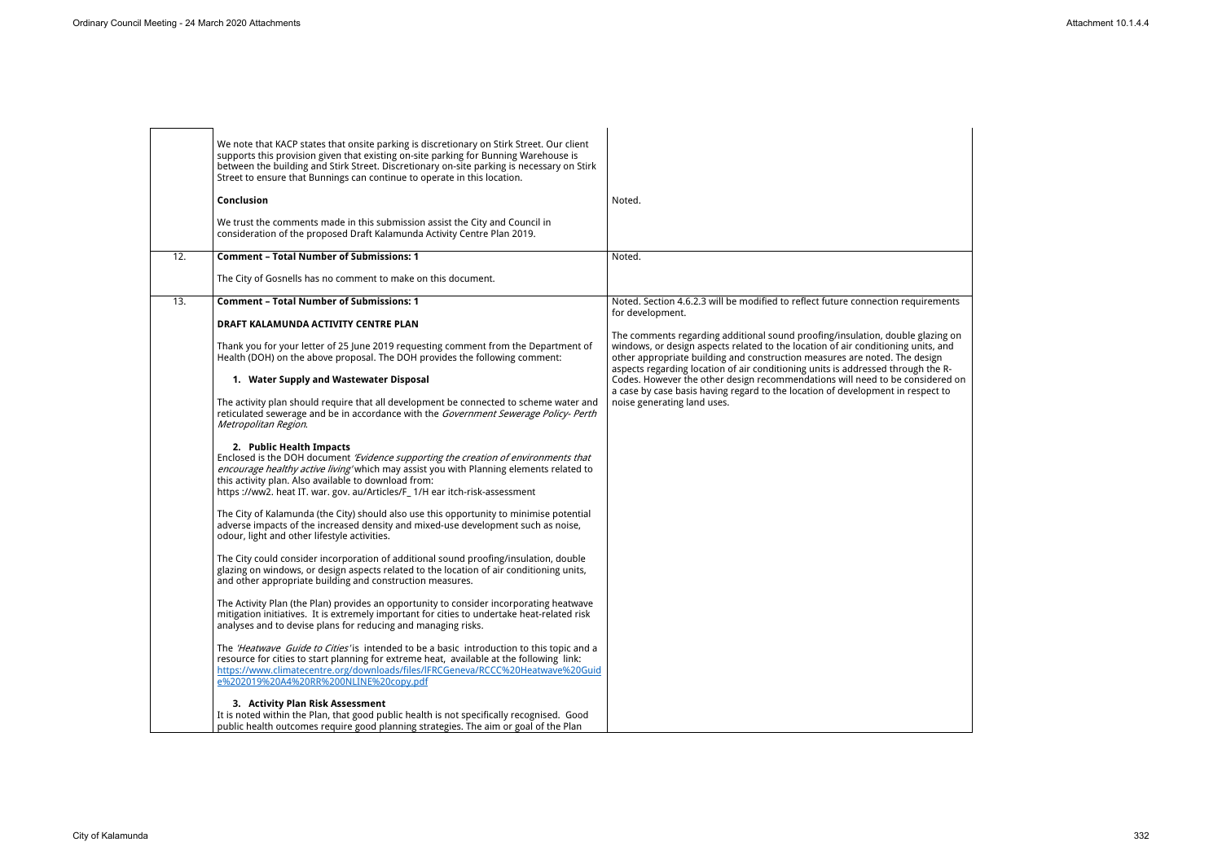| | | |
|---|---|---|
| | We note that KACP states that onsite parking is discretionary on Stirk Street. Our client supports this provision given that existing on-site parking for Bunning Warehouse is between the building and Stirk Street. Discretionary on-site parking is necessary on Stirk Street to ensure that Bunnings can continue to operate in this location.<br><br>**Conclusion**<br><br>We trust the comments made in this submission assist the City and Council in consideration of the proposed Draft Kalamunda Activity Centre Plan 2019. | <br><br><br><br>Noted. |
| 12. | **Comment – Total Number of Submissions: 1**<br><br>The City of Gosnells has no comment to make on this document. | Noted. |
| 13. | **Comment – Total Number of Submissions: 1**<br><br>**DRAFT KALAMUNDA ACTIVITY CENTRE PLAN**<br><br>Thank you for your letter of 25 June 2019 requesting comment from the Department of Health (DOH) on the above proposal. The DOH provides the following comment:<br><br>**1. Water Supply and Wastewater Disposal**<br><br>The activity plan should require that all development be connected to scheme water and reticulated sewerage and be in accordance with the *Government Sewerage Policy- Perth Metropolitan Region*.<br><br>**2. Public Health Impacts**<br>Enclosed is the DOH document *'Evidence supporting the creation of environments that encourage healthy active living'* which may assist you with Planning elements related to this activity plan. Also available to download from:<br>https ://ww2. heat IT. war. gov. au/Articles/F_ 1/H ear itch-risk-assessment<br><br>The City of Kalamunda (the City) should also use this opportunity to minimise potential adverse impacts of the increased density and mixed-use development such as noise, odour, light and other lifestyle activities.<br><br>The City could consider incorporation of additional sound proofing/insulation, double glazing on windows, or design aspects related to the location of air conditioning units, and other appropriate building and construction measures.<br><br>The Activity Plan (the Plan) provides an opportunity to consider incorporating heatwave mitigation initiatives. It is extremely important for cities to undertake heat-related risk analyses and to devise plans for reducing and managing risks.<br><br>The *'Heatwave Guide to Cities'* is intended to be a basic introduction to this topic and a resource for cities to start planning for extreme heat, available at the following link: https://www.climatecentre.org/downloads/files/IFRCGeneva/RCCC%20Heatwave%20Guide%202019%20A4%20RR%20ONLINE%20copy.pdf<br><br>**3. Activity Plan Risk Assessment**<br>It is noted within the Plan, that good public health is not specifically recognised. Good public health outcomes require good planning strategies. The aim or goal of the Plan | Noted. Section 4.6.2.3 will be modified to reflect future connection requirements for development.<br><br>The comments regarding additional sound proofing/insulation, double glazing on windows, or design aspects related to the location of air conditioning units, and other appropriate building and construction measures are noted. The design aspects regarding location of air conditioning units is addressed through the R-Codes. However the other design recommendations will need to be considered on a case by case basis having regard to the location of development in respect to noise generating land uses. |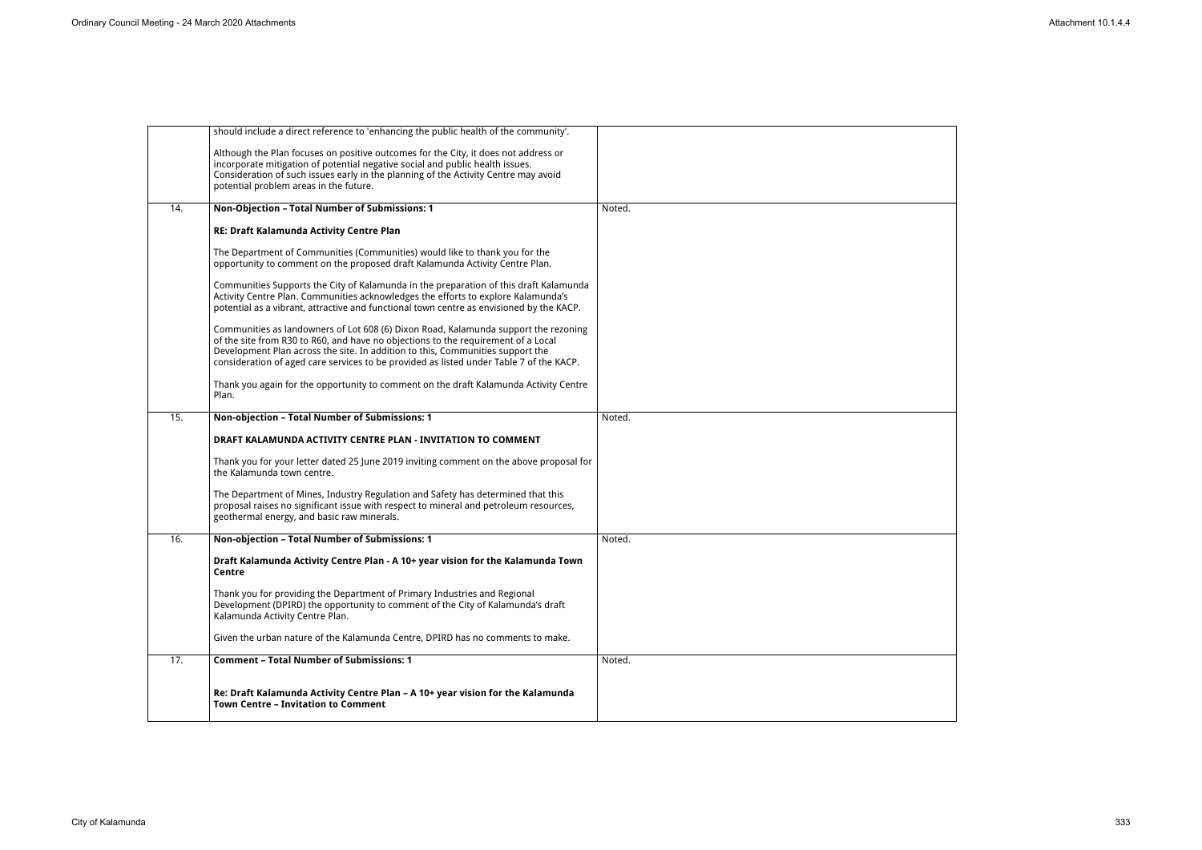| | | |
|---|---|---|
| | should include a direct reference to 'enhancing the public health of the community'.<br><br>Although the Plan focuses on positive outcomes for the City, it does not address or incorporate mitigation of potential negative social and public health issues. Consideration of such issues early in the planning of the Activity Centre may avoid potential problem areas in the future. | |
| 14. | **Non-Objection – Total Number of Submissions: 1**<br><br>**RE: Draft Kalamunda Activity Centre Plan**<br><br>The Department of Communities (Communities) would like to thank you for the opportunity to comment on the proposed draft Kalamunda Activity Centre Plan.<br><br>Communities Supports the City of Kalamunda in the preparation of this draft Kalamunda Activity Centre Plan. Communities acknowledges the efforts to explore Kalamunda's potential as a vibrant, attractive and functional town centre as envisioned by the KACP.<br><br>Communities as landowners of Lot 608 (6) Dixon Road, Kalamunda support the rezoning of the site from R30 to R60, and have no objections to the requirement of a Local Development Plan across the site. In addition to this, Communities support the consideration of aged care services to be provided as listed under Table 7 of the KACP.<br><br>Thank you again for the opportunity to comment on the draft Kalamunda Activity Centre Plan. | Noted. |
| 15. | **Non-objection – Total Number of Submissions: 1**<br><br>**DRAFT KALAMUNDA ACTIVITY CENTRE PLAN - INVITATION TO COMMENT**<br><br>Thank you for your letter dated 25 June 2019 inviting comment on the above proposal for the Kalamunda town centre.<br><br>The Department of Mines, Industry Regulation and Safety has determined that this proposal raises no significant issue with respect to mineral and petroleum resources, geothermal energy, and basic raw minerals. | Noted. |
| 16. | **Non-objection – Total Number of Submissions: 1**<br><br>**Draft Kalamunda Activity Centre Plan - A 10+ year vision for the Kalamunda Town Centre**<br><br>Thank you for providing the Department of Primary Industries and Regional Development (DPIRD) the opportunity to comment of the City of Kalamunda's draft Kalamunda Activity Centre Plan.<br><br>Given the urban nature of the Kalamunda Centre, DPIRD has no comments to make. | Noted. |
| 17. | **Comment – Total Number of Submissions: 1**<br><br>**Re: Draft Kalamunda Activity Centre Plan – A 10+ year vision for the Kalamunda Town Centre – Invitation to Comment** | Noted. |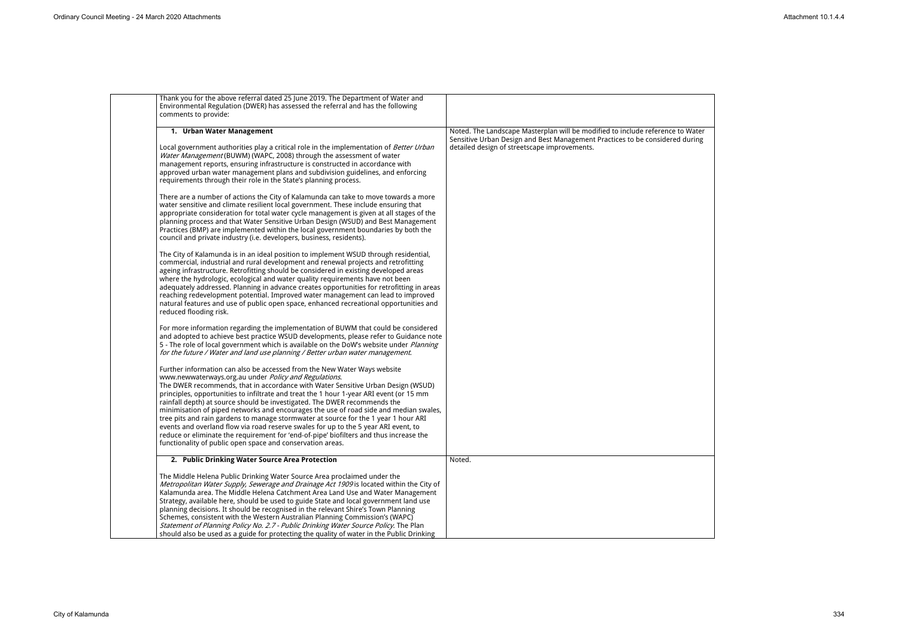| | Submission | Response |
|---|---|---|
| | Thank you for the above referral dated 25 June 2019. The Department of Water and Environmental Regulation (DWER) has assessed the referral and has the following comments to provide: | |
| | **1. Urban Water Management**<br><br>Local government authorities play a critical role in the implementation of *Better Urban Water Management* (BUWM) (WAPC, 2008) through the assessment of water management reports, ensuring infrastructure is constructed in accordance with approved urban water management plans and subdivision guidelines, and enforcing requirements through their role in the State's planning process.<br><br>There are a number of actions the City of Kalamunda can take to move towards a more water sensitive and climate resilient local government. These include ensuring that appropriate consideration for total water cycle management is given at all stages of the planning process and that Water Sensitive Urban Design (WSUD) and Best Management Practices (BMP) are implemented within the local government boundaries by both the council and private industry (i.e. developers, business, residents).<br><br>The City of Kalamunda is in an ideal position to implement WSUD through residential, commercial, industrial and rural development and renewal projects and retrofitting ageing infrastructure. Retrofitting should be considered in existing developed areas where the hydrologic, ecological and water quality requirements have not been adequately addressed. Planning in advance creates opportunities for retrofitting in areas reaching redevelopment potential. Improved water management can lead to improved natural features and use of public open space, enhanced recreational opportunities and reduced flooding risk.<br><br>For more information regarding the implementation of BUWM that could be considered and adopted to achieve best practice WSUD developments, please refer to Guidance note 5 - The role of local government which is available on the DoW's website under *Planning for the future / Water and land use planning / Better urban water management*.<br><br>Further information can also be accessed from the New Water Ways website www.newwaterways.org.au under *Policy and Regulations*.<br>The DWER recommends, that in accordance with Water Sensitive Urban Design (WSUD) principles, opportunities to infiltrate and treat the 1 hour 1-year ARI event (or 15 mm rainfall depth) at source should be investigated. The DWER recommends the minimisation of piped networks and encourages the use of road side and median swales, tree pits and rain gardens to manage stormwater at source for the 1 year 1 hour ARI events and overland flow via road reserve swales for up to the 5 year ARI event, to reduce or eliminate the requirement for 'end-of-pipe' biofilters and thus increase the functionality of public open space and conservation areas. | Noted. The Landscape Masterplan will be modified to include reference to Water Sensitive Urban Design and Best Management Practices to be considered during detailed design of streetscape improvements. |
| | **2. Public Drinking Water Source Area Protection**<br><br>The Middle Helena Public Drinking Water Source Area proclaimed under the *Metropolitan Water Supply, Sewerage and Drainage Act 1909* is located within the City of Kalamunda area. The Middle Helena Catchment Area Land Use and Water Management Strategy, available here, should be used to guide State and local government land use planning decisions. It should be recognised in the relevant Shire's Town Planning Schemes, consistent with the Western Australian Planning Commission's (WAPC) *Statement of Planning Policy No. 2.7 - Public Drinking Water Source Policy*. The Plan should also be used as a guide for protecting the quality of water in the Public Drinking | Noted. |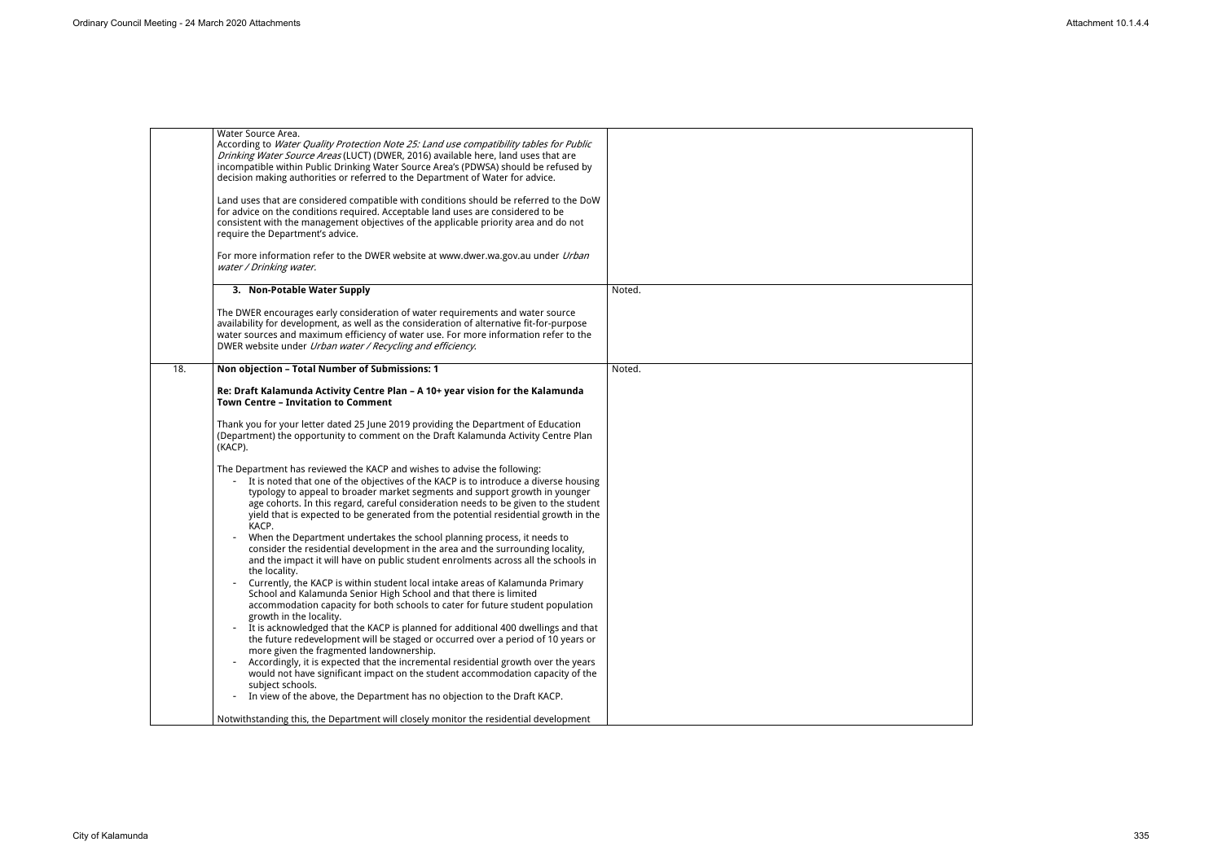|  |  |  |
|---|---|---|
|  | Water Source Area.<br>According to *Water Quality Protection Note 25: Land use compatibility tables for Public Drinking Water Source Areas* (LUCT) (DWER, 2016) available here, land uses that are incompatible within Public Drinking Water Source Area's (PDWSA) should be refused by decision making authorities or referred to the Department of Water for advice.<br><br>Land uses that are considered compatible with conditions should be referred to the DoW for advice on the conditions required. Acceptable land uses are considered to be consistent with the management objectives of the applicable priority area and do not require the Department's advice.<br><br>For more information refer to the DWER website at www.dwer.wa.gov.au under *Urban water / Drinking water.* |  |
|  | **3. Non-Potable Water Supply**<br><br>The DWER encourages early consideration of water requirements and water source availability for development, as well as the consideration of alternative fit-for-purpose water sources and maximum efficiency of water use. For more information refer to the DWER website under *Urban water / Recycling and efficiency.* | Noted. |
| 18. | **Non objection – Total Number of Submissions: 1**<br><br>**Re: Draft Kalamunda Activity Centre Plan – A 10+ year vision for the Kalamunda Town Centre – Invitation to Comment**<br><br>Thank you for your letter dated 25 June 2019 providing the Department of Education (Department) the opportunity to comment on the Draft Kalamunda Activity Centre Plan (KACP).<br><br>The Department has reviewed the KACP and wishes to advise the following:<br>- It is noted that one of the objectives of the KACP is to introduce a diverse housing typology to appeal to broader market segments and support growth in younger age cohorts. In this regard, careful consideration needs to be given to the student yield that is expected to be generated from the potential residential growth in the KACP.<br>- When the Department undertakes the school planning process, it needs to consider the residential development in the area and the surrounding locality, and the impact it will have on public student enrolments across all the schools in the locality.<br>- Currently, the KACP is within student local intake areas of Kalamunda Primary School and Kalamunda Senior High School and that there is limited accommodation capacity for both schools to cater for future student population growth in the locality.<br>- It is acknowledged that the KACP is planned for additional 400 dwellings and that the future redevelopment will be staged or occurred over a period of 10 years or more given the fragmented landownership.<br>- Accordingly, it is expected that the incremental residential growth over the years would not have significant impact on the student accommodation capacity of the subject schools.<br>- In view of the above, the Department has no objection to the Draft KACP.<br><br>Notwithstanding this, the Department will closely monitor the residential development | Noted. |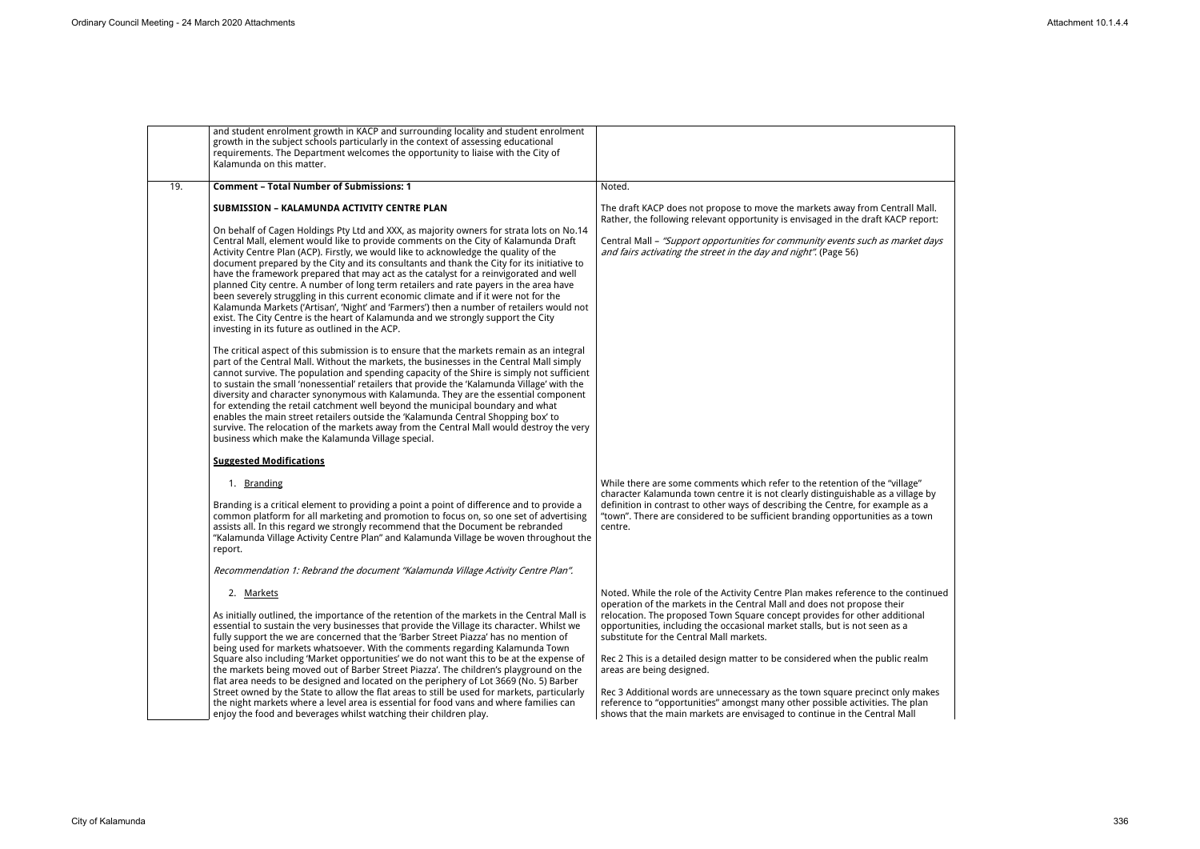| | | |
|---|---|---|
| | and student enrolment growth in KACP and surrounding locality and student enrolment growth in the subject schools particularly in the context of assessing educational requirements. The Department welcomes the opportunity to liaise with the City of Kalamunda on this matter. | |
| 19. | **Comment – Total Number of Submissions: 1**<br><br>**SUBMISSION – KALAMUNDA ACTIVITY CENTRE PLAN**<br><br>On behalf of Cagen Holdings Pty Ltd and XXX, as majority owners for strata lots on No.14 Central Mall, element would like to provide comments on the City of Kalamunda Draft Activity Centre Plan (ACP). Firstly, we would like to acknowledge the quality of the document prepared by the City and its consultants and thank the City for its initiative to have the framework prepared that may act as the catalyst for a reinvigorated and well planned City centre. A number of long term retailers and rate payers in the area have been severely struggling in this current economic climate and if it were not for the Kalamunda Markets ('Artisan', 'Night' and 'Farmers') then a number of retailers would not exist. The City Centre is the heart of Kalamunda and we strongly support the City investing in its future as outlined in the ACP.<br><br>The critical aspect of this submission is to ensure that the markets remain as an integral part of the Central Mall. Without the markets, the businesses in the Central Mall simply cannot survive. The population and spending capacity of the Shire is simply not sufficient to sustain the small 'nonessential' retailers that provide the 'Kalamunda Village' with the diversity and character synonymous with Kalamunda. They are the essential component for extending the retail catchment well beyond the municipal boundary and what enables the main street retailers outside the 'Kalamunda Central Shopping box' to survive. The relocation of the markets away from the Central Mall would destroy the very business which make the Kalamunda Village special.<br><br>**<u>Suggested Modifications</u>**<br><br>1. <u>Branding</u><br><br>Branding is a critical element to providing a point a point of difference and to provide a common platform for all marketing and promotion to focus on, so one set of advertising assists all. In this regard we strongly recommend that the Document be rebranded "Kalamunda Village Activity Centre Plan" and Kalamunda Village be woven throughout the report.<br><br>*Recommendation 1: Rebrand the document "Kalamunda Village Activity Centre Plan".*<br><br>2. <u>Markets</u><br><br>As initially outlined, the importance of the retention of the markets in the Central Mall is essential to sustain the very businesses that provide the Village its character. Whilst we fully support the we are concerned that the 'Barber Street Piazza' has no mention of being used for markets whatsoever. With the comments regarding Kalamunda Town Square also including 'Market opportunities' we do not want this to be at the expense of the markets being moved out of Barber Street Piazza'. The children's playground on the flat area needs to be designed and located on the periphery of Lot 3669 (No. 5) Barber Street owned by the State to allow the flat areas to still be used for markets, particularly the night markets where a level area is essential for food vans and where families can enjoy the food and beverages whilst watching their children play. | Noted.<br><br>The draft KACP does not propose to move the markets away from Centrall Mall. Rather, the following relevant opportunity is envisaged in the draft KACP report:<br><br>Central Mall – *"Support opportunities for community events such as market days and fairs activating the street in the day and night".* (Page 56)<br><br><br><br><br><br><br><br><br><br><br><br><br><br><br>While there are some comments which refer to the retention of the "village" character Kalamunda town centre it is not clearly distinguishable as a village by definition in contrast to other ways of describing the Centre, for example as a "town". There are considered to be sufficient branding opportunities as a town centre.<br><br><br><br>Noted. While the role of the Activity Centre Plan makes reference to the continued operation of the markets in the Central Mall and does not propose their relocation. The proposed Town Square concept provides for other additional opportunities, including the occasional market stalls, but is not seen as a substitute for the Central Mall markets.<br><br>Rec 2 This is a detailed design matter to be considered when the public realm areas are being designed.<br><br>Rec 3 Additional words are unnecessary as the town square precinct only makes reference to "opportunities" amongst many other possible activities. The plan shows that the main markets are envisaged to continue in the Central Mall |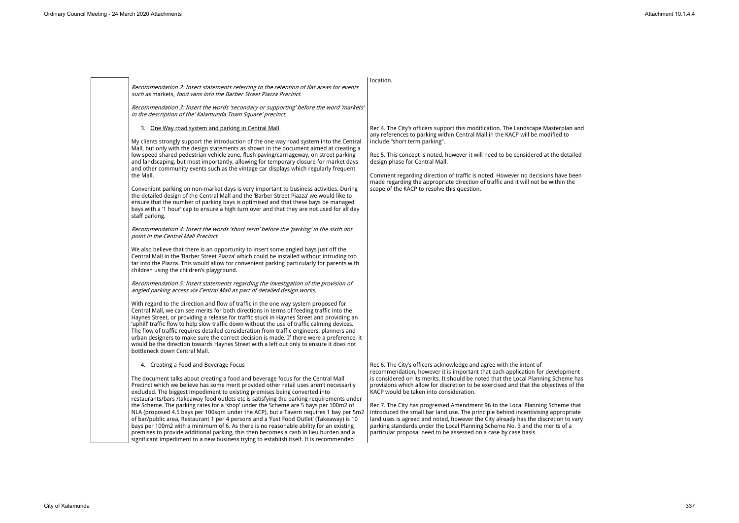| | Submission | Response |
|---|---|---|
| | *Recommendation 2: Insert statements referring to the retention of flat areas for events such as* markets, *food vans into the Barber Street Piazza Precinct.*<br><br>*Recommendation 3: Insert the words 'secondary or supporting' before the word 'markets' in the description of the' Kalamunda Town Square' precinct.* | location. |
| | 3. One Way road system and parking in Central Mall.<br><br>My clients strongly support the introduction of the one way road system into the Central Mall, but only with the design statements as shown in the document aimed at creating a low speed shared pedestrian vehicle zone, flush paving/carriageway, on street parking and landscaping, but most importantly, allowing for temporary closure for market days and other community events such as the vintage car displays which regularly frequent the Mall.<br><br>Convenient parking on non-market days is very important to business activities. During the detailed design of the Central Mall and the 'Barber Street Piazza' we would like to ensure that the number of parking bays is optimised and that these bays be managed bays with a '1 hour' cap to ensure a high turn over and that they are not used for all day staff parking.<br><br>*Recommendation 4: Insert the words 'short term' before the 'parking' in the sixth dot point in the Central Mall Precinct.*<br><br>We also believe that there is an opportunity to insert some angled bays just off the Central Mall in the 'Barber Street Piazza' which could be installed without intruding too far into the Piazza. This would allow for convenient parking particularly for parents with children using the children's playground.<br><br>*Recommendation 5: Insert statements regarding the investigation of the provision of angled parking access via Central Mall as part of detailed design works.*<br><br>With regard to the direction and flow of traffic in the one way system proposed for Central Mall, we can see merits for both directions in terms of feeding traffic into the Haynes Street, or providing a release for traffic stuck in Haynes Street and providing an 'uphill' traffic flow to help slow traffic down without the use of traffic calming devices. The flow of traffic requires detailed consideration from traffic engineers, planners and urban designers to make sure the correct decision is made. If there were a preference, it would be the direction towards Haynes Street with a left out only to ensure it does not bottleneck down Central Mall. | Rec 4. The City's officers support this modification. The Landscape Masterplan and any references to parking within Central Mall in the KACP will be modified to include "short term parking".<br><br>Rec 5. This concept is noted, however it will need to be considered at the detailed design phase for Central Mall.<br><br>Comment regarding direction of traffic is noted. However no decisions have been made regarding the appropriate direction of traffic and it will not be within the scope of the KACP to resolve this question. |
| | 4. Creating a Food and Beverage Focus<br><br>The document talks about creating a food and beverage focus for the Central Mall Precinct which we believe has some merit provided other retail uses aren't necessarily excluded. The biggest impediment to existing premises being converted into restaurants/bars /takeaway food outlets etc is satisfying the parking requirements under the Scheme. The parking rates for a 'shop' under the Scheme are 5 bays per 100m2 of NLA (proposed 4.5 bays per 100sqm under the ACP), but a Tavern requires 1 bay per 5m2 of bar/public area, Restaurant 1 per 4 persons and a 'Fast Food Outlet' (Takeaway) is 10 bays per 100m2 with a minimum of 6. As there is no reasonable ability for an existing premises to provide additional parking, this then becomes a cash in lieu burden and a significant impediment to a new business trying to establish itself. It is recommended | Rec 6. The City's officers acknowledge and agree with the intent of recommendation, however it is important that each application for development is considered on its merits. It should be noted that the Local Planning Scheme has provisions which allow for discretion to be exercised and that the objectives of the KACP would be taken into consideration.<br><br>Rec 7. The City has progressed Amendment 96 to the Local Planning Scheme that introduced the small bar land use. The principle behind incentivising appropriate land uses is agreed and noted, however the City already has the discretion to vary parking standards under the Local Planning Scheme No. 3 and the merits of a particular proposal need to be assessed on a case by case basis. |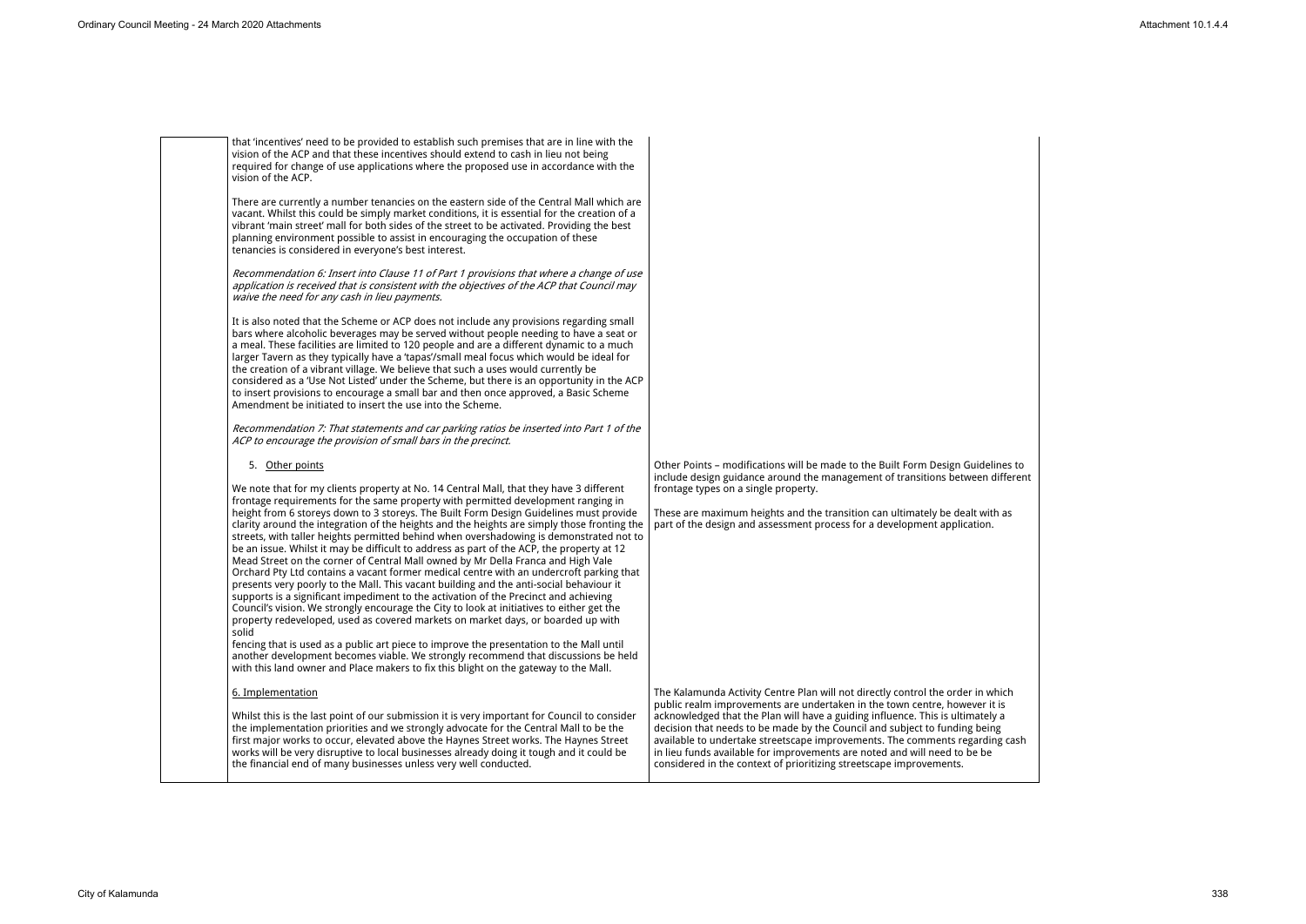| | | |
|---|---|---|
| | that 'incentives' need to be provided to establish such premises that are in line with the vision of the ACP and that these incentives should extend to cash in lieu not being required for change of use applications where the proposed use in accordance with the vision of the ACP.<br><br>There are currently a number tenancies on the eastern side of the Central Mall which are vacant. Whilst this could be simply market conditions, it is essential for the creation of a vibrant 'main street' mall for both sides of the street to be activated. Providing the best planning environment possible to assist in encouraging the occupation of these tenancies is considered in everyone's best interest.<br><br>*Recommendation 6: Insert into Clause 11 of Part 1 provisions that where a change of use application is received that is consistent with the objectives of the ACP that Council may waive the need for any cash in lieu payments.*<br><br>It is also noted that the Scheme or ACP does not include any provisions regarding small bars where alcoholic beverages may be served without people needing to have a seat or a meal. These facilities are limited to 120 people and are a different dynamic to a much larger Tavern as they typically have a 'tapas'/small meal focus which would be ideal for the creation of a vibrant village. We believe that such a uses would currently be considered as a 'Use Not Listed' under the Scheme, but there is an opportunity in the ACP to insert provisions to encourage a small bar and then once approved, a Basic Scheme Amendment be initiated to insert the use into the Scheme.<br><br>*Recommendation 7: That statements and car parking ratios be inserted into Part 1 of the ACP to encourage the provision of small bars in the precinct.* | |
| | 5. <u>Other points</u><br><br>We note that for my clients property at No. 14 Central Mall, that they have 3 different frontage requirements for the same property with permitted development ranging in height from 6 storeys down to 3 storeys. The Built Form Design Guidelines must provide clarity around the integration of the heights and the heights are simply those fronting the streets, with taller heights permitted behind when overshadowing is demonstrated not to be an issue. Whilst it may be difficult to address as part of the ACP, the property at 12 Mead Street on the corner of Central Mall owned by Mr Della Franca and High Vale Orchard Pty Ltd contains a vacant former medical centre with an undercroft parking that presents very poorly to the Mall. This vacant building and the anti-social behaviour it supports is a significant impediment to the activation of the Precinct and achieving Council's vision. We strongly encourage the City to look at initiatives to either get the property redeveloped, used as covered markets on market days, or boarded up with solid<br>fencing that is used as a public art piece to improve the presentation to the Mall until another development becomes viable. We strongly recommend that discussions be held with this land owner and Place makers to fix this blight on the gateway to the Mall. | Other Points – modifications will be made to the Built Form Design Guidelines to include design guidance around the management of transitions between different frontage types on a single property.<br><br>These are maximum heights and the transition can ultimately be dealt with as part of the design and assessment process for a development application. |
| | <u>6. Implementation</u><br><br>Whilst this is the last point of our submission it is very important for Council to consider the implementation priorities and we strongly advocate for the Central Mall to be the first major works to occur, elevated above the Haynes Street works. The Haynes Street works will be very disruptive to local businesses already doing it tough and it could be the financial end of many businesses unless very well conducted. | The Kalamunda Activity Centre Plan will not directly control the order in which public realm improvements are undertaken in the town centre, however it is acknowledged that the Plan will have a guiding influence. This is ultimately a decision that needs to be made by the Council and subject to funding being available to undertake streetscape improvements. The comments regarding cash in lieu funds available for improvements are noted and will need to be be considered in the context of prioritizing streetscape improvements. |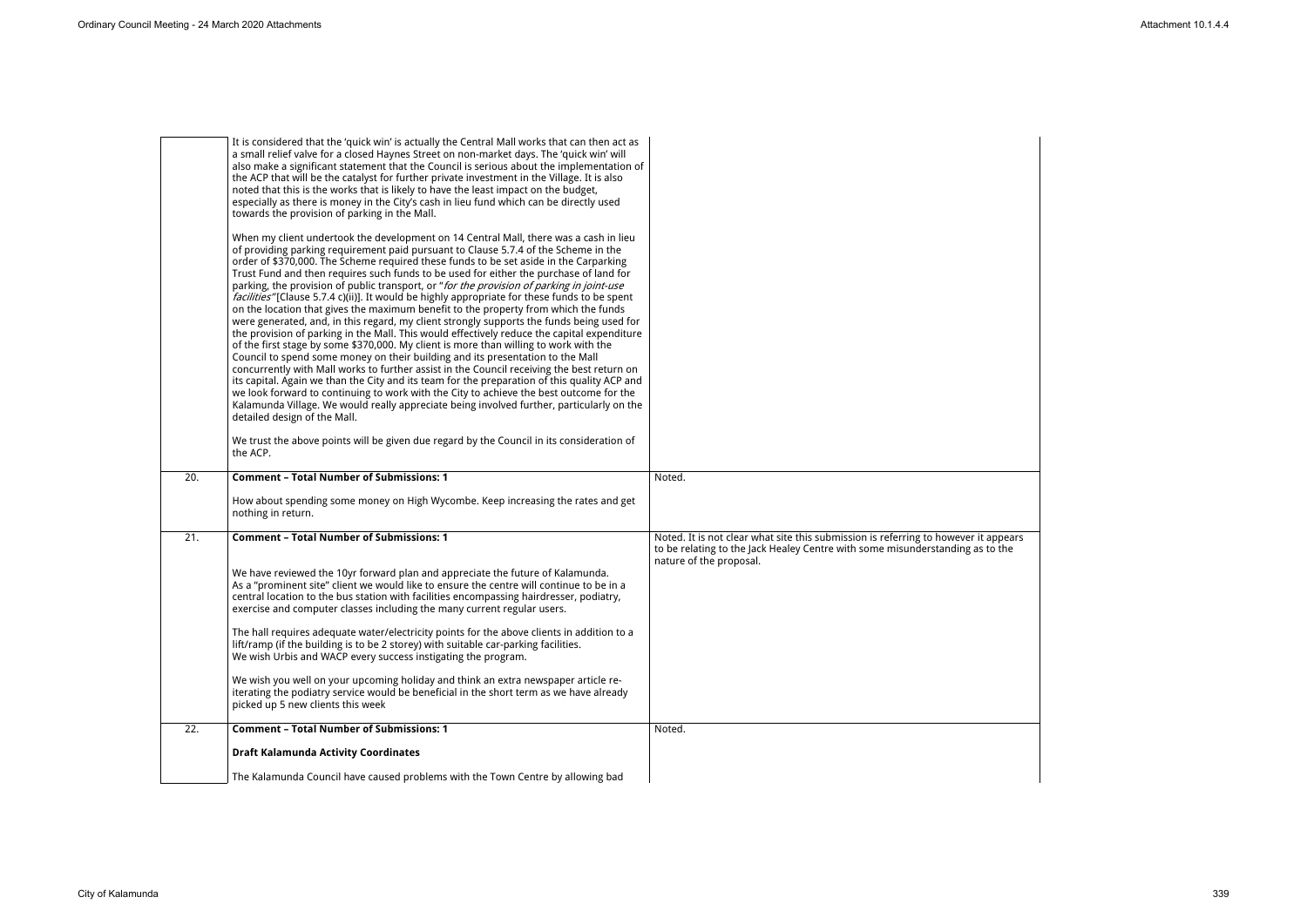| | | |
|---|---|---|
| | It is considered that the 'quick win' is actually the Central Mall works that can then act as a small relief valve for a closed Haynes Street on non-market days. The 'quick win' will also make a significant statement that the Council is serious about the implementation of the ACP that will be the catalyst for further private investment in the Village. It is also noted that this is the works that is likely to have the least impact on the budget, especially as there is money in the City's cash in lieu fund which can be directly used towards the provision of parking in the Mall.<br><br>When my client undertook the development on 14 Central Mall, there was a cash in lieu of providing parking requirement paid pursuant to Clause 5.7.4 of the Scheme in the order of \$370,000. The Scheme required these funds to be set aside in the Carparking Trust Fund and then requires such funds to be used for either the purchase of land for parking, the provision of public transport, or "*for the provision of parking in joint-use facilities"* [Clause 5.7.4 c)(ii)]. It would be highly appropriate for these funds to be spent on the location that gives the maximum benefit to the property from which the funds were generated, and, in this regard, my client strongly supports the funds being used for the provision of parking in the Mall. This would effectively reduce the capital expenditure of the first stage by some \$370,000. My client is more than willing to work with the Council to spend some money on their building and its presentation to the Mall concurrently with Mall works to further assist in the Council receiving the best return on its capital. Again we than the City and its team for the preparation of this quality ACP and we look forward to continuing to work with the City to achieve the best outcome for the Kalamunda Village. We would really appreciate being involved further, particularly on the detailed design of the Mall.<br><br>We trust the above points will be given due regard by the Council in its consideration of the ACP. | |
| 20. | **Comment – Total Number of Submissions: 1**<br><br>How about spending some money on High Wycombe. Keep increasing the rates and get nothing in return. | Noted. |
| 21. | **Comment – Total Number of Submissions: 1**<br><br>We have reviewed the 10yr forward plan and appreciate the future of Kalamunda. As a "prominent site" client we would like to ensure the centre will continue to be in a central location to the bus station with facilities encompassing hairdresser, podiatry, exercise and computer classes including the many current regular users.<br><br>The hall requires adequate water/electricity points for the above clients in addition to a lift/ramp (if the building is to be 2 storey) with suitable car-parking facilities. We wish Urbis and WACP every success instigating the program.<br><br>We wish you well on your upcoming holiday and think an extra newspaper article re-iterating the podiatry service would be beneficial in the short term as we have already picked up 5 new clients this week | Noted. It is not clear what site this submission is referring to however it appears to be relating to the Jack Healey Centre with some misunderstanding as to the nature of the proposal. |
| 22. | **Comment – Total Number of Submissions: 1**<br><br>**Draft Kalamunda Activity Coordinates**<br><br>The Kalamunda Council have caused problems with the Town Centre by allowing bad | Noted. |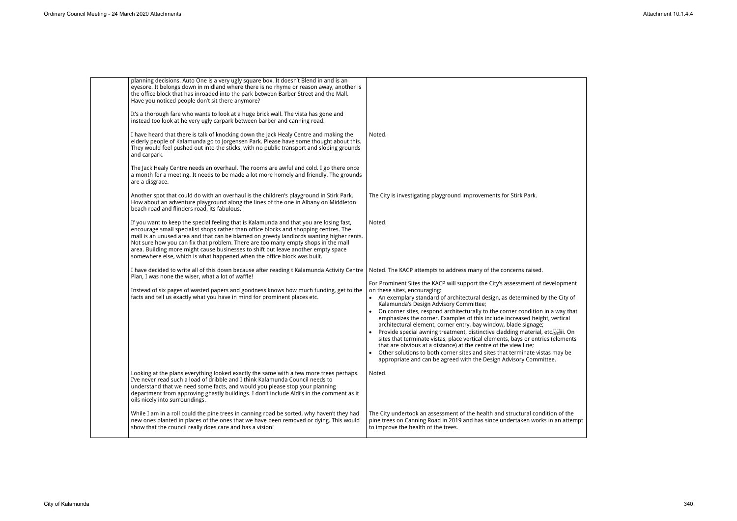| | | |
|---|---|---|
| | planning decisions. Auto One is a very ugly square box. It doesn't Blend in and is an eyesore. It belongs down in midland where there is no rhyme or reason away, another is the office block that has inroaded into the park between Barber Street and the Mall. Have you noticed people don't sit there anymore?<br><br>It's a thorough fare who wants to look at a huge brick wall. The vista has gone and instead too look at he very ugly carpark between barber and canning road. | |
| | I have heard that there is talk of knocking down the Jack Healy Centre and making the elderly people of Kalamunda go to Jorgensen Park. Please have some thought about this. They would feel pushed out into the sticks, with no public transport and sloping grounds and carpark.<br><br>The Jack Healy Centre needs an overhaul. The rooms are awful and cold. I go there once a month for a meeting. It needs to be made a lot more homely and friendly. The grounds are a disgrace. | Noted. |
| | Another spot that could do with an overhaul is the children's playground in Stirk Park. How about an adventure playground along the lines of the one in Albany on Middleton beach road and flinders road, its fabulous. | The City is investigating playground improvements for Stirk Park. |
| | If you want to keep the special feeling that is Kalamunda and that you are losing fast, encourage small specialist shops rather than office blocks and shopping centres. The mall is an unused area and that can be blamed on greedy landlords wanting higher rents. Not sure how you can fix that problem. There are too many empty shops in the mall area. Building more might cause businesses to shift but leave another empty space somewhere else, which is what happened when the office block was built. | Noted. |
| | I have decided to write all of this down because after reading t Kalamunda Activity Centre Plan, I was none the wiser, what a lot of waffle!<br><br>Instead of six pages of wasted papers and goodness knows how much funding, get to the facts and tell us exactly what you have in mind for prominent places etc. | Noted. The KACP attempts to address many of the concerns raised.<br><br>For Prominent Sites the KACP will support the City's assessment of development on these sites, encouraging:<br>• An exemplary standard of architectural design, as determined by the City of Kalamunda's Design Advisory Committee;<br>• On corner sites, respond architecturally to the corner condition in a way that emphasizes the corner. Examples of this include increased height, vertical architectural element, corner entry, bay window, blade signage;<br>• Provide special awning treatment, distinctive cladding material, etc. iii. On sites that terminate vistas, place vertical elements, bays or entries (elements that are obvious at a distance) at the centre of the view line;<br>• Other solutions to both corner sites and sites that terminate vistas may be appropriate and can be agreed with the Design Advisory Committee. |
| | Looking at the plans everything looked exactly the same with a few more trees perhaps. I've never read such a load of dribble and I think Kalamunda Council needs to understand that we need some facts, and would you please stop your planning department from approving ghastly buildings. I don't include Aldi's in the comment as it oils nicely into surroundings. | Noted. |
| | While I am in a roll could the pine trees in canning road be sorted, why haven't they had new ones planted in places of the ones that we have been removed or dying. This would show that the council really does care and has a vision! | The City undertook an assessment of the health and structural condition of the pine trees on Canning Road in 2019 and has since undertaken works in an attempt to improve the health of the trees. |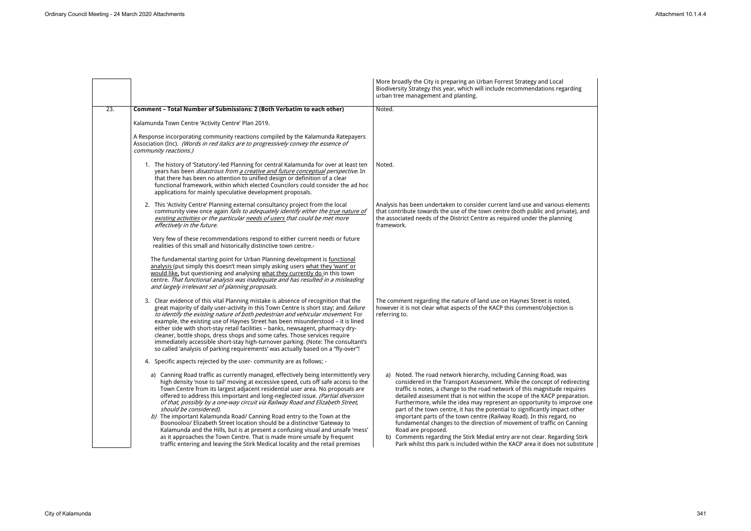| | | |
|---|---|---|
| | | More broadly the City is preparing an Urban Forrest Strategy and Local Biodiversity Strategy this year, which will include recommendations regarding urban tree management and planting. |
| 23. | **Comment – Total Number of Submissions: 2 (Both Verbatim to each other)**<br><br>Kalamunda Town Centre 'Activity Centre' Plan 2019.<br><br>A Response incorporating community reactions compiled by the Kalamunda Ratepayers Association (Inc). *(Words in red italics are to progressively convey the essence of community reactions.)* | Noted. |
| | 1. The history of 'Statutory'-led Planning for central Kalamunda for over at least ten years has been *disastrous from a creative and future conceptual perspective*. In that there has been no attention to unified design or definition of a clear functional framework, within which elected Councilors could consider the ad hoc applications for mainly speculative development proposals. | Noted. |
| | 2. This 'Activity Centre' Planning external consultancy project from the local community view once again *fails to adequately identify either the true nature of existing activities or the particular needs of users that could be met more effectively in the future.*<br><br>Very few of these recommendations respond to either current needs or future realities of this small and historically distinctive town centre.-<br><br>The fundamental starting point for Urban Planning development is functional analysis (put simply this doesn't mean simply asking users what they 'want' or would like, but questioning and analysing what they currently do in this town centre. *That functional analysis was inadequate and has resulted in a misleading and largely irrelevant set of planning proposals.* | Analysis has been undertaken to consider current land use and various elements that contribute towards the use of the town centre (both public and private), and the associated needs of the District Centre as required under the planning framework. |
| | 3. Clear evidence of this vital Planning mistake is absence of recognition that the great majority of daily user-activity in this Town Centre is short stay; and *failure to identify the existing nature of both pedestrian and vehicular movement*. For example, the existing use of Haynes Street has been misunderstood – it is lined either side with short-stay retail facilities – banks, newsagent, pharmacy dry-cleaner, bottle shops, dress shops and some cafes. Those services require immediately accessible short-stay high-turnover parking. (Note: The consultant's so called 'analysis of parking requirements' was actually based on a "fly-over"! | The comment regarding the nature of land use on Haynes Street is noted, however it is not clear what aspects of the KACP this comment/objection is referring to. |
| | 4. Specific aspects rejected by the user- community are as follows; -<br><br>a) Canning Road traffic as currently managed, effectively being intermittently very high density 'nose to tail' moving at excessive speed, cuts off safe access to the Town Centre from its largest adjacent residential user area. No proposals are offered to address this important and long-neglected issue. *(Partial diversion of that, possibly by a one-way circuit via Railway Road and Elizabeth Street, should be considered).*<br>*b)* The important Kalamunda Road/ Canning Road entry to the Town at the Boonooloo/ Elizabeth Street location should be a distinctive 'Gateway to Kalamunda and the Hills, but is at present a confusing visual and unsafe 'mess' as it approaches the Town Centre. That is made more unsafe by frequent traffic entering and leaving the Stirk Medical locality and the retail premises | a) Noted. The road network hierarchy, including Canning Road, was considered in the Transport Assessment. While the concept of redirecting traffic is notes, a change to the road network of this magnitude requires detailed assessment that is not within the scope of the KACP preparation. Furthermore, while the idea may represent an opportunity to improve one part of the town centre, it has the potential to significantly impact other important parts of the town centre (Railway Road). In this regard, no fundamental changes to the direction of movement of traffic on Canning Road are proposed.<br>b) Comments regarding the Stirk Medial entry are not clear. Regarding Stirk Park whilst this park is included within the KACP area it does not substitute |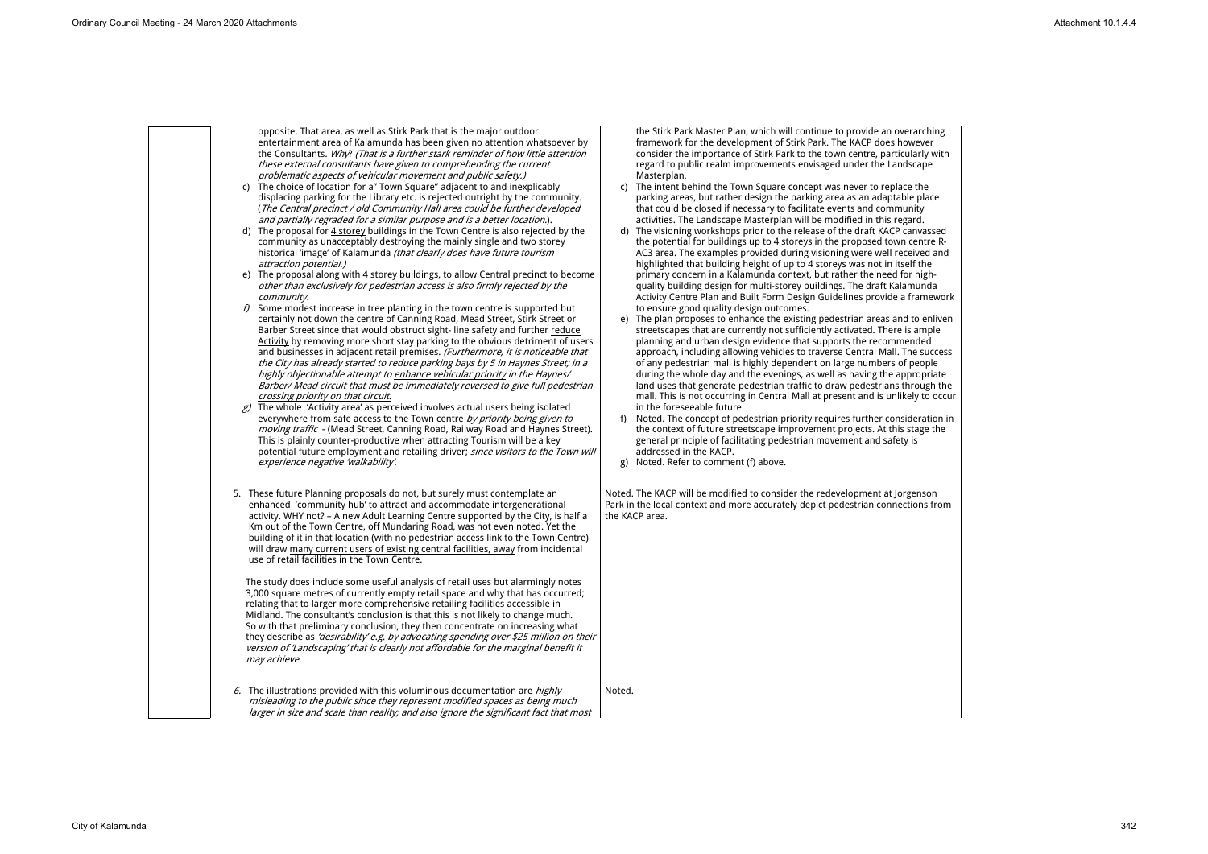| | | |
|---|---|---|
| | opposite. That area, as well as Stirk Park that is the major outdoor entertainment area of Kalamunda has been given no attention whatsoever by the Consultants. *Why? (That is a further stark reminder of how little attention these external consultants have given to comprehending the current problematic aspects of vehicular movement and public safety.)*<br>c) The choice of location for a" Town Square" adjacent to and inexplicably displacing parking for the Library etc. is rejected outright by the community. (*The Central precinct / old Community Hall area could be further developed and partially regraded for a similar purpose and is a better location.*).<br>d) The proposal for <u>4 storey</u> buildings in the Town Centre is also rejected by the community as unacceptably destroying the mainly single and two storey historical 'image' of Kalamunda *(that clearly does have future tourism attraction potential.)*<br>e) The proposal along with 4 storey buildings, to allow Central precinct to become *other than exclusively for pedestrian access is also firmly rejected by the community.*<br>*f)* Some modest increase in tree planting in the town centre is supported but certainly not down the centre of Canning Road, Mead Street, Stirk Street or Barber Street since that would obstruct sight- line safety and further <u>reduce Activity</u> by removing more short stay parking to the obvious detriment of users and businesses in adjacent retail premises. *(Furthermore, it is noticeable that the City has already started to reduce parking bays by 5 in Haynes Street; in a highly objectionable attempt to <u>enhance vehicular priority</u> in the Haynes/ Barber/ Mead circuit that must be immediately reversed to give <u>full pedestrian crossing priority on that circuit.</u>*<br>*g)* The whole 'Activity area' as perceived involves actual users being isolated everywhere from safe access to the Town centre *by priority being given to moving traffic* - (Mead Street, Canning Road, Railway Road and Haynes Street). This is plainly counter-productive when attracting Tourism will be a key potential future employment and retailing driver; *since visitors to the Town will experience negative 'walkability'.* | the Stirk Park Master Plan, which will continue to provide an overarching framework for the development of Stirk Park. The KACP does however consider the importance of Stirk Park to the town centre, particularly with regard to public realm improvements envisaged under the Landscape Masterplan.<br>c) The intent behind the Town Square concept was never to replace the parking areas, but rather design the parking area as an adaptable place that could be closed if necessary to facilitate events and community activities. The Landscape Masterplan will be modified in this regard.<br>d) The visioning workshops prior to the release of the draft KACP canvassed the potential for buildings up to 4 storeys in the proposed town centre R-AC3 area. The examples provided during visioning were well received and highlighted that building height of up to 4 storeys was not in itself the primary concern in a Kalamunda context, but rather the need for high-quality building design for multi-storey buildings. The draft Kalamunda Activity Centre Plan and Built Form Design Guidelines provide a framework to ensure good quality design outcomes.<br>e) The plan proposes to enhance the existing pedestrian areas and to enliven streetscapes that are currently not sufficiently activated. There is ample planning and urban design evidence that supports the recommended approach, including allowing vehicles to traverse Central Mall. The success of any pedestrian mall is highly dependent on large numbers of people during the whole day and the evenings, as well as having the appropriate land uses that generate pedestrian traffic to draw pedestrians through the mall. This is not occurring in Central Mall at present and is unlikely to occur in the foreseeable future.<br>f) Noted. The concept of pedestrian priority requires further consideration in the context of future streetscape improvement projects. At this stage the general principle of facilitating pedestrian movement and safety is addressed in the KACP.<br>g) Noted. Refer to comment (f) above. |
| | 5. These future Planning proposals do not, but surely must contemplate an enhanced 'community hub' to attract and accommodate intergenerational activity. WHY not? – A new Adult Learning Centre supported by the City, is half a Km out of the Town Centre, off Mundaring Road, was not even noted. Yet the building of it in that location (with no pedestrian access link to the Town Centre) will draw <u>many current users of existing central facilities, away</u> from incidental use of retail facilities in the Town Centre.<br><br>The study does include some useful analysis of retail uses but alarmingly notes 3,000 square metres of currently empty retail space and why that has occurred; relating that to larger more comprehensive retailing facilities accessible in Midland. The consultant's conclusion is that this is not likely to change much. So with that preliminary conclusion, they then concentrate on increasing what they describe as *'desirability' e.g. by advocating spending <u>over $25 million</u> on their version of 'Landscaping' that is clearly not affordable for the marginal benefit it may achieve.* | Noted. The KACP will be modified to consider the redevelopment at Jorgenson Park in the local context and more accurately depict pedestrian connections from the KACP area. |
| | *6.* The illustrations provided with this voluminous documentation are *highly misleading to the public since they represent modified spaces as being much larger in size and scale than reality; and also ignore the significant fact that most* | Noted. |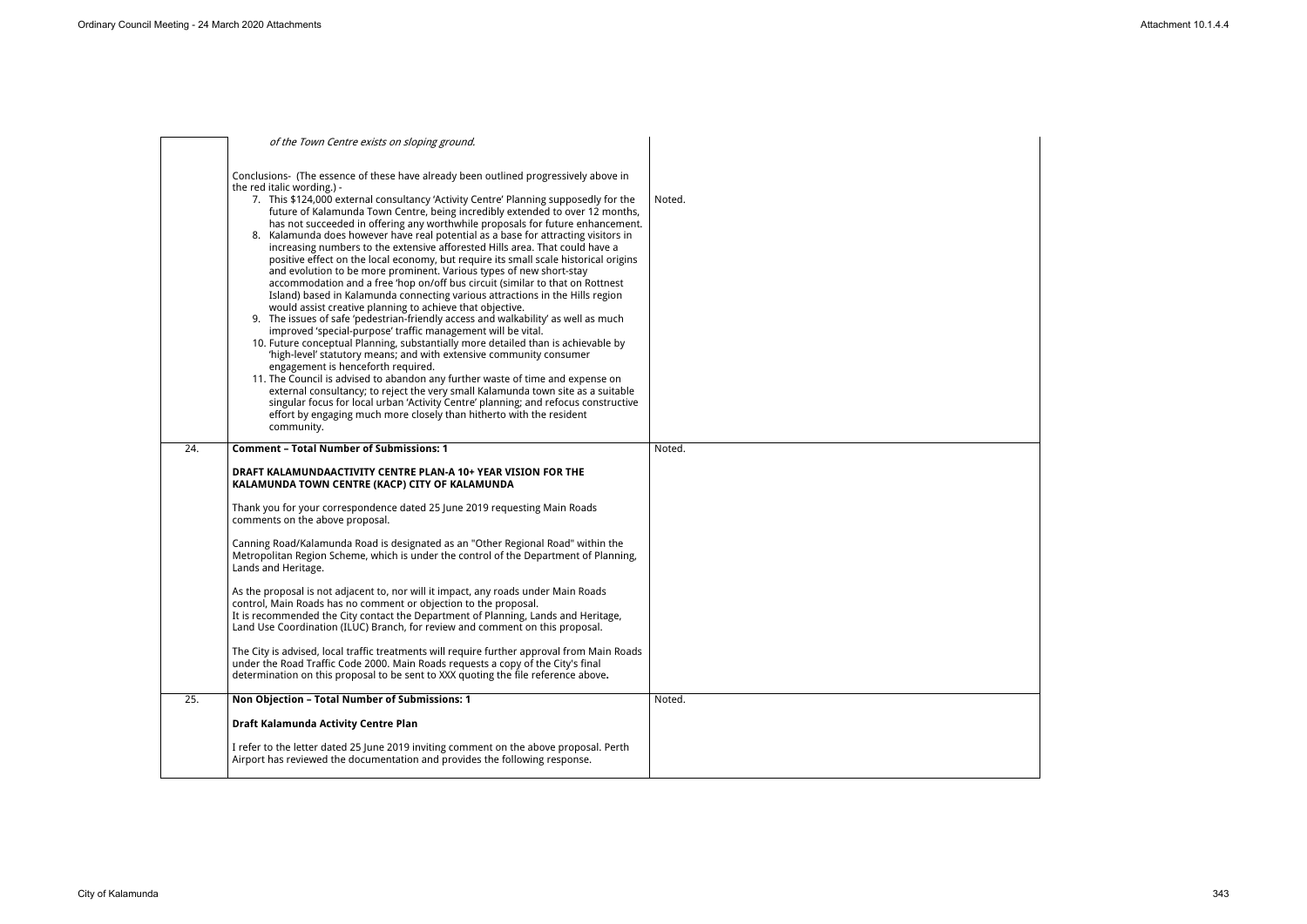| | | |
|---|---|---|
| | *of the Town Centre exists on sloping ground.*<br><br>Conclusions- (The essence of these have already been outlined progressively above in the red italic wording.) -<br>7. This $124,000 external consultancy 'Activity Centre' Planning supposedly for the future of Kalamunda Town Centre, being incredibly extended to over 12 months, has not succeeded in offering any worthwhile proposals for future enhancement.<br>8. Kalamunda does however have real potential as a base for attracting visitors in increasing numbers to the extensive afforested Hills area. That could have a positive effect on the local economy, but require its small scale historical origins and evolution to be more prominent. Various types of new short-stay accommodation and a free 'hop on/off bus circuit (similar to that on Rottnest Island) based in Kalamunda connecting various attractions in the Hills region would assist creative planning to achieve that objective.<br>9. The issues of safe 'pedestrian-friendly access and walkability' as well as much improved 'special-purpose' traffic management will be vital.<br>10. Future conceptual Planning, substantially more detailed than is achievable by 'high-level' statutory means; and with extensive community consumer engagement is henceforth required.<br>11. The Council is advised to abandon any further waste of time and expense on external consultancy; to reject the very small Kalamunda town site as a suitable singular focus for local urban 'Activity Centre' planning; and refocus constructive effort by engaging much more closely than hitherto with the resident community. | Noted. |
| 24. | **Comment – Total Number of Submissions: 1**<br><br>**DRAFT KALAMUNDAACTIVITY CENTRE PLAN-A 10+ YEAR VISION FOR THE KALAMUNDA TOWN CENTRE (KACP) CITY OF KALAMUNDA**<br><br>Thank you for your correspondence dated 25 June 2019 requesting Main Roads comments on the above proposal.<br><br>Canning Road/Kalamunda Road is designated as an "Other Regional Road" within the Metropolitan Region Scheme, which is under the control of the Department of Planning, Lands and Heritage.<br><br>As the proposal is not adjacent to, nor will it impact, any roads under Main Roads control, Main Roads has no comment or objection to the proposal.<br>It is recommended the City contact the Department of Planning, Lands and Heritage, Land Use Coordination (ILUC) Branch, for review and comment on this proposal.<br><br>The City is advised, local traffic treatments will require further approval from Main Roads under the Road Traffic Code 2000. Main Roads requests a copy of the City's final determination on this proposal to be sent to XXX quoting the file reference above**.** | Noted. |
| 25. | **Non Objection – Total Number of Submissions: 1**<br><br>**Draft Kalamunda Activity Centre Plan**<br><br>I refer to the letter dated 25 June 2019 inviting comment on the above proposal. Perth Airport has reviewed the documentation and provides the following response. | Noted. |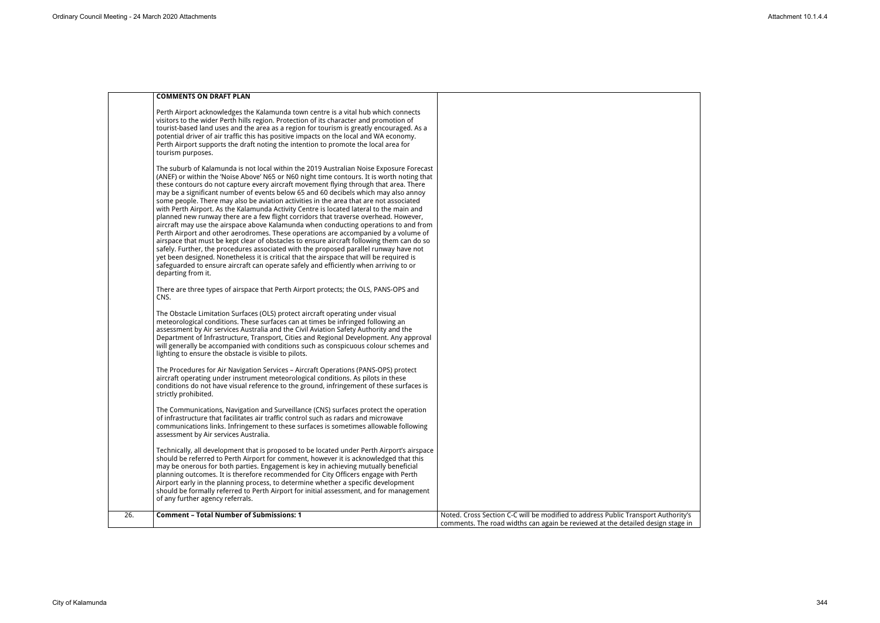| | | |
|---|---|---|
| | **COMMENTS ON DRAFT PLAN**<br><br>Perth Airport acknowledges the Kalamunda town centre is a vital hub which connects visitors to the wider Perth hills region. Protection of its character and promotion of tourist-based land uses and the area as a region for tourism is greatly encouraged. As a potential driver of air traffic this has positive impacts on the local and WA economy. Perth Airport supports the draft noting the intention to promote the local area for tourism purposes.<br><br>The suburb of Kalamunda is not local within the 2019 Australian Noise Exposure Forecast (ANEF) or within the 'Noise Above' N65 or N60 night time contours. It is worth noting that these contours do not capture every aircraft movement flying through that area. There may be a significant number of events below 65 and 60 decibels which may also annoy some people. There may also be aviation activities in the area that are not associated with Perth Airport. As the Kalamunda Activity Centre is located lateral to the main and planned new runway there are a few flight corridors that traverse overhead. However, aircraft may use the airspace above Kalamunda when conducting operations to and from Perth Airport and other aerodromes. These operations are accompanied by a volume of airspace that must be kept clear of obstacles to ensure aircraft following them can do so safely. Further, the procedures associated with the proposed parallel runway have not yet been designed. Nonetheless it is critical that the airspace that will be required is safeguarded to ensure aircraft can operate safely and efficiently when arriving to or departing from it.<br><br>There are three types of airspace that Perth Airport protects; the OLS, PANS-OPS and CNS.<br><br>The Obstacle Limitation Surfaces (OLS) protect aircraft operating under visual meteorological conditions. These surfaces can at times be infringed following an assessment by Air services Australia and the Civil Aviation Safety Authority and the Department of Infrastructure, Transport, Cities and Regional Development. Any approval will generally be accompanied with conditions such as conspicuous colour schemes and lighting to ensure the obstacle is visible to pilots.<br><br>The Procedures for Air Navigation Services – Aircraft Operations (PANS-OPS) protect aircraft operating under instrument meteorological conditions. As pilots in these conditions do not have visual reference to the ground, infringement of these surfaces is strictly prohibited.<br><br>The Communications, Navigation and Surveillance (CNS) surfaces protect the operation of infrastructure that facilitates air traffic control such as radars and microwave communications links. Infringement to these surfaces is sometimes allowable following assessment by Air services Australia.<br><br>Technically, all development that is proposed to be located under Perth Airport's airspace should be referred to Perth Airport for comment, however it is acknowledged that this may be onerous for both parties. Engagement is key in achieving mutually beneficial planning outcomes. It is therefore recommended for City Officers engage with Perth Airport early in the planning process, to determine whether a specific development should be formally referred to Perth Airport for initial assessment, and for management of any further agency referrals. | |
| 26. | **Comment – Total Number of Submissions: 1** | Noted. Cross Section C-C will be modified to address Public Transport Authority's comments. The road widths can again be reviewed at the detailed design stage in |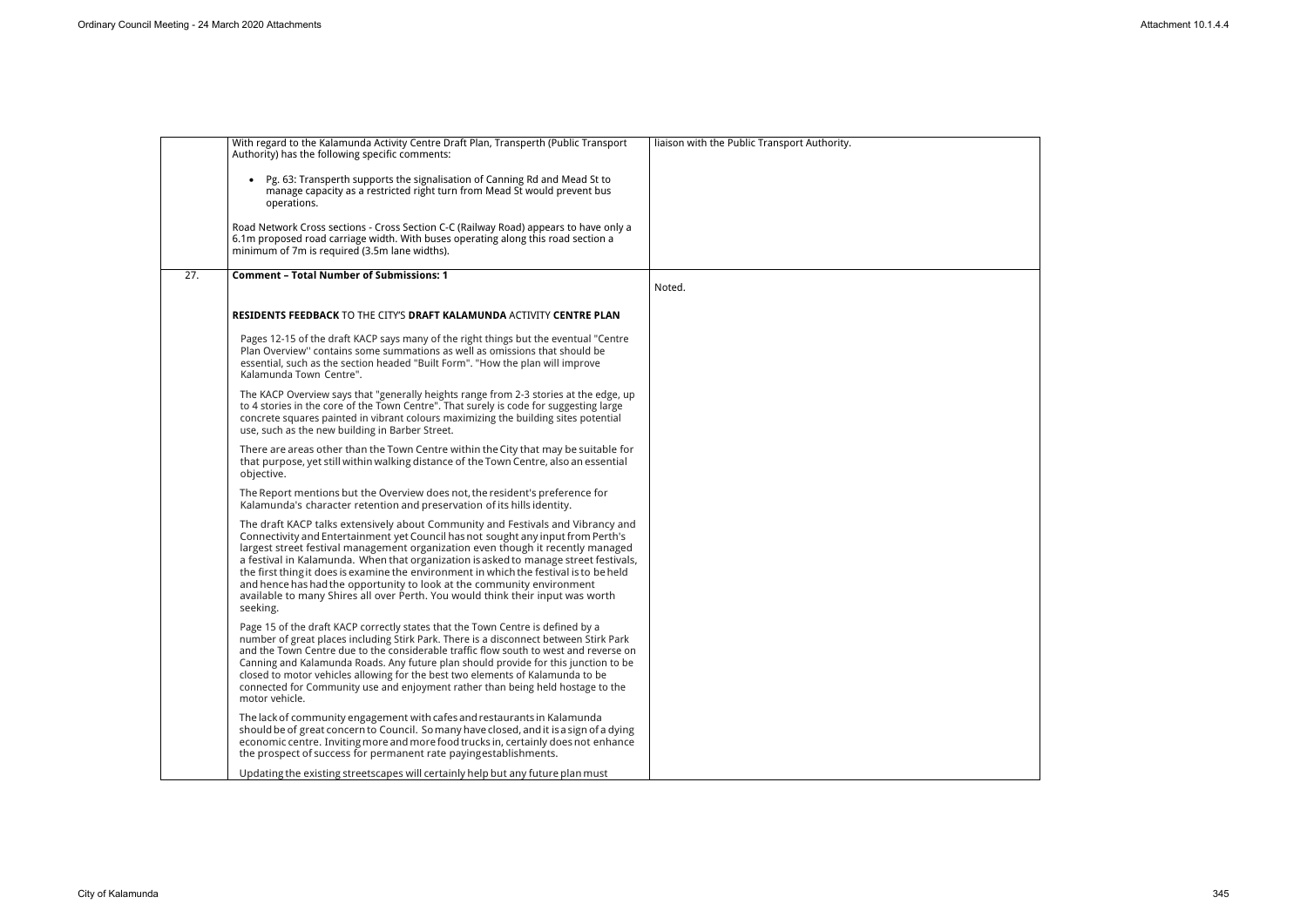| | | |
|---|---|---|
| | With regard to the Kalamunda Activity Centre Draft Plan, Transperth (Public Transport Authority) has the following specific comments:<br><br>• Pg. 63: Transperth supports the signalisation of Canning Rd and Mead St to manage capacity as a restricted right turn from Mead St would prevent bus operations.<br><br>Road Network Cross sections - Cross Section C-C (Railway Road) appears to have only a 6.1m proposed road carriage width. With buses operating along this road section a minimum of 7m is required (3.5m lane widths). | liaison with the Public Transport Authority. |
| 27. | **Comment – Total Number of Submissions: 1**<br><br>**RESIDENTS FEEDBACK** TO THE CITY'S **DRAFT KALAMUNDA** ACTIVITY **CENTRE PLAN**<br><br>Pages 12-15 of the draft KACP says many of the right things but the eventual "Centre Plan Overview'' contains some summations as well as omissions that should be essential, such as the section headed "Built Form". "How the plan will improve Kalamunda Town Centre".<br><br>The KACP Overview says that "generally heights range from 2-3 stories at the edge, up to 4 stories in the core of the Town Centre". That surely is code for suggesting large concrete squares painted in vibrant colours maximizing the building sites potential use, such as the new building in Barber Street.<br><br>There are areas other than the Town Centre within the City that may be suitable for that purpose, yet still within walking distance of the Town Centre, also an essential objective.<br><br>The Report mentions but the Overview does not, the resident's preference for Kalamunda's character retention and preservation of its hills identity.<br><br>The draft KACP talks extensively about Community and Festivals and Vibrancy and Connectivity and Entertainment yet Council has not sought any input from Perth's largest street festival management organization even though it recently managed a festival in Kalamunda. When that organization is asked to manage street festivals, the first thing it does is examine the environment in which the festival is to be held and hence has had the opportunity to look at the community environment available to many Shires all over Perth. You would think their input was worth seeking.<br><br>Page 15 of the draft KACP correctly states that the Town Centre is defined by a number of great places including Stirk Park. There is a disconnect between Stirk Park and the Town Centre due to the considerable traffic flow south to west and reverse on Canning and Kalamunda Roads. Any future plan should provide for this junction to be closed to motor vehicles allowing for the best two elements of Kalamunda to be connected for Community use and enjoyment rather than being held hostage to the motor vehicle.<br><br>The lack of community engagement with cafes and restaurants in Kalamunda should be of great concern to Council. So many have closed, and it is a sign of a dying economic centre. Inviting more and more food trucks in, certainly does not enhance the prospect of success for permanent rate paying establishments.<br><br>Updating the existing streetscapes will certainly help but any future plan must | Noted. |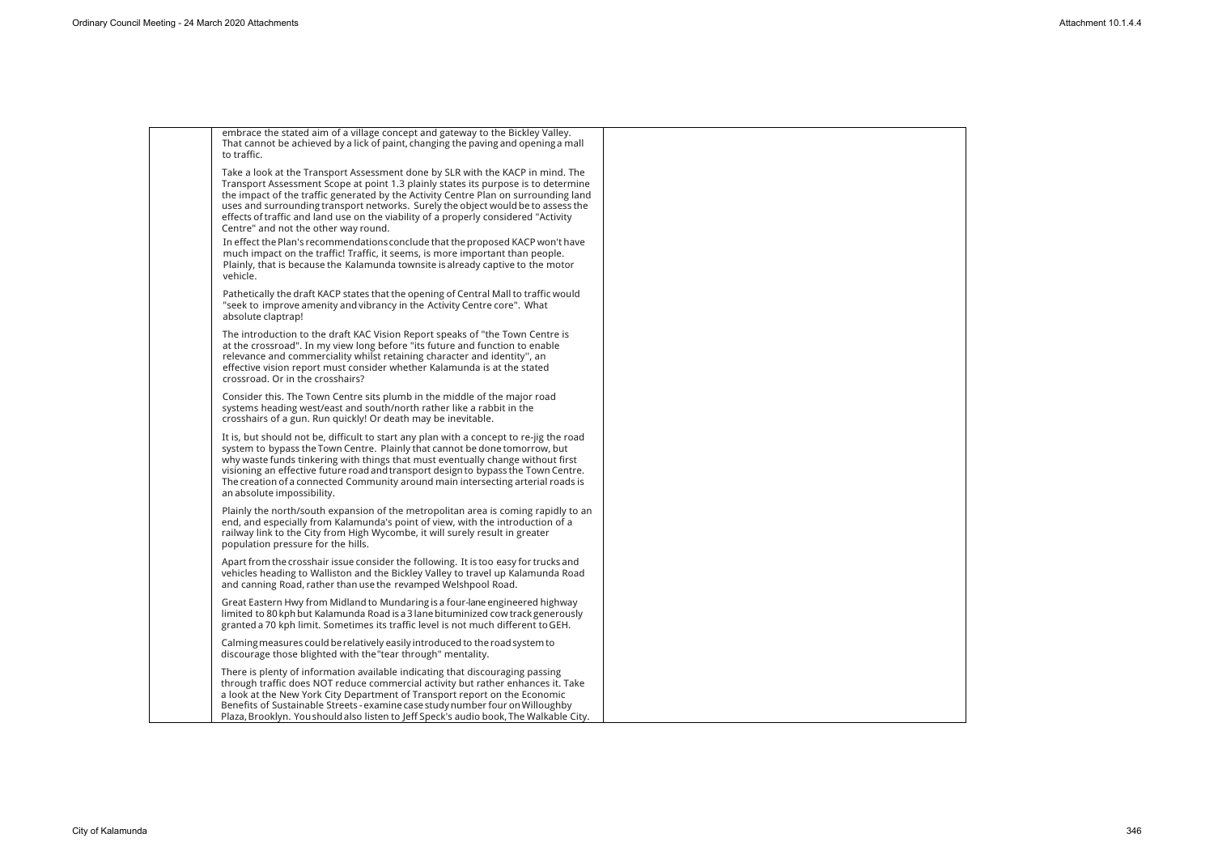embrace the stated aim of a village concept and gateway to the Bickley Valley. That cannot be achieved by a lick of paint, changing the paving and opening a mall to traffic.

Take a look at the Transport Assessment done by SLR with the KACP in mind. The Transport Assessment Scope at point 1.3 plainly states its purpose is to determine the impact of the traffic generated by the Activity Centre Plan on surrounding land uses and surrounding transport networks. Surely the object would be to assess the effects of traffic and land use on the viability of a properly considered "Activity Centre" and not the other way round.

In effect the Plan's recommendations conclude that the proposed KACP won't have much impact on the traffic! Traffic, it seems, is more important than people. Plainly, that is because the Kalamunda townsite is already captive to the motor vehicle.

Pathetically the draft KACP states that the opening of Central Mall to traffic would "seek to improve amenity and vibrancy in the Activity Centre core". What absolute claptrap!

The introduction to the draft KAC Vision Report speaks of "the Town Centre is at the crossroad". In my view long before "its future and function to enable relevance and commerciality whilst retaining character and identity", an effective vision report must consider whether Kalamunda is at the stated crossroad. Or in the crosshairs?

Consider this. The Town Centre sits plumb in the middle of the major road systems heading west/east and south/north rather like a rabbit in the crosshairs of a gun. Run quickly! Or death may be inevitable.

It is, but should not be, difficult to start any plan with a concept to re-jig the road system to bypass the Town Centre. Plainly that cannot be done tomorrow, but why waste funds tinkering with things that must eventually change without first visioning an effective future road and transport design to bypass the Town Centre. The creation of a connected Community around main intersecting arterial roads is an absolute impossibility.

Plainly the north/south expansion of the metropolitan area is coming rapidly to an end, and especially from Kalamunda's point of view, with the introduction of a railway link to the City from High Wycombe, it will surely result in greater population pressure for the hills.

Apart from the crosshair issue consider the following. It is too easy for trucks and vehicles heading to Walliston and the Bickley Valley to travel up Kalamunda Road and canning Road, rather than use the revamped Welshpool Road.

Great Eastern Hwy from Midland to Mundaring is a four-lane engineered highway limited to 80 kph but Kalamunda Road is a 3 lane bituminized cow track generously granted a 70 kph limit. Sometimes its traffic level is not much different to GEH.

Calming measures could be relatively easily introduced to the road system to discourage those blighted with the "tear through" mentality.

There is plenty of information available indicating that discouraging passing through traffic does NOT reduce commercial activity but rather enhances it. Take a look at the New York City Department of Transport report on the Economic Benefits of Sustainable Streets - examine case study number four on Willoughby Plaza, Brooklyn. You should also listen to Jeff Speck's audio book, The Walkable City.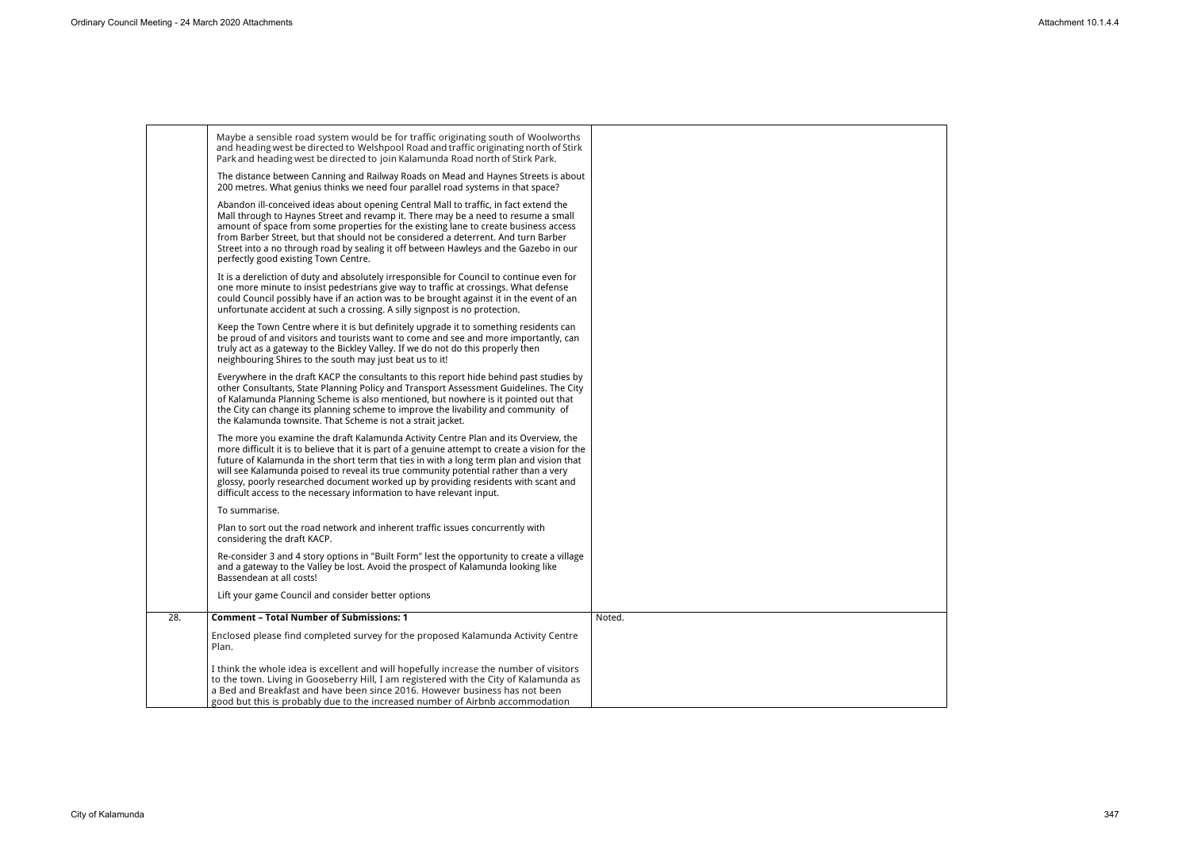| | | |
|---|---|---|
| | Maybe a sensible road system would be for traffic originating south of Woolworths and heading west be directed to Welshpool Road and traffic originating north of Stirk Park and heading west be directed to join Kalamunda Road north of Stirk Park.<br><br>The distance between Canning and Railway Roads on Mead and Haynes Streets is about 200 metres. What genius thinks we need four parallel road systems in that space?<br><br>Abandon ill-conceived ideas about opening Central Mall to traffic, in fact extend the Mall through to Haynes Street and revamp it. There may be a need to resume a small amount of space from some properties for the existing lane to create business access from Barber Street, but that should not be considered a deterrent. And turn Barber Street into a no through road by sealing it off between Hawleys and the Gazebo in our perfectly good existing Town Centre.<br><br>It is a dereliction of duty and absolutely irresponsible for Council to continue even for one more minute to insist pedestrians give way to traffic at crossings. What defense could Council possibly have if an action was to be brought against it in the event of an unfortunate accident at such a crossing. A silly signpost is no protection.<br><br>Keep the Town Centre where it is but definitely upgrade it to something residents can be proud of and visitors and tourists want to come and see and more importantly, can truly act as a gateway to the Bickley Valley. If we do not do this properly then neighbouring Shires to the south may just beat us to it!<br><br>Everywhere in the draft KACP the consultants to this report hide behind past studies by other Consultants, State Planning Policy and Transport Assessment Guidelines. The City of Kalamunda Planning Scheme is also mentioned, but nowhere is it pointed out that the City can change its planning scheme to improve the livability and community of the Kalamunda townsite. That Scheme is not a strait jacket.<br><br>The more you examine the draft Kalamunda Activity Centre Plan and its Overview, the more difficult it is to believe that it is part of a genuine attempt to create a vision for the future of Kalamunda in the short term that ties in with a long term plan and vision that will see Kalamunda poised to reveal its true community potential rather than a very glossy, poorly researched document worked up by providing residents with scant and difficult access to the necessary information to have relevant input.<br><br>To summarise.<br><br>Plan to sort out the road network and inherent traffic issues concurrently with considering the draft KACP.<br><br>Re-consider 3 and 4 story options in "Built Form" lest the opportunity to create a village and a gateway to the Valley be lost. Avoid the prospect of Kalamunda looking like Bassendean at all costs!<br><br>Lift your game Council and consider better options | |
| 28. | **Comment – Total Number of Submissions: 1**<br><br>Enclosed please find completed survey for the proposed Kalamunda Activity Centre Plan.<br><br>I think the whole idea is excellent and will hopefully increase the number of visitors to the town. Living in Gooseberry Hill, I am registered with the City of Kalamunda as a Bed and Breakfast and have been since 2016. However business has not been good but this is probably due to the increased number of Airbnb accommodation | Noted. |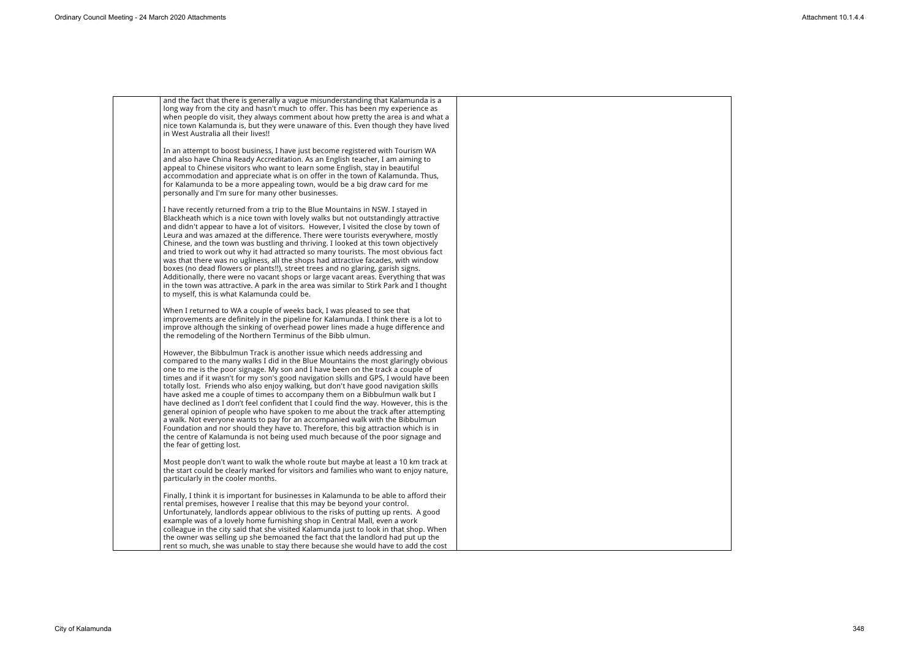| | | |
|---|---|---|
| | and the fact that there is generally a vague misunderstanding that Kalamunda is a long way from the city and hasn't much to offer. This has been my experience as when people do visit, they always comment about how pretty the area is and what a nice town Kalamunda is, but they were unaware of this. Even though they have lived in West Australia all their lives!!<br><br>In an attempt to boost business, I have just become registered with Tourism WA and also have China Ready Accreditation. As an English teacher, I am aiming to appeal to Chinese visitors who want to learn some English, stay in beautiful accommodation and appreciate what is on offer in the town of Kalamunda. Thus, for Kalamunda to be a more appealing town, would be a big draw card for me personally and I'm sure for many other businesses.<br><br>I have recently returned from a trip to the Blue Mountains in NSW. I stayed in Blackheath which is a nice town with lovely walks but not outstandingly attractive and didn't appear to have a lot of visitors. However, I visited the close by town of Leura and was amazed at the difference. There were tourists everywhere, mostly Chinese, and the town was bustling and thriving. I looked at this town objectively and tried to work out why it had attracted so many tourists. The most obvious fact was that there was no ugliness, all the shops had attractive facades, with window boxes (no dead flowers or plants!!), street trees and no glaring, garish signs. Additionally, there were no vacant shops or large vacant areas. Everything that was in the town was attractive. A park in the area was similar to Stirk Park and I thought to myself, this is what Kalamunda could be.<br><br>When I returned to WA a couple of weeks back, I was pleased to see that improvements are definitely in the pipeline for Kalamunda. I think there is a lot to improve although the sinking of overhead power lines made a huge difference and the remodeling of the Northern Terminus of the Bibb ulmun.<br><br>However, the Bibbulmun Track is another issue which needs addressing and compared to the many walks I did in the Blue Mountains the most glaringly obvious one to me is the poor signage. My son and I have been on the track a couple of times and if it wasn't for my son's good navigation skills and GPS, I would have been totally lost. Friends who also enjoy walking, but don't have good navigation skills have asked me a couple of times to accompany them on a Bibbulmun walk but I have declined as I don't feel confident that I could find the way. However, this is the general opinion of people who have spoken to me about the track after attempting a walk. Not everyone wants to pay for an accompanied walk with the Bibbulmun Foundation and nor should they have to. Therefore, this big attraction which is in the centre of Kalamunda is not being used much because of the poor signage and the fear of getting lost.<br><br>Most people don't want to walk the whole route but maybe at least a 10 km track at the start could be clearly marked for visitors and families who want to enjoy nature, particularly in the cooler months.<br><br>Finally, I think it is important for businesses in Kalamunda to be able to afford their rental premises, however I realise that this may be beyond your control. Unfortunately, landlords appear oblivious to the risks of putting up rents. A good example was of a lovely home furnishing shop in Central Mall, even a work colleague in the city said that she visited Kalamunda just to look in that shop. When the owner was selling up she bemoaned the fact that the landlord had put up the rent so much, she was unable to stay there because she would have to add the cost | |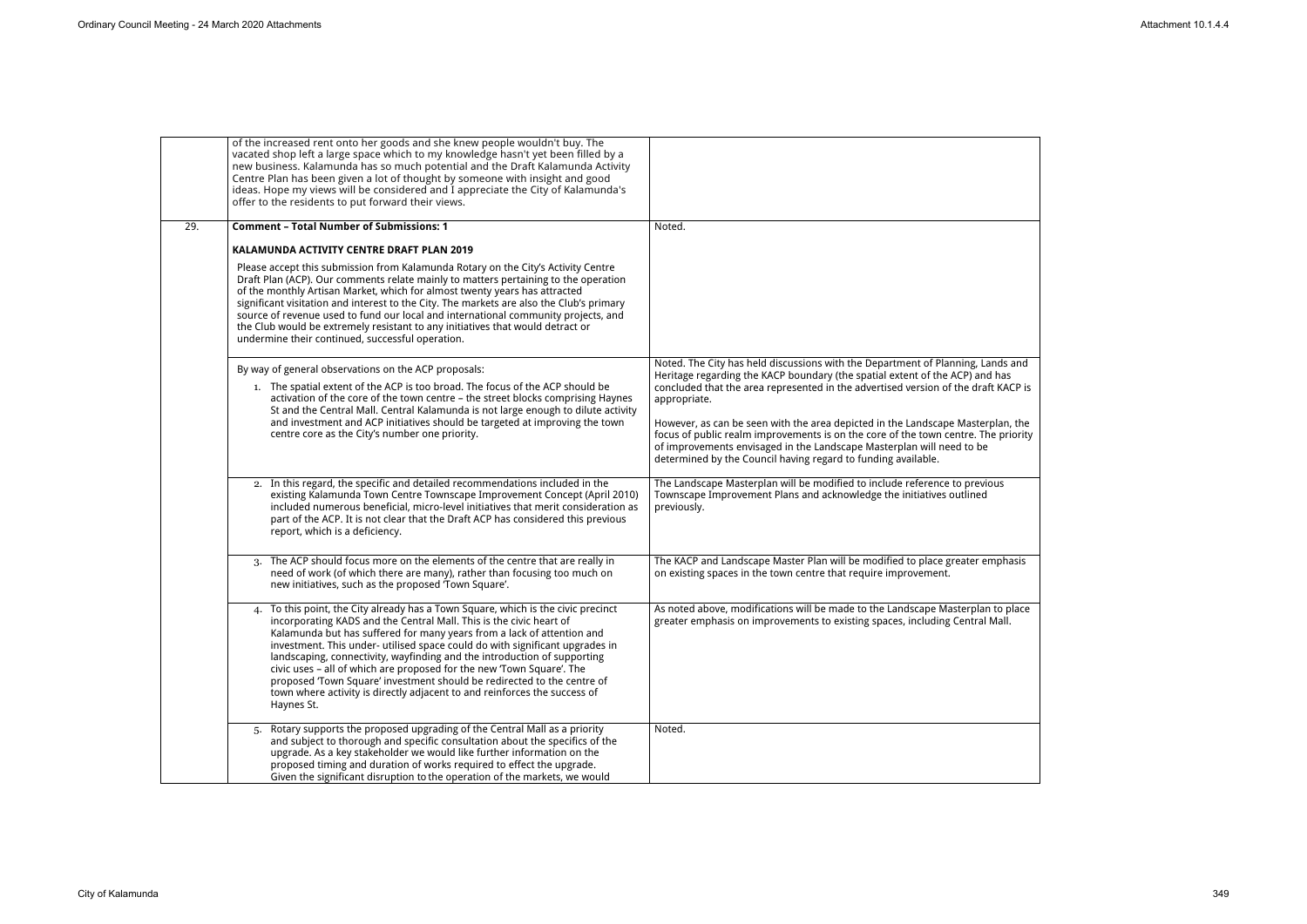| | | |
|---|---|---|
| | of the increased rent onto her goods and she knew people wouldn't buy. The vacated shop left a large space which to my knowledge hasn't yet been filled by a new business. Kalamunda has so much potential and the Draft Kalamunda Activity Centre Plan has been given a lot of thought by someone with insight and good ideas. Hope my views will be considered and I appreciate the City of Kalamunda's offer to the residents to put forward their views. | |
| 29. | **Comment – Total Number of Submissions: 1**<br><br>**KALAMUNDA ACTIVITY CENTRE DRAFT PLAN 2019**<br><br>Please accept this submission from Kalamunda Rotary on the City's Activity Centre Draft Plan (ACP). Our comments relate mainly to matters pertaining to the operation of the monthly Artisan Market, which for almost twenty years has attracted significant visitation and interest to the City. The markets are also the Club's primary source of revenue used to fund our local and international community projects, and the Club would be extremely resistant to any initiatives that would detract or undermine their continued, successful operation. | Noted. |
| | By way of general observations on the ACP proposals:<br><br>1. The spatial extent of the ACP is too broad. The focus of the ACP should be activation of the core of the town centre – the street blocks comprising Haynes St and the Central Mall. Central Kalamunda is not large enough to dilute activity and investment and ACP initiatives should be targeted at improving the town centre core as the City's number one priority. | Noted. The City has held discussions with the Department of Planning, Lands and Heritage regarding the KACP boundary (the spatial extent of the ACP) and has concluded that the area represented in the advertised version of the draft KACP is appropriate.<br><br>However, as can be seen with the area depicted in the Landscape Masterplan, the focus of public realm improvements is on the core of the town centre. The priority of improvements envisaged in the Landscape Masterplan will need to be determined by the Council having regard to funding available. |
| | 2. In this regard, the specific and detailed recommendations included in the existing Kalamunda Town Centre Townscape Improvement Concept (April 2010) included numerous beneficial, micro-level initiatives that merit consideration as part of the ACP. It is not clear that the Draft ACP has considered this previous report, which is a deficiency. | The Landscape Masterplan will be modified to include reference to previous Townscape Improvement Plans and acknowledge the initiatives outlined previously. |
| | 3. The ACP should focus more on the elements of the centre that are really in need of work (of which there are many), rather than focusing too much on new initiatives, such as the proposed 'Town Square'. | The KACP and Landscape Master Plan will be modified to place greater emphasis on existing spaces in the town centre that require improvement. |
| | 4. To this point, the City already has a Town Square, which is the civic precinct incorporating KADS and the Central Mall. This is the civic heart of Kalamunda but has suffered for many years from a lack of attention and investment. This under- utilised space could do with significant upgrades in landscaping, connectivity, wayfinding and the introduction of supporting civic uses – all of which are proposed for the new 'Town Square'. The proposed 'Town Square' investment should be redirected to the centre of town where activity is directly adjacent to and reinforces the success of Haynes St. | As noted above, modifications will be made to the Landscape Masterplan to place greater emphasis on improvements to existing spaces, including Central Mall. |
| | 5. Rotary supports the proposed upgrading of the Central Mall as a priority and subject to thorough and specific consultation about the specifics of the upgrade. As a key stakeholder we would like further information on the proposed timing and duration of works required to effect the upgrade. Given the significant disruption to the operation of the markets, we would | Noted. |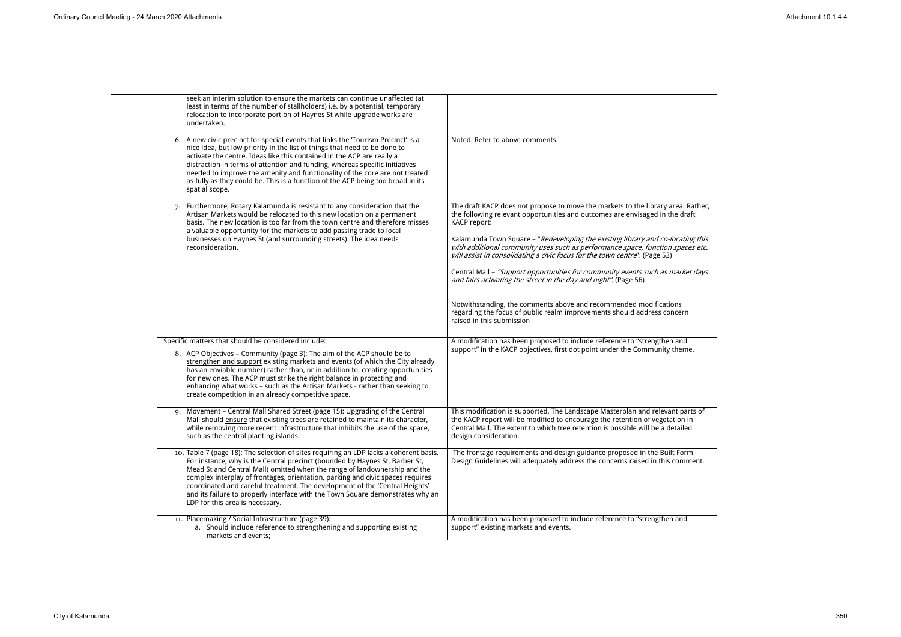| | Submission | Response |
|---|---|---|
| | seek an interim solution to ensure the markets can continue unaffected (at least in terms of the number of stallholders) i.e. by a potential, temporary relocation to incorporate portion of Haynes St while upgrade works are undertaken. | |
| | 6. A new civic precinct for special events that links the 'Tourism Precinct' is a nice idea, but low priority in the list of things that need to be done to activate the centre. Ideas like this contained in the ACP are really a distraction in terms of attention and funding, whereas specific initiatives needed to improve the amenity and functionality of the core are not treated as fully as they could be. This is a function of the ACP being too broad in its spatial scope. | Noted. Refer to above comments. |
| | 7. Furthermore, Rotary Kalamunda is resistant to any consideration that the Artisan Markets would be relocated to this new location on a permanent basis. The new location is too far from the town centre and therefore misses a valuable opportunity for the markets to add passing trade to local businesses on Haynes St (and surrounding streets). The idea needs reconsideration. | The draft KACP does not propose to move the markets to the library area. Rather, the following relevant opportunities and outcomes are envisaged in the draft KACP report:<br><br>Kalamunda Town Square – "*Redeveloping the existing library and co-locating this with additional community uses such as performance space, function spaces etc. will assist in consolidating a civic focus for the town centre*". (Page 53)<br><br>Central Mall – *"Support opportunities for community events such as market days and fairs activating the street in the day and night"*. (Page 56)<br><br>Notwithstanding, the comments above and recommended modifications regarding the focus of public realm improvements should address concern raised in this submission |
| | Specific matters that should be considered include:<br><br>8. ACP Objectives – Community (page 3): The aim of the ACP should be to <u>strengthen and support</u> existing markets and events (of which the City already has an enviable number) rather than, or in addition to, creating opportunities for new ones. The ACP must strike the right balance in protecting and enhancing what works – such as the Artisan Markets - rather than seeking to create competition in an already competitive space. | A modification has been proposed to include reference to "strengthen and support" in the KACP objectives, first dot point under the Community theme. |
| | 9. Movement – Central Mall Shared Street (page 15): Upgrading of the Central Mall should <u>ensure</u> that existing trees are retained to maintain its character, while removing more recent infrastructure that inhibits the use of the space, such as the central planting islands. | This modification is supported. The Landscape Masterplan and relevant parts of the KACP report will be modified to encourage the retention of vegetation in Central Mall. The extent to which tree retention is possible will be a detailed design consideration. |
| | 10. Table 7 (page 18): The selection of sites requiring an LDP lacks a coherent basis. For instance, why is the Central precinct (bounded by Haynes St, Barber St, Mead St and Central Mall) omitted when the range of landownership and the complex interplay of frontages, orientation, parking and civic spaces requires coordinated and careful treatment. The development of the 'Central Heights' and its failure to properly interface with the Town Square demonstrates why an LDP for this area is necessary. | The frontage requirements and design guidance proposed in the Built Form Design Guidelines will adequately address the concerns raised in this comment. |
| | 11. Placemaking / Social Infrastructure (page 39):<br>a. Should include reference to <u>strengthening and supporting</u> existing markets and events; | A modification has been proposed to include reference to "strengthen and support" existing markets and events. |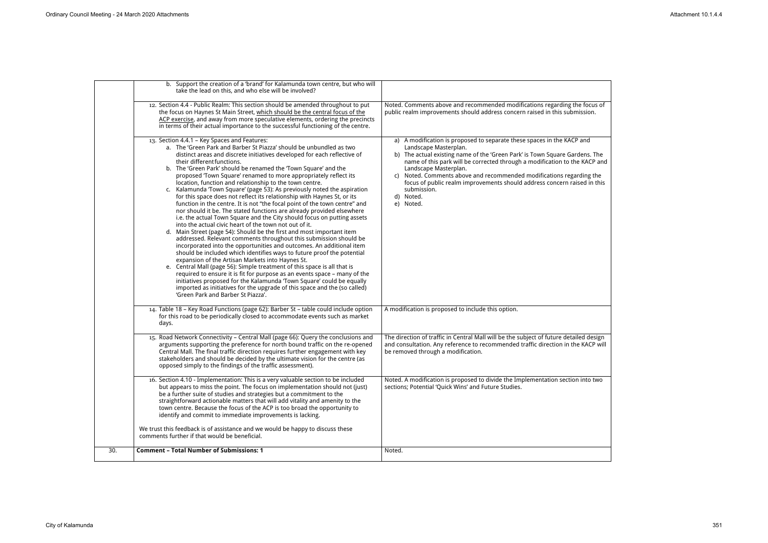| | | |
|---|---|---|
| | b. Support the creation of a 'brand' for Kalamunda town centre, but who will take the lead on this, and who else will be involved? | |
| | 12. Section 4.4 - Public Realm: This section should be amended throughout to put the focus on Haynes St Main Street, which should be the central focus of the ACP exercise, and away from more speculative elements, ordering the precincts in terms of their actual importance to the successful functioning of the centre. | Noted. Comments above and recommended modifications regarding the focus of public realm improvements should address concern raised in this submission. |
| | 13. Section 4.4.1 – Key Spaces and Features:<br>a. The 'Green Park and Barber St Piazza' should be unbundled as two distinct areas and discrete initiatives developed for each reflective of their different functions.<br>b. The 'Green Park' should be renamed the 'Town Square' and the proposed 'Town Square' renamed to more appropriately reflect its location, function and relationship to the town centre.<br>c. Kalamunda 'Town Square' (page 53): As previously noted the aspiration for this space does not reflect its relationship with Haynes St, or its function in the centre. It is not "the focal point of the town centre" and nor should it be. The stated functions are already provided elsewhere i.e. the actual Town Square and the City should focus on putting assets into the actual civic heart of the town not out of it.<br>d. Main Street (page 54): Should be the first and most important item addressed. Relevant comments throughout this submission should be incorporated into the opportunities and outcomes. An additional item should be included which identifies ways to future proof the potential expansion of the Artisan Markets into Haynes St.<br>e. Central Mall (page 56): Simple treatment of this space is all that is required to ensure it is fit for purpose as an events space – many of the initiatives proposed for the Kalamunda 'Town Square' could be equally imported as initiatives for the upgrade of this space and the (so called) 'Green Park and Barber St Piazza'. | a) A modification is proposed to separate these spaces in the KACP and Landscape Masterplan.<br>b) The actual existing name of the 'Green Park' is Town Square Gardens. The name of this park will be corrected through a modification to the KACP and Landscape Masterplan.<br>c) Noted. Comments above and recommended modifications regarding the focus of public realm improvements should address concern raised in this submission.<br>d) Noted.<br>e) Noted. |
| | 14. Table 18 – Key Road Functions (page 62): Barber St – table could include option for this road to be periodically closed to accommodate events such as market days. | A modification is proposed to include this option. |
| | 15. Road Network Connectivity – Central Mall (page 66): Query the conclusions and arguments supporting the preference for north bound traffic on the re-opened Central Mall. The final traffic direction requires further engagement with key stakeholders and should be decided by the ultimate vision for the centre (as opposed simply to the findings of the traffic assessment). | The direction of traffic in Central Mall will be the subject of future detailed design and consultation. Any reference to recommended traffic direction in the KACP will be removed through a modification. |
| | 16. Section 4.10 - Implementation: This is a very valuable section to be included but appears to miss the point. The focus on implementation should not (just) be a further suite of studies and strategies but a commitment to the straightforward actionable matters that will add vitality and amenity to the town centre. Because the focus of the ACP is too broad the opportunity to identify and commit to immediate improvements is lacking.<br><br>We trust this feedback is of assistance and we would be happy to discuss these comments further if that would be beneficial. | Noted. A modification is proposed to divide the Implementation section into two sections; Potential 'Quick Wins' and Future Studies. |
| 30. | **Comment – Total Number of Submissions: 1** | Noted. |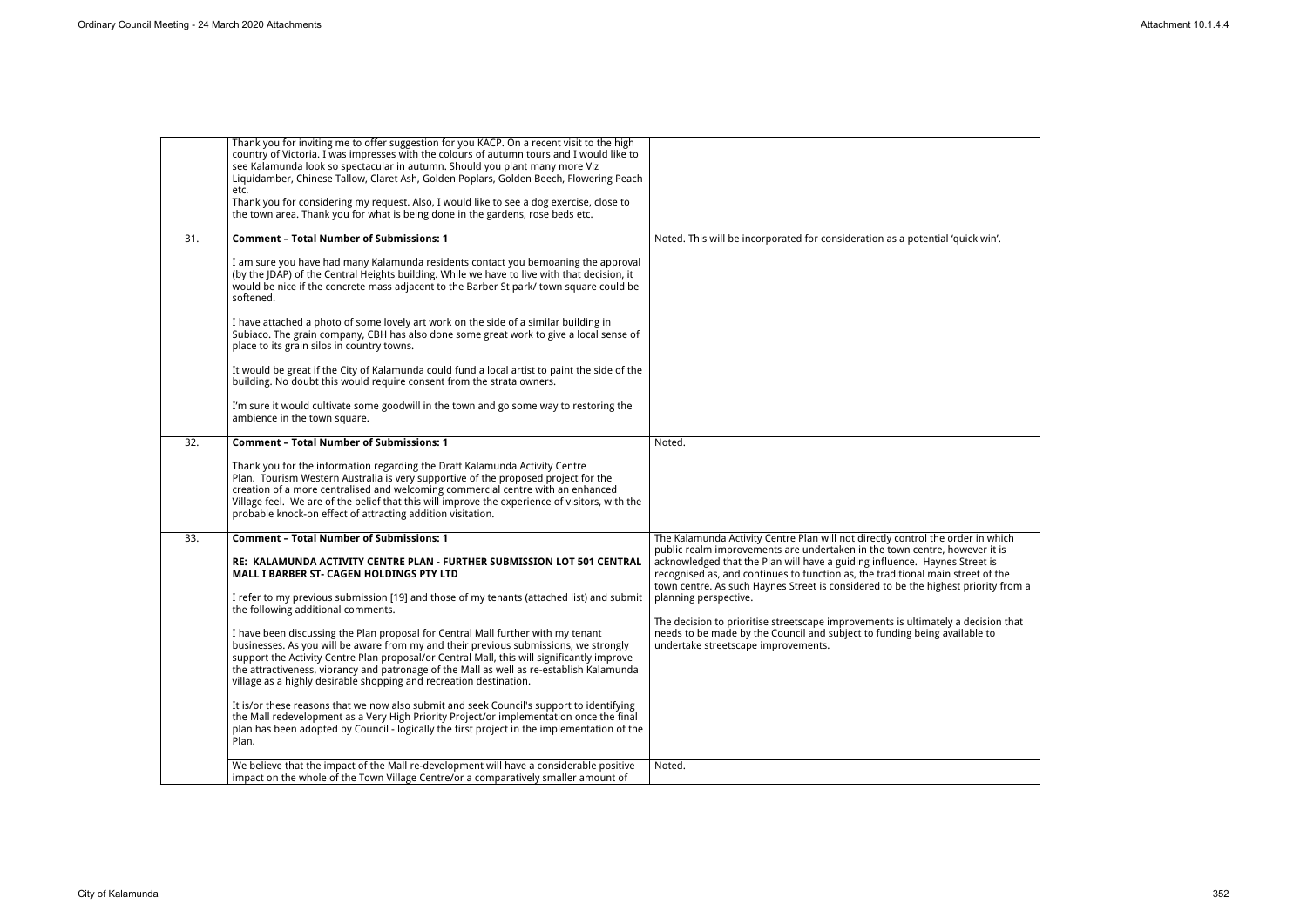| | | |
|---|---|---|
| | Thank you for inviting me to offer suggestion for you KACP. On a recent visit to the high country of Victoria. I was impresses with the colours of autumn tours and I would like to see Kalamunda look so spectacular in autumn. Should you plant many more Viz Liquidamber, Chinese Tallow, Claret Ash, Golden Poplars, Golden Beech, Flowering Peach etc.<br><br>Thank you for considering my request. Also, I would like to see a dog exercise, close to the town area. Thank you for what is being done in the gardens, rose beds etc. | |
| 31. | **Comment – Total Number of Submissions: 1**<br><br>I am sure you have had many Kalamunda residents contact you bemoaning the approval (by the JDAP) of the Central Heights building. While we have to live with that decision, it would be nice if the concrete mass adjacent to the Barber St park/ town square could be softened.<br><br>I have attached a photo of some lovely art work on the side of a similar building in Subiaco. The grain company, CBH has also done some great work to give a local sense of place to its grain silos in country towns.<br><br>It would be great if the City of Kalamunda could fund a local artist to paint the side of the building. No doubt this would require consent from the strata owners.<br><br>I'm sure it would cultivate some goodwill in the town and go some way to restoring the ambience in the town square. | Noted. This will be incorporated for consideration as a potential 'quick win'. |
| 32. | **Comment – Total Number of Submissions: 1**<br><br>Thank you for the information regarding the Draft Kalamunda Activity Centre Plan. Tourism Western Australia is very supportive of the proposed project for the creation of a more centralised and welcoming commercial centre with an enhanced Village feel. We are of the belief that this will improve the experience of visitors, with the probable knock-on effect of attracting addition visitation. | Noted. |
| 33. | **Comment – Total Number of Submissions: 1**<br><br>**RE: KALAMUNDA ACTIVITY CENTRE PLAN - FURTHER SUBMISSION LOT 501 CENTRAL MALL I BARBER ST- CAGEN HOLDINGS PTY LTD**<br><br>I refer to my previous submission [19] and those of my tenants (attached list) and submit the following additional comments.<br><br>I have been discussing the Plan proposal for Central Mall further with my tenant businesses. As you will be aware from my and their previous submissions, we strongly support the Activity Centre Plan proposal/or Central Mall, this will significantly improve the attractiveness, vibrancy and patronage of the Mall as well as re-establish Kalamunda village as a highly desirable shopping and recreation destination.<br><br>It is/or these reasons that we now also submit and seek Council's support to identifying the Mall redevelopment as a Very High Priority Project/or implementation once the final plan has been adopted by Council - logically the first project in the implementation of the Plan. | The Kalamunda Activity Centre Plan will not directly control the order in which public realm improvements are undertaken in the town centre, however it is acknowledged that the Plan will have a guiding influence. Haynes Street is recognised as, and continues to function as, the traditional main street of the town centre. As such Haynes Street is considered to be the highest priority from a planning perspective.<br><br>The decision to prioritise streetscape improvements is ultimately a decision that needs to be made by the Council and subject to funding being available to undertake streetscape improvements. |
| | We believe that the impact of the Mall re-development will have a considerable positive impact on the whole of the Town Village Centre/or a comparatively smaller amount of | Noted. |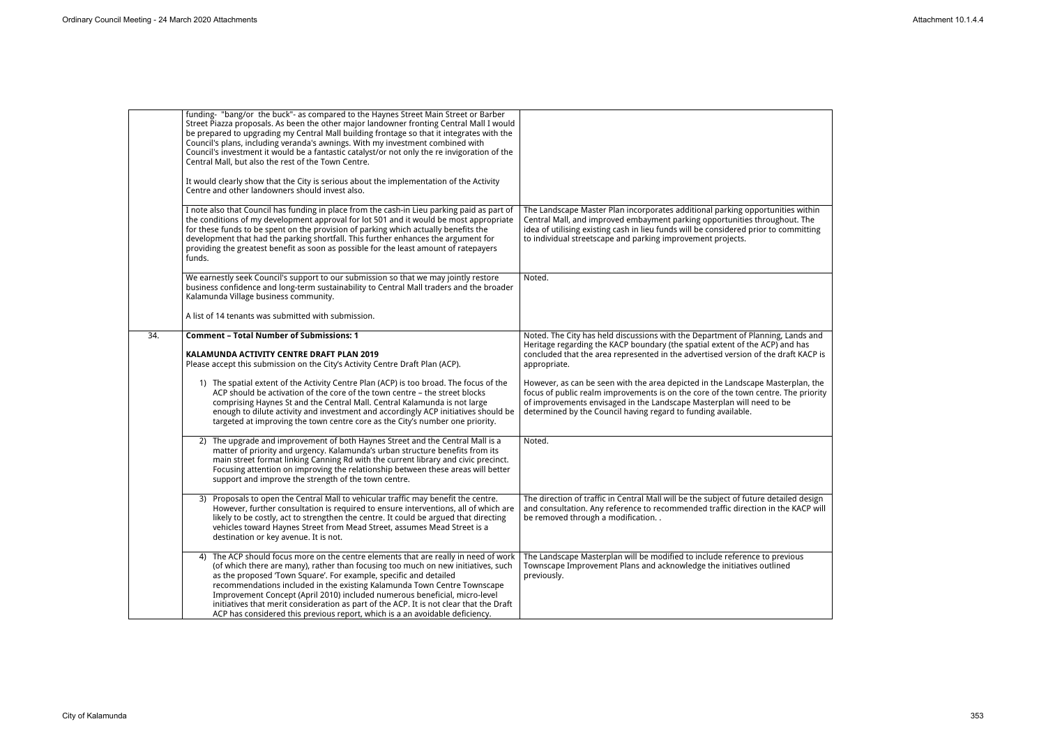| | | |
|---|---|---|
| | funding- "bang/or the buck"- as compared to the Haynes Street Main Street or Barber Street Piazza proposals. As been the other major landowner fronting Central Mall I would be prepared to upgrading my Central Mall building frontage so that it integrates with the Council's plans, including veranda's awnings. With my investment combined with Council's investment it would be a fantastic catalyst/or not only the re invigoration of the Central Mall, but also the rest of the Town Centre.<br><br>It would clearly show that the City is serious about the implementation of the Activity Centre and other landowners should invest also. | |
| | I note also that Council has funding in place from the cash-in Lieu parking paid as part of the conditions of my development approval for lot 501 and it would be most appropriate for these funds to be spent on the provision of parking which actually benefits the development that had the parking shortfall. This further enhances the argument for providing the greatest benefit as soon as possible for the least amount of ratepayers funds. | The Landscape Master Plan incorporates additional parking opportunities within Central Mall, and improved embayment parking opportunities throughout. The idea of utilising existing cash in lieu funds will be considered prior to committing to individual streetscape and parking improvement projects. |
| | We earnestly seek Council's support to our submission so that we may jointly restore business confidence and long-term sustainability to Central Mall traders and the broader Kalamunda Village business community.<br><br>A list of 14 tenants was submitted with submission. | Noted. |
| 34. | **Comment – Total Number of Submissions: 1**<br><br>**KALAMUNDA ACTIVITY CENTRE DRAFT PLAN 2019**<br>Please accept this submission on the City's Activity Centre Draft Plan (ACP).<br><br>1) The spatial extent of the Activity Centre Plan (ACP) is too broad. The focus of the ACP should be activation of the core of the town centre – the street blocks comprising Haynes St and the Central Mall. Central Kalamunda is not large enough to dilute activity and investment and accordingly ACP initiatives should be targeted at improving the town centre core as the City's number one priority. | Noted. The City has held discussions with the Department of Planning, Lands and Heritage regarding the KACP boundary (the spatial extent of the ACP) and has concluded that the area represented in the advertised version of the draft KACP is appropriate.<br><br>However, as can be seen with the area depicted in the Landscape Masterplan, the focus of public realm improvements is on the core of the town centre. The priority of improvements envisaged in the Landscape Masterplan will need to be determined by the Council having regard to funding available. |
| | 2) The upgrade and improvement of both Haynes Street and the Central Mall is a matter of priority and urgency. Kalamunda's urban structure benefits from its main street format linking Canning Rd with the current library and civic precinct. Focusing attention on improving the relationship between these areas will better support and improve the strength of the town centre. | Noted. |
| | 3) Proposals to open the Central Mall to vehicular traffic may benefit the centre. However, further consultation is required to ensure interventions, all of which are likely to be costly, act to strengthen the centre. It could be argued that directing vehicles toward Haynes Street from Mead Street, assumes Mead Street is a destination or key avenue. It is not. | The direction of traffic in Central Mall will be the subject of future detailed design and consultation. Any reference to recommended traffic direction in the KACP will be removed through a modification. . |
| | 4) The ACP should focus more on the centre elements that are really in need of work (of which there are many), rather than focusing too much on new initiatives, such as the proposed 'Town Square'. For example, specific and detailed recommendations included in the existing Kalamunda Town Centre Townscape Improvement Concept (April 2010) included numerous beneficial, micro-level initiatives that merit consideration as part of the ACP. It is not clear that the Draft ACP has considered this previous report, which is a an avoidable deficiency. | The Landscape Masterplan will be modified to include reference to previous Townscape Improvement Plans and acknowledge the initiatives outlined previously. |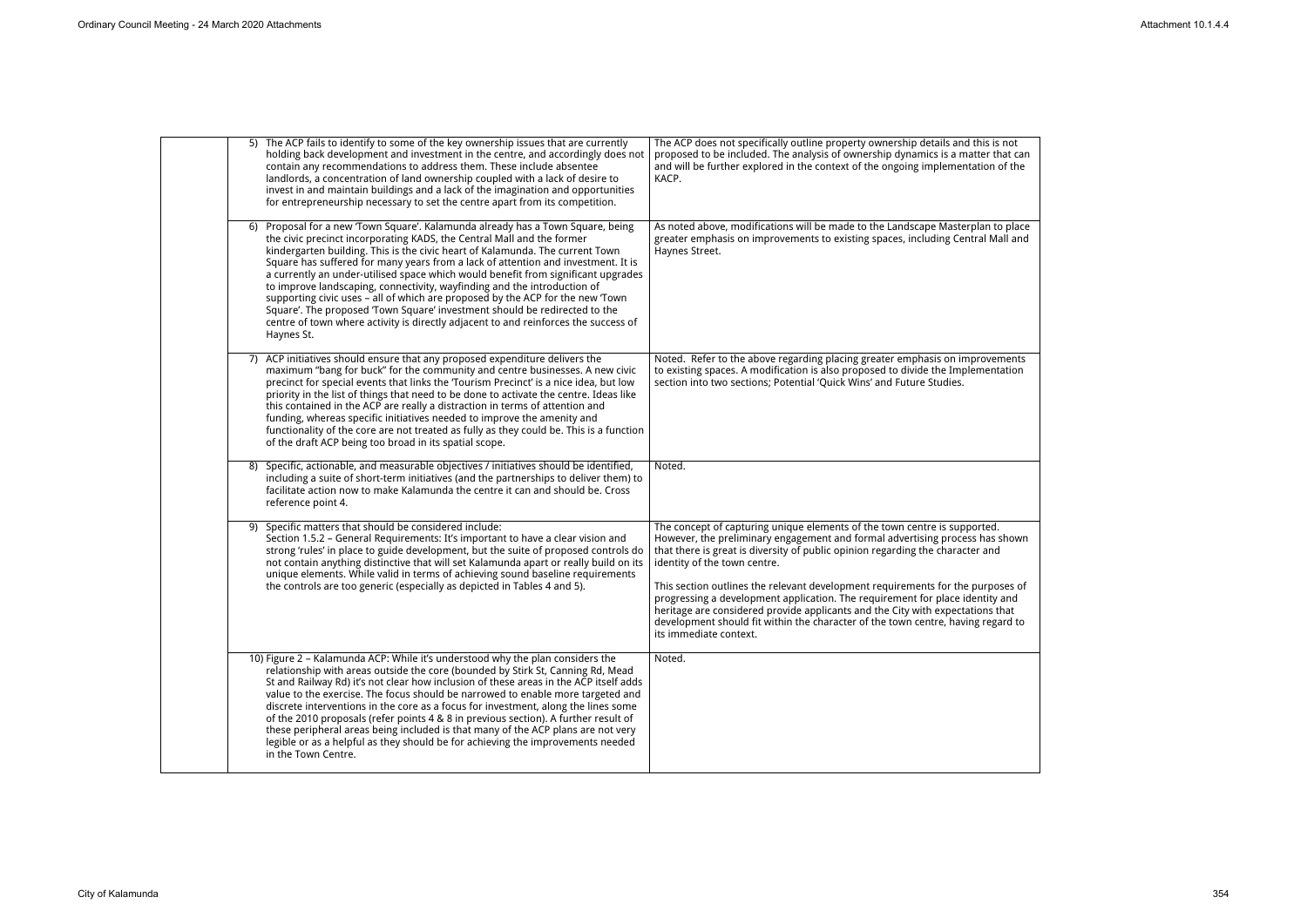| | | |
|---|---|---|
| | 5) The ACP fails to identify to some of the key ownership issues that are currently holding back development and investment in the centre, and accordingly does not contain any recommendations to address them. These include absentee landlords, a concentration of land ownership coupled with a lack of desire to invest in and maintain buildings and a lack of the imagination and opportunities for entrepreneurship necessary to set the centre apart from its competition. | The ACP does not specifically outline property ownership details and this is not proposed to be included. The analysis of ownership dynamics is a matter that can and will be further explored in the context of the ongoing implementation of the KACP. |
| | 6) Proposal for a new 'Town Square'. Kalamunda already has a Town Square, being the civic precinct incorporating KADS, the Central Mall and the former kindergarten building. This is the civic heart of Kalamunda. The current Town Square has suffered for many years from a lack of attention and investment. It is a currently an under-utilised space which would benefit from significant upgrades to improve landscaping, connectivity, wayfinding and the introduction of supporting civic uses – all of which are proposed by the ACP for the new 'Town Square'. The proposed 'Town Square' investment should be redirected to the centre of town where activity is directly adjacent to and reinforces the success of Haynes St. | As noted above, modifications will be made to the Landscape Masterplan to place greater emphasis on improvements to existing spaces, including Central Mall and Haynes Street. |
| | 7) ACP initiatives should ensure that any proposed expenditure delivers the maximum "bang for buck" for the community and centre businesses. A new civic precinct for special events that links the 'Tourism Precinct' is a nice idea, but low priority in the list of things that need to be done to activate the centre. Ideas like this contained in the ACP are really a distraction in terms of attention and funding, whereas specific initiatives needed to improve the amenity and functionality of the core are not treated as fully as they could be. This is a function of the draft ACP being too broad in its spatial scope. | Noted. Refer to the above regarding placing greater emphasis on improvements to existing spaces. A modification is also proposed to divide the Implementation section into two sections; Potential 'Quick Wins' and Future Studies. |
| | 8) Specific, actionable, and measurable objectives / initiatives should be identified, including a suite of short-term initiatives (and the partnerships to deliver them) to facilitate action now to make Kalamunda the centre it can and should be. Cross reference point 4. | Noted. |
| | 9) Specific matters that should be considered include:<br>Section 1.5.2 – General Requirements: It's important to have a clear vision and strong 'rules' in place to guide development, but the suite of proposed controls do not contain anything distinctive that will set Kalamunda apart or really build on its unique elements. While valid in terms of achieving sound baseline requirements the controls are too generic (especially as depicted in Tables 4 and 5). | The concept of capturing unique elements of the town centre is supported. However, the preliminary engagement and formal advertising process has shown that there is great is diversity of public opinion regarding the character and identity of the town centre.<br><br>This section outlines the relevant development requirements for the purposes of progressing a development application. The requirement for place identity and heritage are considered provide applicants and the City with expectations that development should fit within the character of the town centre, having regard to its immediate context. |
| | 10) Figure 2 – Kalamunda ACP: While it's understood why the plan considers the relationship with areas outside the core (bounded by Stirk St, Canning Rd, Mead St and Railway Rd) it's not clear how inclusion of these areas in the ACP itself adds value to the exercise. The focus should be narrowed to enable more targeted and discrete interventions in the core as a focus for investment, along the lines some of the 2010 proposals (refer points 4 & 8 in previous section). A further result of these peripheral areas being included is that many of the ACP plans are not very legible or as a helpful as they should be for achieving the improvements needed in the Town Centre. | Noted. |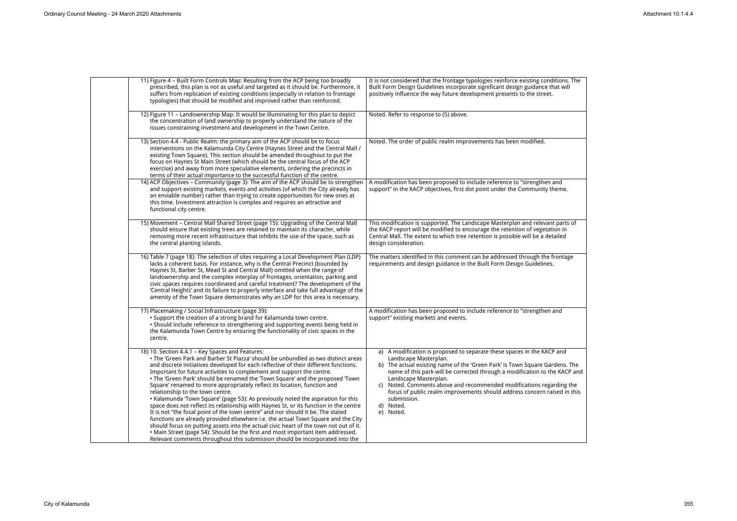| | Submission | Response |
|---|---|---|
| | 11) Figure 4 – Built Form Controls Map: Resulting from the ACP being too broadly prescribed, this plan is not as useful and targeted as it should be. Furthermore, it suffers from replication of existing conditions (especially in relation to frontage typologies) that should be modified and improved rather than reinforced. | It is not considered that the frontage typologies reinforce existing conditions. The Built Form Design Guidelines incorporate significant design guidance that will positively influence the way future development presents to the street. |
| | 12) Figure 11 – Landownership Map: It would be illuminating for this plan to depict the concentration of land ownership to properly understand the nature of the issues constraining investment and development in the Town Centre. | Noted. Refer to response to (5) above. |
| | 13) Section 4.4 - Public Realm: the primary aim of the ACP should be to focus interventions on the Kalamunda City Centre (Haynes Street and the Central Mall / existing Town Square). This section should be amended throughout to put the focus on Haynes St Main Street (which should be the central focus of the ACP exercise) and away from more speculative elements, ordering the precincts in terms of their actual importance to the successful function of the centre. | Noted. The order of public realm improvements has been modified. |
| | 14) ACP Objectives – Community (page 3): The aim of the ACP should be to strengthen and support existing markets, events and activities (of which the City already has an enviable number) rather than trying to create opportunities for new ones at this time. Investment attraction is complex and requires an attractive and functional city centre. | A modification has been proposed to include reference to "strengthen and support" in the KACP objectives, first dot point under the Community theme. |
| | 15) Movement – Central Mall Shared Street (page 15): Upgrading of the Central Mall should ensure that existing trees are retained to maintain its character, while removing more recent infrastructure that inhibits the use of the space, such as the central planting islands. | This modification is supported. The Landscape Masterplan and relevant parts of the KACP report will be modified to encourage the retention of vegetation in Central Mall. The extent to which tree retention is possible will be a detailed design consideration. |
| | 16) Table 7 (page 18): The selection of sites requiring a Local Development Plan (LDP) lacks a coherent basis. For instance, why is the Central Precinct (bounded by Haynes St, Barber St, Mead St and Central Mall) omitted when the range of landownership and the complex interplay of frontages, orientation, parking and civic spaces requires coordinated and careful treatment? The development of the 'Central Heights' and its failure to properly interface and take full advantage of the amenity of the Town Square demonstrates why an LDP for this area is necessary. | The matters identified in this comment can be addressed through the frontage requirements and design guidance in the Built Form Design Guidelines. |
| | 17) Placemaking / Social Infrastructure (page 39):<br>• Support the creation of a strong brand for Kalamunda town centre.<br>• Should include reference to strengthening and supporting events being held in the Kalamunda Town Centre by ensuring the functionality of civic spaces in the centre. | A modification has been proposed to include reference to "strengthen and support" existing markets and events. |
| | 18) 10. Section 4.4.1 – Key Spaces and Features:<br>• The 'Green Park and Barber St Piazza' should be unbundled as two distinct areas and discrete initiatives developed for each reflective of their different functions. Important for future activities to complement and support the centre.<br>• The 'Green Park' should be renamed the 'Town Square' and the proposed 'Town Square' renamed to more appropriately reflect its location, function and relationship to the town centre.<br>• Kalamunda 'Town Square' (page 53): As previously noted the aspiration for this space does not reflect its relationship with Haynes St, or its function in the centre It is not "the focal point of the town centre" and nor should it be. The stated functions are already provided elsewhere i.e. the actual Town Square and the City should focus on putting assets into the actual civic heart of the town not out of it.<br>• Main Street (page 54): Should be the first and most important item addressed. Relevant comments throughout this submission should be incorporated into the | a) A modification is proposed to separate these spaces in the KACP and Landscape Masterplan.<br>b) The actual existing name of the 'Green Park' is Town Square Gardens. The name of this park will be corrected through a modification to the KACP and Landscape Masterplan.<br>c) Noted. Comments above and recommended modifications regarding the focus of public realm improvements should address concern raised in this submission.<br>d) Noted.<br>e) Noted. |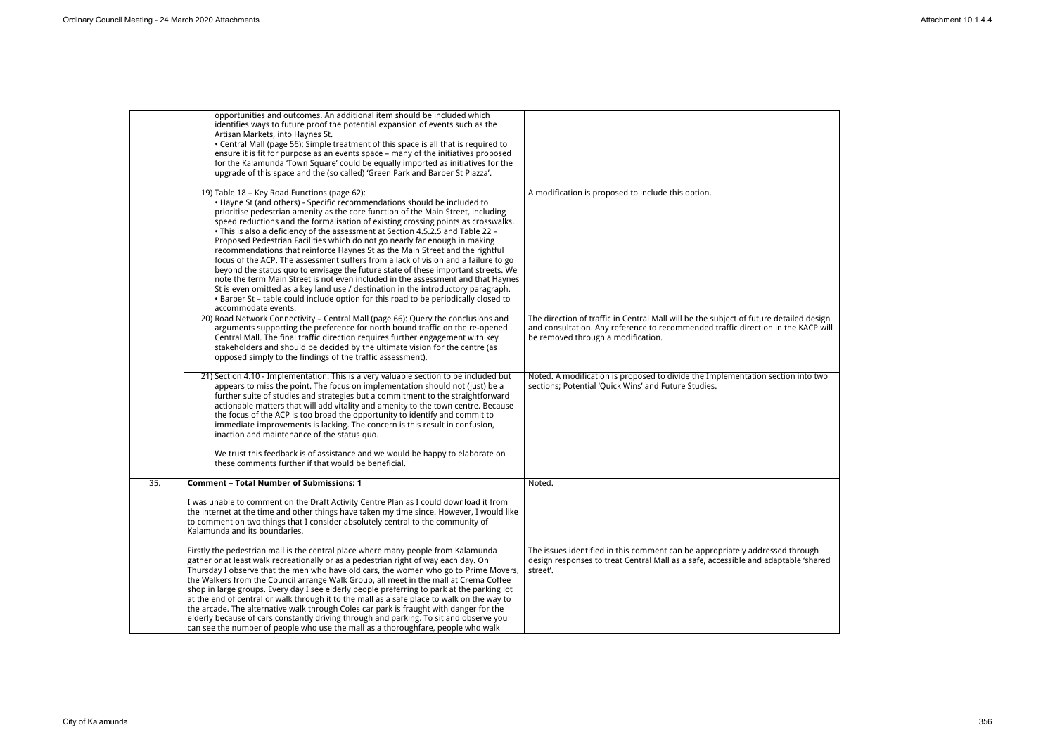| | | |
|---|---|---|
| | opportunities and outcomes. An additional item should be included which identifies ways to future proof the potential expansion of events such as the Artisan Markets, into Haynes St.<br>• Central Mall (page 56): Simple treatment of this space is all that is required to ensure it is fit for purpose as an events space – many of the initiatives proposed for the Kalamunda 'Town Square' could be equally imported as initiatives for the upgrade of this space and the (so called) 'Green Park and Barber St Piazza'. | |
| | 19) Table 18 – Key Road Functions (page 62):<br>• Hayne St (and others) - Specific recommendations should be included to prioritise pedestrian amenity as the core function of the Main Street, including speed reductions and the formalisation of existing crossing points as crosswalks.<br>• This is also a deficiency of the assessment at Section 4.5.2.5 and Table 22 – Proposed Pedestrian Facilities which do not go nearly far enough in making recommendations that reinforce Haynes St as the Main Street and the rightful focus of the ACP. The assessment suffers from a lack of vision and a failure to go beyond the status quo to envisage the future state of these important streets. We note the term Main Street is not even included in the assessment and that Haynes St is even omitted as a key land use / destination in the introductory paragraph.<br>• Barber St – table could include option for this road to be periodically closed to accommodate events. | A modification is proposed to include this option. |
| | 20) Road Network Connectivity – Central Mall (page 66): Query the conclusions and arguments supporting the preference for north bound traffic on the re-opened Central Mall. The final traffic direction requires further engagement with key stakeholders and should be decided by the ultimate vision for the centre (as opposed simply to the findings of the traffic assessment). | The direction of traffic in Central Mall will be the subject of future detailed design and consultation. Any reference to recommended traffic direction in the KACP will be removed through a modification. |
| | 21) Section 4.10 - Implementation: This is a very valuable section to be included but appears to miss the point. The focus on implementation should not (just) be a further suite of studies and strategies but a commitment to the straightforward actionable matters that will add vitality and amenity to the town centre. Because the focus of the ACP is too broad the opportunity to identify and commit to immediate improvements is lacking. The concern is this result in confusion, inaction and maintenance of the status quo.<br><br>We trust this feedback is of assistance and we would be happy to elaborate on these comments further if that would be beneficial. | Noted. A modification is proposed to divide the Implementation section into two sections; Potential 'Quick Wins' and Future Studies. |
| 35. | **Comment – Total Number of Submissions: 1**<br><br>I was unable to comment on the Draft Activity Centre Plan as I could download it from the internet at the time and other things have taken my time since. However, I would like to comment on two things that I consider absolutely central to the community of Kalamunda and its boundaries. | Noted. |
| | Firstly the pedestrian mall is the central place where many people from Kalamunda gather or at least walk recreationally or as a pedestrian right of way each day. On Thursday I observe that the men who have old cars, the women who go to Prime Movers, the Walkers from the Council arrange Walk Group, all meet in the mall at Crema Coffee shop in large groups. Every day I see elderly people preferring to park at the parking lot at the end of central or walk through it to the mall as a safe place to walk on the way to the arcade. The alternative walk through Coles car park is fraught with danger for the elderly because of cars constantly driving through and parking. To sit and observe you can see the number of people who use the mall as a thoroughfare, people who walk | The issues identified in this comment can be appropriately addressed through design responses to treat Central Mall as a safe, accessible and adaptable 'shared street'. |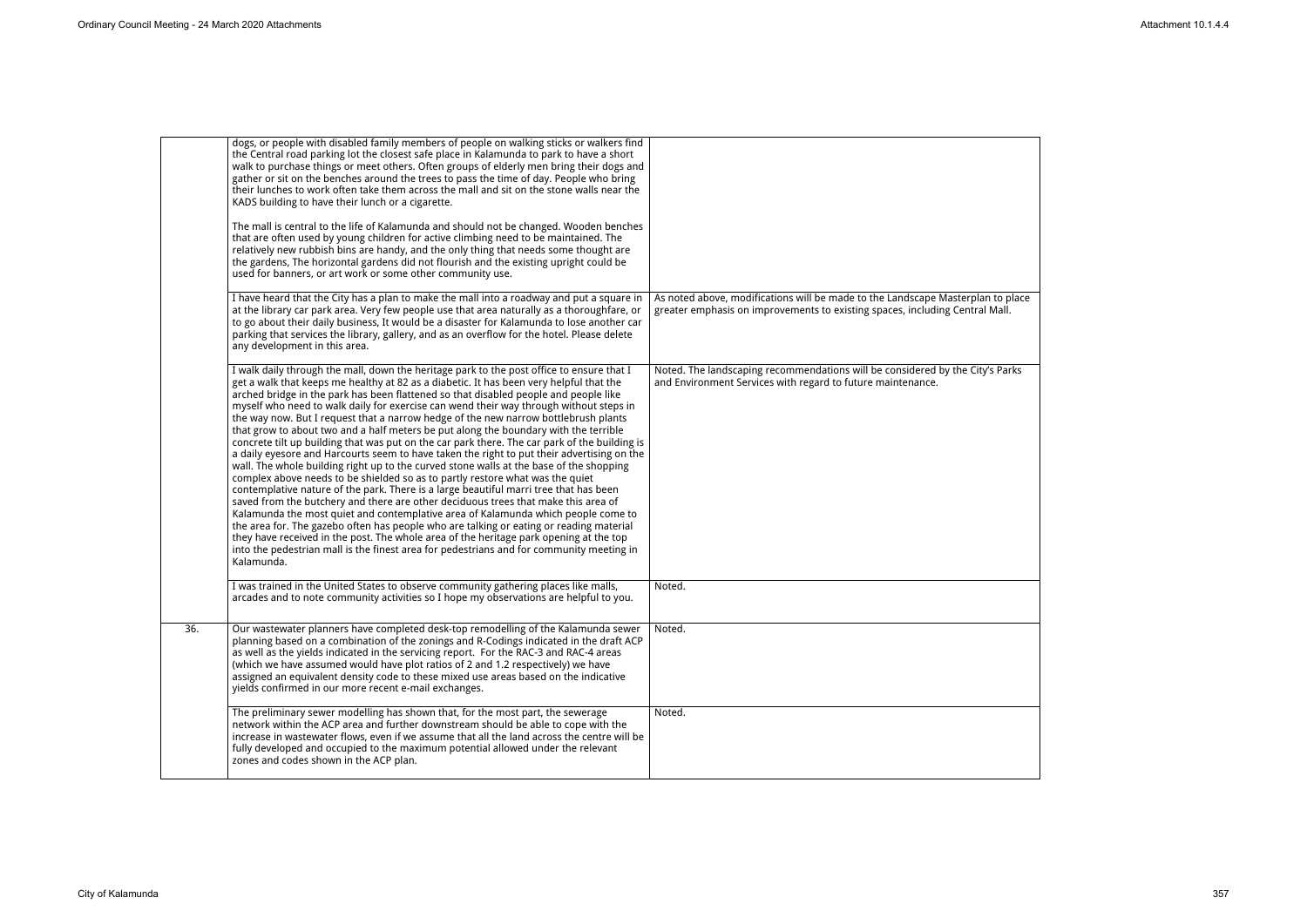| | | |
|---|---|---|
| | dogs, or people with disabled family members of people on walking sticks or walkers find the Central road parking lot the closest safe place in Kalamunda to park to have a short walk to purchase things or meet others. Often groups of elderly men bring their dogs and gather or sit on the benches around the trees to pass the time of day. People who bring their lunches to work often take them across the mall and sit on the stone walls near the KADS building to have their lunch or a cigarette.<br><br>The mall is central to the life of Kalamunda and should not be changed. Wooden benches that are often used by young children for active climbing need to be maintained. The relatively new rubbish bins are handy, and the only thing that needs some thought are the gardens, The horizontal gardens did not flourish and the existing upright could be used for banners, or art work or some other community use. | |
| | I have heard that the City has a plan to make the mall into a roadway and put a square in at the library car park area. Very few people use that area naturally as a thoroughfare, or to go about their daily business, It would be a disaster for Kalamunda to lose another car parking that services the library, gallery, and as an overflow for the hotel. Please delete any development in this area. | As noted above, modifications will be made to the Landscape Masterplan to place greater emphasis on improvements to existing spaces, including Central Mall. |
| | I walk daily through the mall, down the heritage park to the post office to ensure that I get a walk that keeps me healthy at 82 as a diabetic. It has been very helpful that the arched bridge in the park has been flattened so that disabled people and people like myself who need to walk daily for exercise can wend their way through without steps in the way now. But I request that a narrow hedge of the new narrow bottlebrush plants that grow to about two and a half meters be put along the boundary with the terrible concrete tilt up building that was put on the car park there. The car park of the building is a daily eyesore and Harcourts seem to have taken the right to put their advertising on the wall. The whole building right up to the curved stone walls at the base of the shopping complex above needs to be shielded so as to partly restore what was the quiet contemplative nature of the park. There is a large beautiful marri tree that has been saved from the butchery and there are other deciduous trees that make this area of Kalamunda the most quiet and contemplative area of Kalamunda which people come to the area for. The gazebo often has people who are talking or eating or reading material they have received in the post. The whole area of the heritage park opening at the top into the pedestrian mall is the finest area for pedestrians and for community meeting in Kalamunda. | Noted. The landscaping recommendations will be considered by the City's Parks and Environment Services with regard to future maintenance. |
| | I was trained in the United States to observe community gathering places like malls, arcades and to note community activities so I hope my observations are helpful to you. | Noted. |
| 36. | Our wastewater planners have completed desk-top remodelling of the Kalamunda sewer planning based on a combination of the zonings and R-Codings indicated in the draft ACP as well as the yields indicated in the servicing report. For the RAC-3 and RAC-4 areas (which we have assumed would have plot ratios of 2 and 1.2 respectively) we have assigned an equivalent density code to these mixed use areas based on the indicative yields confirmed in our more recent e-mail exchanges. | Noted. |
| | The preliminary sewer modelling has shown that, for the most part, the sewerage network within the ACP area and further downstream should be able to cope with the increase in wastewater flows, even if we assume that all the land across the centre will be fully developed and occupied to the maximum potential allowed under the relevant zones and codes shown in the ACP plan. | Noted. |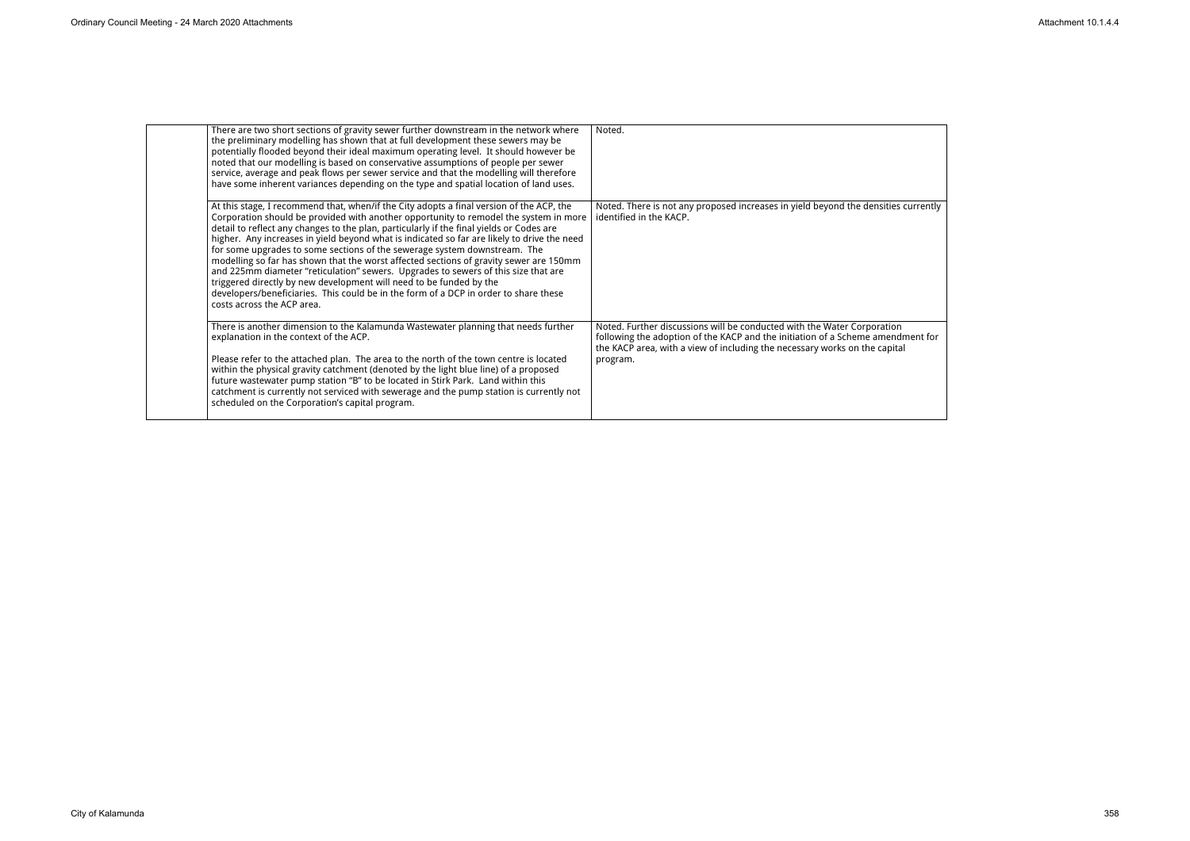| | | |
|---|---|---|
| | There are two short sections of gravity sewer further downstream in the network where the preliminary modelling has shown that at full development these sewers may be potentially flooded beyond their ideal maximum operating level. It should however be noted that our modelling is based on conservative assumptions of people per sewer service, average and peak flows per sewer service and that the modelling will therefore have some inherent variances depending on the type and spatial location of land uses. | Noted. |
| | At this stage, I recommend that, when/if the City adopts a final version of the ACP, the Corporation should be provided with another opportunity to remodel the system in more detail to reflect any changes to the plan, particularly if the final yields or Codes are higher. Any increases in yield beyond what is indicated so far are likely to drive the need for some upgrades to some sections of the sewerage system downstream. The modelling so far has shown that the worst affected sections of gravity sewer are 150mm and 225mm diameter "reticulation" sewers. Upgrades to sewers of this size that are triggered directly by new development will need to be funded by the developers/beneficiaries. This could be in the form of a DCP in order to share these costs across the ACP area. | Noted. There is not any proposed increases in yield beyond the densities currently identified in the KACP. |
| | There is another dimension to the Kalamunda Wastewater planning that needs further explanation in the context of the ACP.<br><br>Please refer to the attached plan. The area to the north of the town centre is located within the physical gravity catchment (denoted by the light blue line) of a proposed future wastewater pump station "B" to be located in Stirk Park. Land within this catchment is currently not serviced with sewerage and the pump station is currently not scheduled on the Corporation's capital program. | Noted. Further discussions will be conducted with the Water Corporation following the adoption of the KACP and the initiation of a Scheme amendment for the KACP area, with a view of including the necessary works on the capital program. |